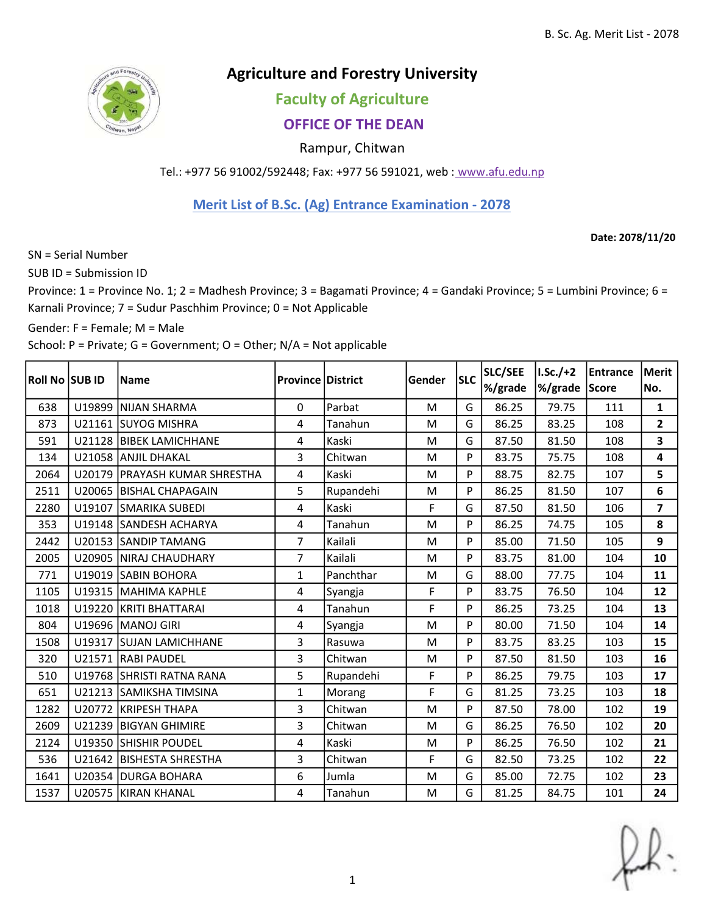# Agriculture and Forestry University

## Faculty of Agriculture

## OFFICE OF THE DEAN

Rampur, Chitwan

Tel.: +977 56 91002/592448; Fax: +977 56 591021, web : www.afu.edu.np

## Merit List of B.Sc. (Ag) Entrance Examination - 2078

**Date: 2078/11/20**

SN = Serial Number

SUB ID = Submission ID

Province: 1 = Province No. 1; 2 = Madhesh Province; 3 = Bagamati Province; 4 = Gandaki Province; 5 = Lumbini Province; 6 = Karnali Province; 7 = Sudur Paschhim Province; 0 = Not Applicable

Gender: F = Female; M = Male

School: P = Private; G = Government; O = Other; N/A = Not applicable

| Roll No | SUB ID | Name | Province | District | Gender | SLC | SLC/SEE %/grade | I.Sc./+2 %/grade | Entrance Score | Merit No. |
|---|---|---|---|---|---|---|---|---|---|---|
| 638 | U19899 | NIJAN SHARMA | 0 | Parbat | M | G | 86.25 | 79.75 | 111 | **1** |
| 873 | U21161 | SUYOG MISHRA | 4 | Tanahun | M | G | 86.25 | 83.25 | 108 | **2** |
| 591 | U21128 | BIBEK LAMICHHANE | 4 | Kaski | M | G | 87.50 | 81.50 | 108 | **3** |
| 134 | U21058 | ANJIL DHAKAL | 3 | Chitwan | M | P | 83.75 | 75.75 | 108 | **4** |
| 2064 | U20179 | PRAYASH KUMAR SHRESTHA | 4 | Kaski | M | P | 88.75 | 82.75 | 107 | **5** |
| 2511 | U20065 | BISHAL CHAPAGAIN | 5 | Rupandehi | M | P | 86.25 | 81.50 | 107 | **6** |
| 2280 | U19107 | SMARIKA SUBEDI | 4 | Kaski | F | G | 87.50 | 81.50 | 106 | **7** |
| 353 | U19148 | SANDESH ACHARYA | 4 | Tanahun | M | P | 86.25 | 74.75 | 105 | **8** |
| 2442 | U20153 | SANDIP TAMANG | 7 | Kailali | M | P | 85.00 | 71.50 | 105 | **9** |
| 2005 | U20905 | NIRAJ CHAUDHARY | 7 | Kailali | M | P | 83.75 | 81.00 | 104 | **10** |
| 771 | U19019 | SABIN BOHORA | 1 | Panchthar | M | G | 88.00 | 77.75 | 104 | **11** |
| 1105 | U19315 | MAHIMA KAPHLE | 4 | Syangja | F | P | 83.75 | 76.50 | 104 | **12** |
| 1018 | U19220 | KRITI BHATTARAI | 4 | Tanahun | F | P | 86.25 | 73.25 | 104 | **13** |
| 804 | U19696 | MANOJ GIRI | 4 | Syangja | M | P | 80.00 | 71.50 | 104 | **14** |
| 1508 | U19317 | SUJAN LAMICHHANE | 3 | Rasuwa | M | P | 83.75 | 83.25 | 103 | **15** |
| 320 | U21571 | RABI PAUDEL | 3 | Chitwan | M | P | 87.50 | 81.50 | 103 | **16** |
| 510 | U19768 | SHRISTI RATNA RANA | 5 | Rupandehi | F | P | 86.25 | 79.75 | 103 | **17** |
| 651 | U21213 | SAMIKSHA TIMSINA | 1 | Morang | F | G | 81.25 | 73.25 | 103 | **18** |
| 1282 | U20772 | KRIPESH THAPA | 3 | Chitwan | M | P | 87.50 | 78.00 | 102 | **19** |
| 2609 | U21239 | BIGYAN GHIMIRE | 3 | Chitwan | M | G | 86.25 | 76.50 | 102 | **20** |
| 2124 | U19350 | SHISHIR POUDEL | 4 | Kaski | M | P | 86.25 | 76.50 | 102 | **21** |
| 536 | U21642 | BISHESTA SHRESTHA | 3 | Chitwan | F | G | 82.50 | 73.25 | 102 | **22** |
| 1641 | U20354 | DURGA BOHARA | 6 | Jumla | M | G | 85.00 | 72.75 | 102 | **23** |
| 1537 | U20575 | KIRAN KHANAL | 4 | Tanahun | M | G | 81.25 | 84.75 | 101 | **24** |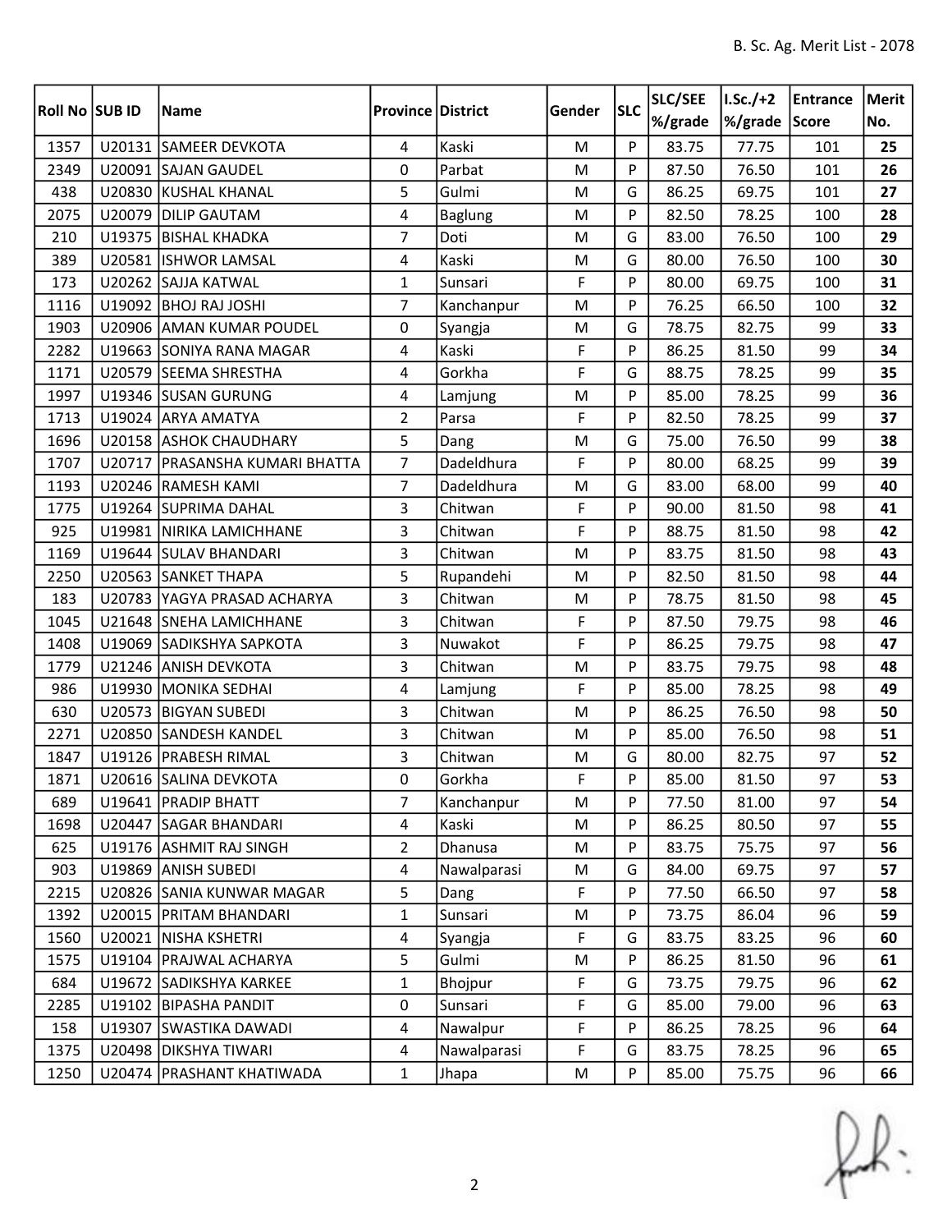| Roll No | SUB ID | Name | Province | District | Gender | SLC | SLC/SEE %/grade | I.Sc./+2 %/grade | Entrance Score | Merit No. |
|---|---|---|---|---|---|---|---|---|---|---|
| 1357 | U20131 | SAMEER DEVKOTA | 4 | Kaski | M | P | 83.75 | 77.75 | 101 | **25** |
| 2349 | U20091 | SAJAN GAUDEL | 0 | Parbat | M | P | 87.50 | 76.50 | 101 | **26** |
| 438 | U20830 | KUSHAL KHANAL | 5 | Gulmi | M | G | 86.25 | 69.75 | 101 | **27** |
| 2075 | U20079 | DILIP GAUTAM | 4 | Baglung | M | P | 82.50 | 78.25 | 100 | **28** |
| 210 | U19375 | BISHAL KHADKA | 7 | Doti | M | G | 83.00 | 76.50 | 100 | **29** |
| 389 | U20581 | ISHWOR LAMSAL | 4 | Kaski | M | G | 80.00 | 76.50 | 100 | **30** |
| 173 | U20262 | SAJJA KATWAL | 1 | Sunsari | F | P | 80.00 | 69.75 | 100 | **31** |
| 1116 | U19092 | BHOJ RAJ JOSHI | 7 | Kanchanpur | M | P | 76.25 | 66.50 | 100 | **32** |
| 1903 | U20906 | AMAN KUMAR POUDEL | 0 | Syangja | M | G | 78.75 | 82.75 | 99 | **33** |
| 2282 | U19663 | SONIYA RANA MAGAR | 4 | Kaski | F | P | 86.25 | 81.50 | 99 | **34** |
| 1171 | U20579 | SEEMA SHRESTHA | 4 | Gorkha | F | G | 88.75 | 78.25 | 99 | **35** |
| 1997 | U19346 | SUSAN GURUNG | 4 | Lamjung | M | P | 85.00 | 78.25 | 99 | **36** |
| 1713 | U19024 | ARYA AMATYA | 2 | Parsa | F | P | 82.50 | 78.25 | 99 | **37** |
| 1696 | U20158 | ASHOK CHAUDHARY | 5 | Dang | M | G | 75.00 | 76.50 | 99 | **38** |
| 1707 | U20717 | PRASANSHA KUMARI BHATTA | 7 | Dadeldhura | F | P | 80.00 | 68.25 | 99 | **39** |
| 1193 | U20246 | RAMESH KAMI | 7 | Dadeldhura | M | G | 83.00 | 68.00 | 99 | **40** |
| 1775 | U19264 | SUPRIMA DAHAL | 3 | Chitwan | F | P | 90.00 | 81.50 | 98 | **41** |
| 925 | U19981 | NIRIKA LAMICHHANE | 3 | Chitwan | F | P | 88.75 | 81.50 | 98 | **42** |
| 1169 | U19644 | SULAV BHANDARI | 3 | Chitwan | M | P | 83.75 | 81.50 | 98 | **43** |
| 2250 | U20563 | SANKET THAPA | 5 | Rupandehi | M | P | 82.50 | 81.50 | 98 | **44** |
| 183 | U20783 | YAGYA PRASAD ACHARYA | 3 | Chitwan | M | P | 78.75 | 81.50 | 98 | **45** |
| 1045 | U21648 | SNEHA LAMICHHANE | 3 | Chitwan | F | P | 87.50 | 79.75 | 98 | **46** |
| 1408 | U19069 | SADIKSHYA SAPKOTA | 3 | Nuwakot | F | P | 86.25 | 79.75 | 98 | **47** |
| 1779 | U21246 | ANISH DEVKOTA | 3 | Chitwan | M | P | 83.75 | 79.75 | 98 | **48** |
| 986 | U19930 | MONIKA SEDHAI | 4 | Lamjung | F | P | 85.00 | 78.25 | 98 | **49** |
| 630 | U20573 | BIGYAN SUBEDI | 3 | Chitwan | M | P | 86.25 | 76.50 | 98 | **50** |
| 2271 | U20850 | SANDESH KANDEL | 3 | Chitwan | M | P | 85.00 | 76.50 | 98 | **51** |
| 1847 | U19126 | PRABESH RIMAL | 3 | Chitwan | M | G | 80.00 | 82.75 | 97 | **52** |
| 1871 | U20616 | SALINA DEVKOTA | 0 | Gorkha | F | P | 85.00 | 81.50 | 97 | **53** |
| 689 | U19641 | PRADIP BHATT | 7 | Kanchanpur | M | P | 77.50 | 81.00 | 97 | **54** |
| 1698 | U20447 | SAGAR BHANDARI | 4 | Kaski | M | P | 86.25 | 80.50 | 97 | **55** |
| 625 | U19176 | ASHMIT RAJ SINGH | 2 | Dhanusa | M | P | 83.75 | 75.75 | 97 | **56** |
| 903 | U19869 | ANISH SUBEDI | 4 | Nawalparasi | M | G | 84.00 | 69.75 | 97 | **57** |
| 2215 | U20826 | SANIA KUNWAR MAGAR | 5 | Dang | F | P | 77.50 | 66.50 | 97 | **58** |
| 1392 | U20015 | PRITAM BHANDARI | 1 | Sunsari | M | P | 73.75 | 86.04 | 96 | **59** |
| 1560 | U20021 | NISHA KSHETRI | 4 | Syangja | F | G | 83.75 | 83.25 | 96 | **60** |
| 1575 | U19104 | PRAJWAL ACHARYA | 5 | Gulmi | M | P | 86.25 | 81.50 | 96 | **61** |
| 684 | U19672 | SADIKSHYA KARKEE | 1 | Bhojpur | F | G | 73.75 | 79.75 | 96 | **62** |
| 2285 | U19102 | BIPASHA PANDIT | 0 | Sunsari | F | G | 85.00 | 79.00 | 96 | **63** |
| 158 | U19307 | SWASTIKA DAWADI | 4 | Nawalpur | F | P | 86.25 | 78.25 | 96 | **64** |
| 1375 | U20498 | DIKSHYA TIWARI | 4 | Nawalparasi | F | G | 83.75 | 78.25 | 96 | **65** |
| 1250 | U20474 | PRASHANT KHATIWADA | 1 | Jhapa | M | P | 85.00 | 75.75 | 96 | **66** |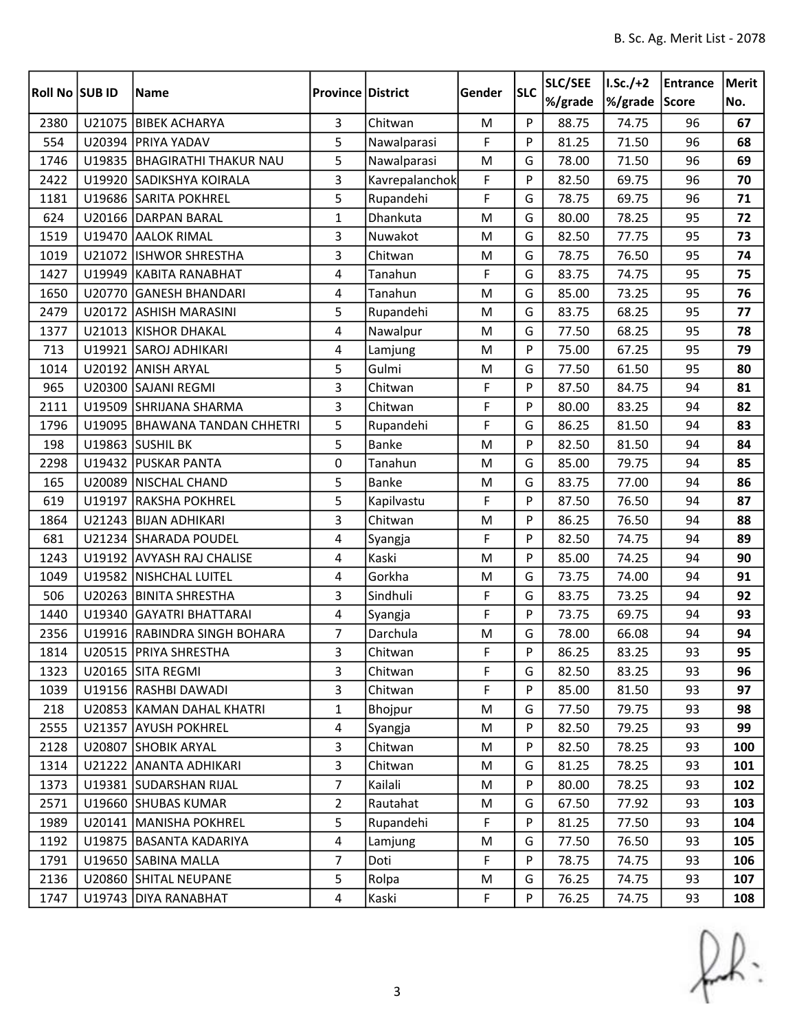| Roll No | SUB ID | Name | Province | District | Gender | SLC | SLC/SEE %/grade | I.Sc./+2 %/grade | Entrance Score | Merit No. |
|---|---|---|---|---|---|---|---|---|---|---|
| 2380 | U21075 | BIBEK ACHARYA | 3 | Chitwan | M | P | 88.75 | 74.75 | 96 | **67** |
| 554 | U20394 | PRIYA YADAV | 5 | Nawalparasi | F | P | 81.25 | 71.50 | 96 | **68** |
| 1746 | U19835 | BHAGIRATHI THAKUR NAU | 5 | Nawalparasi | M | G | 78.00 | 71.50 | 96 | **69** |
| 2422 | U19920 | SADIKSHYA KOIRALA | 3 | Kavrepalanchok | F | P | 82.50 | 69.75 | 96 | **70** |
| 1181 | U19686 | SARITA POKHREL | 5 | Rupandehi | F | G | 78.75 | 69.75 | 96 | **71** |
| 624 | U20166 | DARPAN BARAL | 1 | Dhankuta | M | G | 80.00 | 78.25 | 95 | **72** |
| 1519 | U19470 | AALOK RIMAL | 3 | Nuwakot | M | G | 82.50 | 77.75 | 95 | **73** |
| 1019 | U21072 | ISHWOR SHRESTHA | 3 | Chitwan | M | G | 78.75 | 76.50 | 95 | **74** |
| 1427 | U19949 | KABITA RANABHAT | 4 | Tanahun | F | G | 83.75 | 74.75 | 95 | **75** |
| 1650 | U20770 | GANESH BHANDARI | 4 | Tanahun | M | G | 85.00 | 73.25 | 95 | **76** |
| 2479 | U20172 | ASHISH MARASINI | 5 | Rupandehi | M | G | 83.75 | 68.25 | 95 | **77** |
| 1377 | U21013 | KISHOR DHAKAL | 4 | Nawalpur | M | G | 77.50 | 68.25 | 95 | **78** |
| 713 | U19921 | SAROJ ADHIKARI | 4 | Lamjung | M | P | 75.00 | 67.25 | 95 | **79** |
| 1014 | U20192 | ANISH ARYAL | 5 | Gulmi | M | G | 77.50 | 61.50 | 95 | **80** |
| 965 | U20300 | SAJANI REGMI | 3 | Chitwan | F | P | 87.50 | 84.75 | 94 | **81** |
| 2111 | U19509 | SHRIJANA SHARMA | 3 | Chitwan | F | P | 80.00 | 83.25 | 94 | **82** |
| 1796 | U19095 | BHAWANA TANDAN CHHETRI | 5 | Rupandehi | F | G | 86.25 | 81.50 | 94 | **83** |
| 198 | U19863 | SUSHIL BK | 5 | Banke | M | P | 82.50 | 81.50 | 94 | **84** |
| 2298 | U19432 | PUSKAR PANTA | 0 | Tanahun | M | G | 85.00 | 79.75 | 94 | **85** |
| 165 | U20089 | NISCHAL CHAND | 5 | Banke | M | G | 83.75 | 77.00 | 94 | **86** |
| 619 | U19197 | RAKSHA POKHREL | 5 | Kapilvastu | F | P | 87.50 | 76.50 | 94 | **87** |
| 1864 | U21243 | BIJAN ADHIKARI | 3 | Chitwan | M | P | 86.25 | 76.50 | 94 | **88** |
| 681 | U21234 | SHARADA POUDEL | 4 | Syangja | F | P | 82.50 | 74.75 | 94 | **89** |
| 1243 | U19192 | AVYASH RAJ CHALISE | 4 | Kaski | M | P | 85.00 | 74.25 | 94 | **90** |
| 1049 | U19582 | NISHCHAL LUITEL | 4 | Gorkha | M | G | 73.75 | 74.00 | 94 | **91** |
| 506 | U20263 | BINITA SHRESTHA | 3 | Sindhuli | F | G | 83.75 | 73.25 | 94 | **92** |
| 1440 | U19340 | GAYATRI BHATTARAI | 4 | Syangja | F | P | 73.75 | 69.75 | 94 | **93** |
| 2356 | U19916 | RABINDRA SINGH BOHARA | 7 | Darchula | M | G | 78.00 | 66.08 | 94 | **94** |
| 1814 | U20515 | PRIYA SHRESTHA | 3 | Chitwan | F | P | 86.25 | 83.25 | 93 | **95** |
| 1323 | U20165 | SITA REGMI | 3 | Chitwan | F | G | 82.50 | 83.25 | 93 | **96** |
| 1039 | U19156 | RASHBI DAWADI | 3 | Chitwan | F | P | 85.00 | 81.50 | 93 | **97** |
| 218 | U20853 | KAMAN DAHAL KHATRI | 1 | Bhojpur | M | G | 77.50 | 79.75 | 93 | **98** |
| 2555 | U21357 | AYUSH POKHREL | 4 | Syangja | M | P | 82.50 | 79.25 | 93 | **99** |
| 2128 | U20807 | SHOBIK ARYAL | 3 | Chitwan | M | P | 82.50 | 78.25 | 93 | **100** |
| 1314 | U21222 | ANANTA ADHIKARI | 3 | Chitwan | M | G | 81.25 | 78.25 | 93 | **101** |
| 1373 | U19381 | SUDARSHAN RIJAL | 7 | Kailali | M | P | 80.00 | 78.25 | 93 | **102** |
| 2571 | U19660 | SHUBAS KUMAR | 2 | Rautahat | M | G | 67.50 | 77.92 | 93 | **103** |
| 1989 | U20141 | MANISHA POKHREL | 5 | Rupandehi | F | P | 81.25 | 77.50 | 93 | **104** |
| 1192 | U19875 | BASANTA KADARIYA | 4 | Lamjung | M | G | 77.50 | 76.50 | 93 | **105** |
| 1791 | U19650 | SABINA MALLA | 7 | Doti | F | P | 78.75 | 74.75 | 93 | **106** |
| 2136 | U20860 | SHITAL NEUPANE | 5 | Rolpa | M | G | 76.25 | 74.75 | 93 | **107** |
| 1747 | U19743 | DIYA RANABHAT | 4 | Kaski | F | P | 76.25 | 74.75 | 93 | **108** |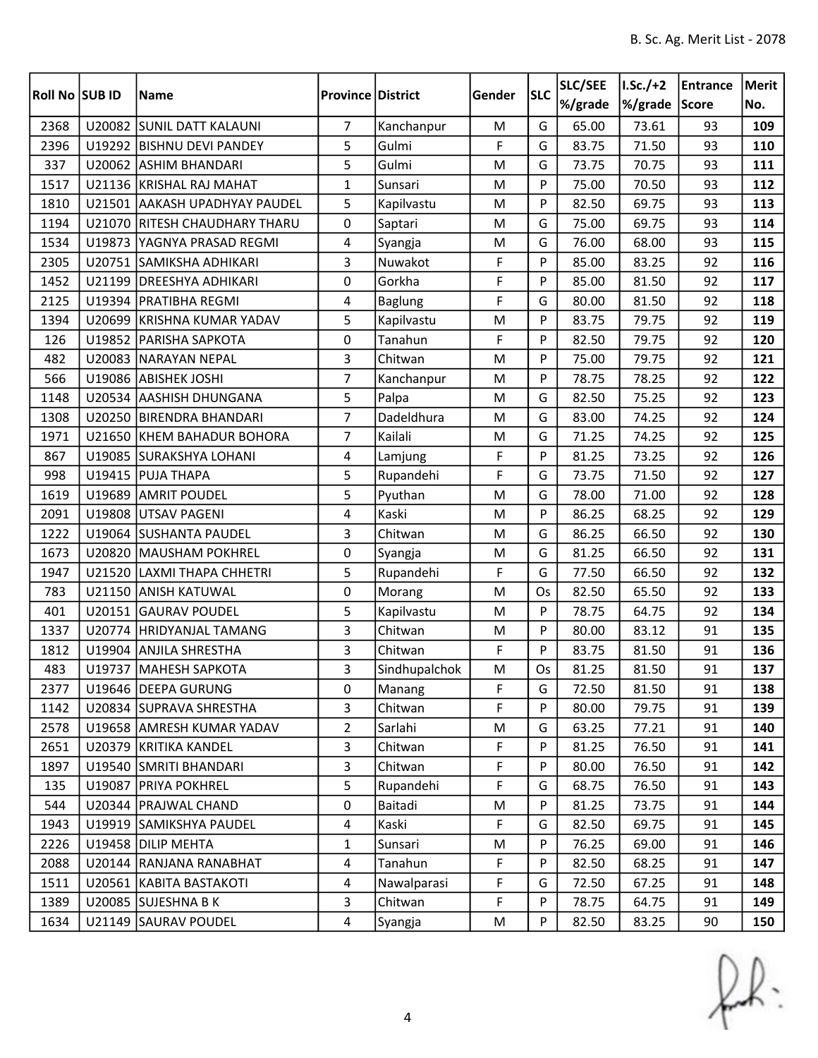| Roll No | SUB ID | Name | Province | District | Gender | SLC | SLC/SEE %/grade | I.Sc./+2 %/grade | Entrance Score | Merit No. |
|---|---|---|---|---|---|---|---|---|---|---|
| 2368 | U20082 | SUNIL DATT KALAUNI | 7 | Kanchanpur | M | G | 65.00 | 73.61 | 93 | **109** |
| 2396 | U19292 | BISHNU DEVI PANDEY | 5 | Gulmi | F | G | 83.75 | 71.50 | 93 | **110** |
| 337 | U20062 | ASHIM BHANDARI | 5 | Gulmi | M | G | 73.75 | 70.75 | 93 | **111** |
| 1517 | U21136 | KRISHAL RAJ MAHAT | 1 | Sunsari | M | P | 75.00 | 70.50 | 93 | **112** |
| 1810 | U21501 | AAKASH UPADHYAY PAUDEL | 5 | Kapilvastu | M | P | 82.50 | 69.75 | 93 | **113** |
| 1194 | U21070 | RITESH CHAUDHARY THARU | 0 | Saptari | M | G | 75.00 | 69.75 | 93 | **114** |
| 1534 | U19873 | YAGNYA PRASAD REGMI | 4 | Syangja | M | G | 76.00 | 68.00 | 93 | **115** |
| 2305 | U20751 | SAMIKSHA ADHIKARI | 3 | Nuwakot | F | P | 85.00 | 83.25 | 92 | **116** |
| 1452 | U21199 | DREESHYA ADHIKARI | 0 | Gorkha | F | P | 85.00 | 81.50 | 92 | **117** |
| 2125 | U19394 | PRATIBHA REGMI | 4 | Baglung | F | G | 80.00 | 81.50 | 92 | **118** |
| 1394 | U20699 | KRISHNA KUMAR YADAV | 5 | Kapilvastu | M | P | 83.75 | 79.75 | 92 | **119** |
| 126 | U19852 | PARISHA SAPKOTA | 0 | Tanahun | F | P | 82.50 | 79.75 | 92 | **120** |
| 482 | U20083 | NARAYAN NEPAL | 3 | Chitwan | M | P | 75.00 | 79.75 | 92 | **121** |
| 566 | U19086 | ABISHEK JOSHI | 7 | Kanchanpur | M | P | 78.75 | 78.25 | 92 | **122** |
| 1148 | U20534 | AASHISH DHUNGANA | 5 | Palpa | M | G | 82.50 | 75.25 | 92 | **123** |
| 1308 | U20250 | BIRENDRA BHANDARI | 7 | Dadeldhura | M | G | 83.00 | 74.25 | 92 | **124** |
| 1971 | U21650 | KHEM BAHADUR BOHORA | 7 | Kailali | M | G | 71.25 | 74.25 | 92 | **125** |
| 867 | U19085 | SURAKSHYA LOHANI | 4 | Lamjung | F | P | 81.25 | 73.25 | 92 | **126** |
| 998 | U19415 | PUJA THAPA | 5 | Rupandehi | F | G | 73.75 | 71.50 | 92 | **127** |
| 1619 | U19689 | AMRIT POUDEL | 5 | Pyuthan | M | G | 78.00 | 71.00 | 92 | **128** |
| 2091 | U19808 | UTSAV PAGENI | 4 | Kaski | M | P | 86.25 | 68.25 | 92 | **129** |
| 1222 | U19064 | SUSHANTA PAUDEL | 3 | Chitwan | M | G | 86.25 | 66.50 | 92 | **130** |
| 1673 | U20820 | MAUSHAM POKHREL | 0 | Syangja | M | G | 81.25 | 66.50 | 92 | **131** |
| 1947 | U21520 | LAXMI THAPA CHHETRI | 5 | Rupandehi | F | G | 77.50 | 66.50 | 92 | **132** |
| 783 | U21150 | ANISH KATUWAL | 0 | Morang | M | Os | 82.50 | 65.50 | 92 | **133** |
| 401 | U20151 | GAURAV POUDEL | 5 | Kapilvastu | M | P | 78.75 | 64.75 | 92 | **134** |
| 1337 | U20774 | HRIDYANJAL TAMANG | 3 | Chitwan | M | P | 80.00 | 83.12 | 91 | **135** |
| 1812 | U19904 | ANJILA SHRESTHA | 3 | Chitwan | F | P | 83.75 | 81.50 | 91 | **136** |
| 483 | U19737 | MAHESH SAPKOTA | 3 | Sindhupalchok | M | Os | 81.25 | 81.50 | 91 | **137** |
| 2377 | U19646 | DEEPA GURUNG | 0 | Manang | F | G | 72.50 | 81.50 | 91 | **138** |
| 1142 | U20834 | SUPRAVA SHRESTHA | 3 | Chitwan | F | P | 80.00 | 79.75 | 91 | **139** |
| 2578 | U19658 | AMRESH KUMAR YADAV | 2 | Sarlahi | M | G | 63.25 | 77.21 | 91 | **140** |
| 2651 | U20379 | KRITIKA KANDEL | 3 | Chitwan | F | P | 81.25 | 76.50 | 91 | **141** |
| 1897 | U19540 | SMRITI BHANDARI | 3 | Chitwan | F | P | 80.00 | 76.50 | 91 | **142** |
| 135 | U19087 | PRIYA POKHREL | 5 | Rupandehi | F | G | 68.75 | 76.50 | 91 | **143** |
| 544 | U20344 | PRAJWAL CHAND | 0 | Baitadi | M | P | 81.25 | 73.75 | 91 | **144** |
| 1943 | U19919 | SAMIKSHYA PAUDEL | 4 | Kaski | F | G | 82.50 | 69.75 | 91 | **145** |
| 2226 | U19458 | DILIP MEHTA | 1 | Sunsari | M | P | 76.25 | 69.00 | 91 | **146** |
| 2088 | U20144 | RANJANA RANABHAT | 4 | Tanahun | F | P | 82.50 | 68.25 | 91 | **147** |
| 1511 | U20561 | KABITA BASTAKOTI | 4 | Nawalparasi | F | G | 72.50 | 67.25 | 91 | **148** |
| 1389 | U20085 | SUJESHNA B K | 3 | Chitwan | F | P | 78.75 | 64.75 | 91 | **149** |
| 1634 | U21149 | SAURAV POUDEL | 4 | Syangja | M | P | 82.50 | 83.25 | 90 | **150** |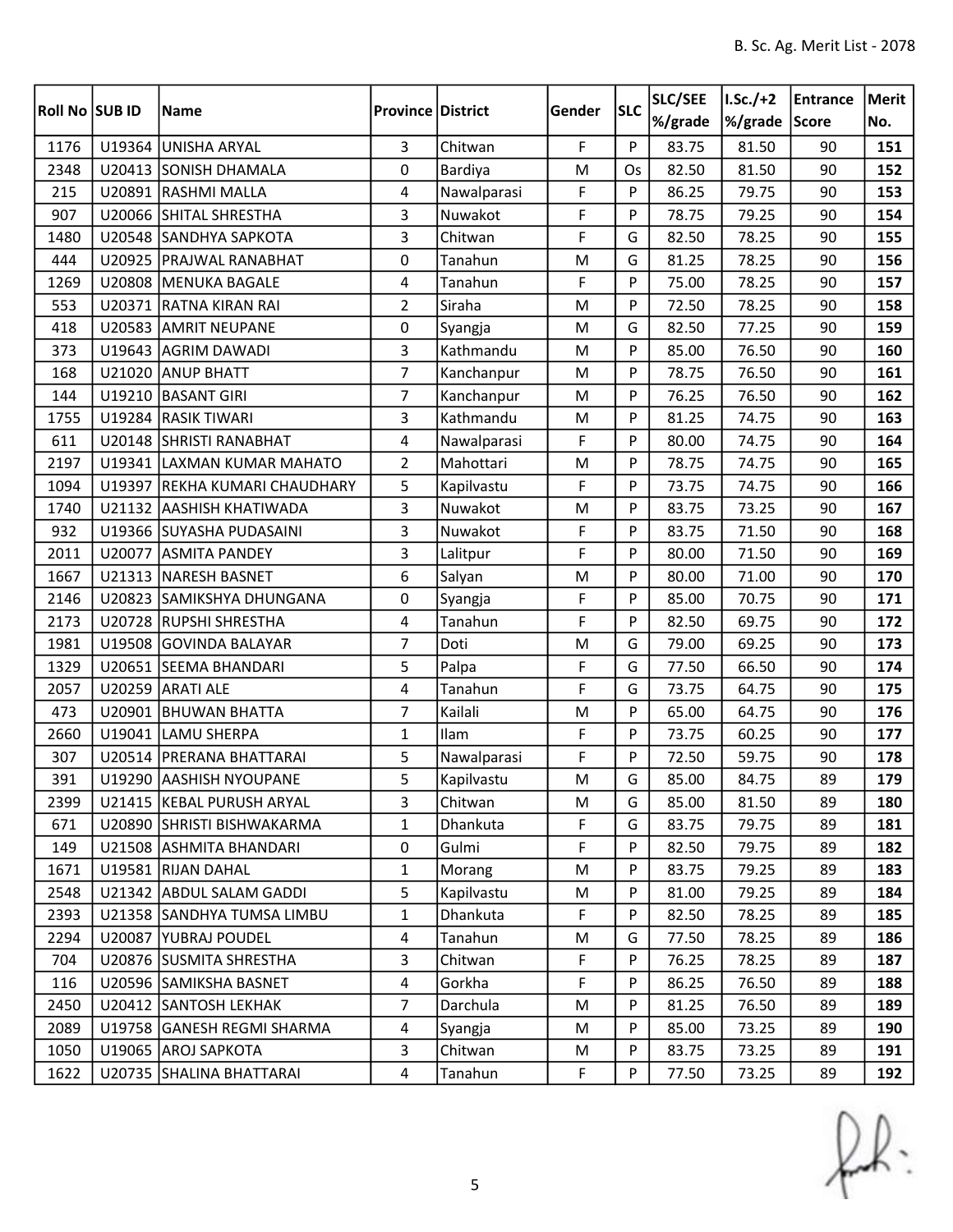| Roll No | SUB ID | Name | Province | District | Gender | SLC | SLC/SEE %/grade | I.Sc./+2 %/grade | Entrance Score | Merit No. |
|---|---|---|---|---|---|---|---|---|---|---|
| 1176 | U19364 | UNISHA ARYAL | 3 | Chitwan | F | P | 83.75 | 81.50 | 90 | **151** |
| 2348 | U20413 | SONISH DHAMALA | 0 | Bardiya | M | Os | 82.50 | 81.50 | 90 | **152** |
| 215 | U20891 | RASHMI MALLA | 4 | Nawalparasi | F | P | 86.25 | 79.75 | 90 | **153** |
| 907 | U20066 | SHITAL SHRESTHA | 3 | Nuwakot | F | P | 78.75 | 79.25 | 90 | **154** |
| 1480 | U20548 | SANDHYA SAPKOTA | 3 | Chitwan | F | G | 82.50 | 78.25 | 90 | **155** |
| 444 | U20925 | PRAJWAL RANABHAT | 0 | Tanahun | M | G | 81.25 | 78.25 | 90 | **156** |
| 1269 | U20808 | MENUKA BAGALE | 4 | Tanahun | F | P | 75.00 | 78.25 | 90 | **157** |
| 553 | U20371 | RATNA KIRAN RAI | 2 | Siraha | M | P | 72.50 | 78.25 | 90 | **158** |
| 418 | U20583 | AMRIT NEUPANE | 0 | Syangja | M | G | 82.50 | 77.25 | 90 | **159** |
| 373 | U19643 | AGRIM DAWADI | 3 | Kathmandu | M | P | 85.00 | 76.50 | 90 | **160** |
| 168 | U21020 | ANUP BHATT | 7 | Kanchanpur | M | P | 78.75 | 76.50 | 90 | **161** |
| 144 | U19210 | BASANT GIRI | 7 | Kanchanpur | M | P | 76.25 | 76.50 | 90 | **162** |
| 1755 | U19284 | RASIK TIWARI | 3 | Kathmandu | M | P | 81.25 | 74.75 | 90 | **163** |
| 611 | U20148 | SHRISTI RANABHAT | 4 | Nawalparasi | F | P | 80.00 | 74.75 | 90 | **164** |
| 2197 | U19341 | LAXMAN KUMAR MAHATO | 2 | Mahottari | M | P | 78.75 | 74.75 | 90 | **165** |
| 1094 | U19397 | REKHA KUMARI CHAUDHARY | 5 | Kapilvastu | F | P | 73.75 | 74.75 | 90 | **166** |
| 1740 | U21132 | AASHISH KHATIWADA | 3 | Nuwakot | M | P | 83.75 | 73.25 | 90 | **167** |
| 932 | U19366 | SUYASHA PUDASAINI | 3 | Nuwakot | F | P | 83.75 | 71.50 | 90 | **168** |
| 2011 | U20077 | ASMITA PANDEY | 3 | Lalitpur | F | P | 80.00 | 71.50 | 90 | **169** |
| 1667 | U21313 | NARESH BASNET | 6 | Salyan | M | P | 80.00 | 71.00 | 90 | **170** |
| 2146 | U20823 | SAMIKSHYA DHUNGANA | 0 | Syangja | F | P | 85.00 | 70.75 | 90 | **171** |
| 2173 | U20728 | RUPSHI SHRESTHA | 4 | Tanahun | F | P | 82.50 | 69.75 | 90 | **172** |
| 1981 | U19508 | GOVINDA BALAYAR | 7 | Doti | M | G | 79.00 | 69.25 | 90 | **173** |
| 1329 | U20651 | SEEMA BHANDARI | 5 | Palpa | F | G | 77.50 | 66.50 | 90 | **174** |
| 2057 | U20259 | ARATI ALE | 4 | Tanahun | F | G | 73.75 | 64.75 | 90 | **175** |
| 473 | U20901 | BHUWAN BHATTA | 7 | Kailali | M | P | 65.00 | 64.75 | 90 | **176** |
| 2660 | U19041 | LAMU SHERPA | 1 | Ilam | F | P | 73.75 | 60.25 | 90 | **177** |
| 307 | U20514 | PRERANA BHATTARAI | 5 | Nawalparasi | F | P | 72.50 | 59.75 | 90 | **178** |
| 391 | U19290 | AASHISH NYOUPANE | 5 | Kapilvastu | M | G | 85.00 | 84.75 | 89 | **179** |
| 2399 | U21415 | KEBAL PURUSH ARYAL | 3 | Chitwan | M | G | 85.00 | 81.50 | 89 | **180** |
| 671 | U20890 | SHRISTI BISHWAKARMA | 1 | Dhankuta | F | G | 83.75 | 79.75 | 89 | **181** |
| 149 | U21508 | ASHMITA BHANDARI | 0 | Gulmi | F | P | 82.50 | 79.75 | 89 | **182** |
| 1671 | U19581 | RIJAN DAHAL | 1 | Morang | M | P | 83.75 | 79.25 | 89 | **183** |
| 2548 | U21342 | ABDUL SALAM GADDI | 5 | Kapilvastu | M | P | 81.00 | 79.25 | 89 | **184** |
| 2393 | U21358 | SANDHYA TUMSA LIMBU | 1 | Dhankuta | F | P | 82.50 | 78.25 | 89 | **185** |
| 2294 | U20087 | YUBRAJ POUDEL | 4 | Tanahun | M | G | 77.50 | 78.25 | 89 | **186** |
| 704 | U20876 | SUSMITA SHRESTHA | 3 | Chitwan | F | P | 76.25 | 78.25 | 89 | **187** |
| 116 | U20596 | SAMIKSHA BASNET | 4 | Gorkha | F | P | 86.25 | 76.50 | 89 | **188** |
| 2450 | U20412 | SANTOSH LEKHAK | 7 | Darchula | M | P | 81.25 | 76.50 | 89 | **189** |
| 2089 | U19758 | GANESH REGMI SHARMA | 4 | Syangja | M | P | 85.00 | 73.25 | 89 | **190** |
| 1050 | U19065 | AROJ SAPKOTA | 3 | Chitwan | M | P | 83.75 | 73.25 | 89 | **191** |
| 1622 | U20735 | SHALINA BHATTARAI | 4 | Tanahun | F | P | 77.50 | 73.25 | 89 | **192** |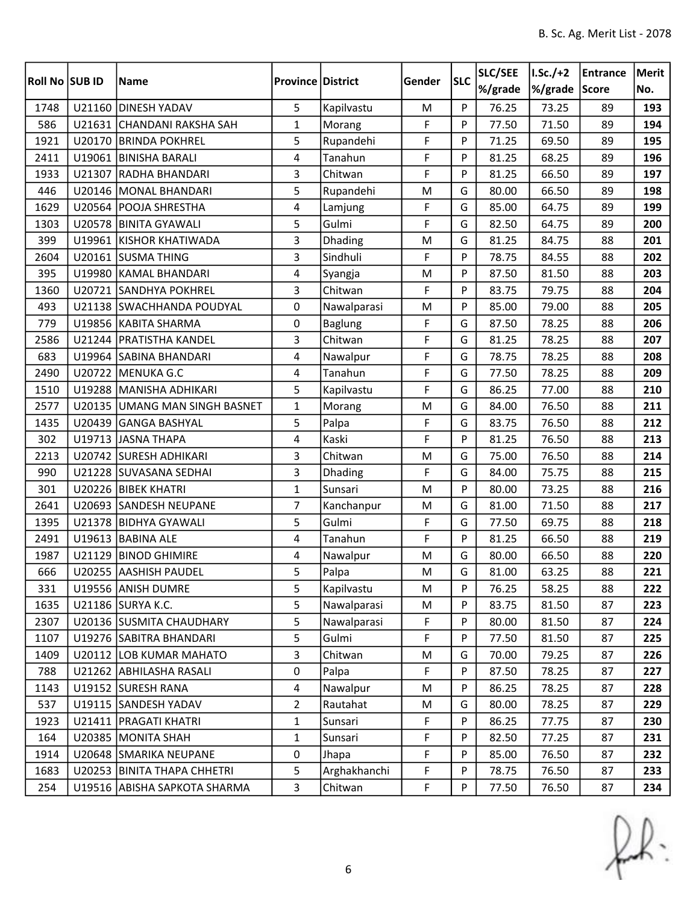| Roll No | SUB ID | Name | Province | District | Gender | SLC | SLC/SEE %/grade | I.Sc./+2 %/grade | Entrance Score | Merit No. |
|---|---|---|---|---|---|---|---|---|---|---|
| 1748 | U21160 | DINESH YADAV | 5 | Kapilvastu | M | P | 76.25 | 73.25 | 89 | **193** |
| 586 | U21631 | CHANDANI RAKSHA SAH | 1 | Morang | F | P | 77.50 | 71.50 | 89 | **194** |
| 1921 | U20170 | BRINDA POKHREL | 5 | Rupandehi | F | P | 71.25 | 69.50 | 89 | **195** |
| 2411 | U19061 | BINISHA BARALI | 4 | Tanahun | F | P | 81.25 | 68.25 | 89 | **196** |
| 1933 | U21307 | RADHA BHANDARI | 3 | Chitwan | F | P | 81.25 | 66.50 | 89 | **197** |
| 446 | U20146 | MONAL BHANDARI | 5 | Rupandehi | M | G | 80.00 | 66.50 | 89 | **198** |
| 1629 | U20564 | POOJA SHRESTHA | 4 | Lamjung | F | G | 85.00 | 64.75 | 89 | **199** |
| 1303 | U20578 | BINITA GYAWALI | 5 | Gulmi | F | G | 82.50 | 64.75 | 89 | **200** |
| 399 | U19961 | KISHOR KHATIWADA | 3 | Dhading | M | G | 81.25 | 84.75 | 88 | **201** |
| 2604 | U20161 | SUSMA THING | 3 | Sindhuli | F | P | 78.75 | 84.55 | 88 | **202** |
| 395 | U19980 | KAMAL BHANDARI | 4 | Syangja | M | P | 87.50 | 81.50 | 88 | **203** |
| 1360 | U20721 | SANDHYA POKHREL | 3 | Chitwan | F | P | 83.75 | 79.75 | 88 | **204** |
| 493 | U21138 | SWACHHANDA POUDYAL | 0 | Nawalparasi | M | P | 85.00 | 79.00 | 88 | **205** |
| 779 | U19856 | KABITA SHARMA | 0 | Baglung | F | G | 87.50 | 78.25 | 88 | **206** |
| 2586 | U21244 | PRATISTHA KANDEL | 3 | Chitwan | F | G | 81.25 | 78.25 | 88 | **207** |
| 683 | U19964 | SABINA BHANDARI | 4 | Nawalpur | F | G | 78.75 | 78.25 | 88 | **208** |
| 2490 | U20722 | MENUKA G.C | 4 | Tanahun | F | G | 77.50 | 78.25 | 88 | **209** |
| 1510 | U19288 | MANISHA ADHIKARI | 5 | Kapilvastu | F | G | 86.25 | 77.00 | 88 | **210** |
| 2577 | U20135 | UMANG MAN SINGH BASNET | 1 | Morang | M | G | 84.00 | 76.50 | 88 | **211** |
| 1435 | U20439 | GANGA BASHYAL | 5 | Palpa | F | G | 83.75 | 76.50 | 88 | **212** |
| 302 | U19713 | JASNA THAPA | 4 | Kaski | F | P | 81.25 | 76.50 | 88 | **213** |
| 2213 | U20742 | SURESH ADHIKARI | 3 | Chitwan | M | G | 75.00 | 76.50 | 88 | **214** |
| 990 | U21228 | SUVASANA SEDHAI | 3 | Dhading | F | G | 84.00 | 75.75 | 88 | **215** |
| 301 | U20226 | BIBEK KHATRI | 1 | Sunsari | M | P | 80.00 | 73.25 | 88 | **216** |
| 2641 | U20693 | SANDESH NEUPANE | 7 | Kanchanpur | M | G | 81.00 | 71.50 | 88 | **217** |
| 1395 | U21378 | BIDHYA GYAWALI | 5 | Gulmi | F | G | 77.50 | 69.75 | 88 | **218** |
| 2491 | U19613 | BABINA ALE | 4 | Tanahun | F | P | 81.25 | 66.50 | 88 | **219** |
| 1987 | U21129 | BINOD GHIMIRE | 4 | Nawalpur | M | G | 80.00 | 66.50 | 88 | **220** |
| 666 | U20255 | AASHISH PAUDEL | 5 | Palpa | M | G | 81.00 | 63.25 | 88 | **221** |
| 331 | U19556 | ANISH DUMRE | 5 | Kapilvastu | M | P | 76.25 | 58.25 | 88 | **222** |
| 1635 | U21186 | SURYA K.C. | 5 | Nawalparasi | M | P | 83.75 | 81.50 | 87 | **223** |
| 2307 | U20136 | SUSMITA CHAUDHARY | 5 | Nawalparasi | F | P | 80.00 | 81.50 | 87 | **224** |
| 1107 | U19276 | SABITRA BHANDARI | 5 | Gulmi | F | P | 77.50 | 81.50 | 87 | **225** |
| 1409 | U20112 | LOB KUMAR MAHATO | 3 | Chitwan | M | G | 70.00 | 79.25 | 87 | **226** |
| 788 | U21262 | ABHILASHA RASALI | 0 | Palpa | F | P | 87.50 | 78.25 | 87 | **227** |
| 1143 | U19152 | SURESH RANA | 4 | Nawalpur | M | P | 86.25 | 78.25 | 87 | **228** |
| 537 | U19115 | SANDESH YADAV | 2 | Rautahat | M | G | 80.00 | 78.25 | 87 | **229** |
| 1923 | U21411 | PRAGATI KHATRI | 1 | Sunsari | F | P | 86.25 | 77.75 | 87 | **230** |
| 164 | U20385 | MONITA SHAH | 1 | Sunsari | F | P | 82.50 | 77.25 | 87 | **231** |
| 1914 | U20648 | SMARIKA NEUPANE | 0 | Jhapa | F | P | 85.00 | 76.50 | 87 | **232** |
| 1683 | U20253 | BINITA THAPA CHHETRI | 5 | Arghakhanchi | F | P | 78.75 | 76.50 | 87 | **233** |
| 254 | U19516 | ABISHA SAPKOTA SHARMA | 3 | Chitwan | F | P | 77.50 | 76.50 | 87 | **234** |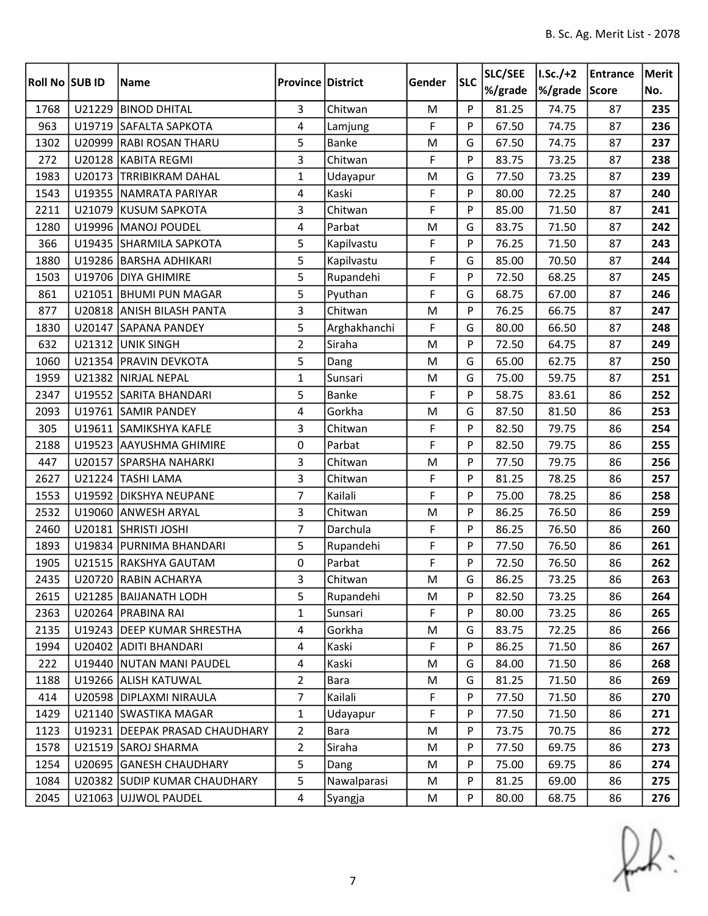| Roll No | SUB ID | Name | Province | District | Gender | SLC | SLC/SEE %/grade | I.Sc./+2 %/grade | Entrance Score | Merit No. |
|---|---|---|---|---|---|---|---|---|---|---|
| 1768 | U21229 | BINOD DHITAL | 3 | Chitwan | M | P | 81.25 | 74.75 | 87 | **235** |
| 963 | U19719 | SAFALTA SAPKOTA | 4 | Lamjung | F | P | 67.50 | 74.75 | 87 | **236** |
| 1302 | U20999 | RABI ROSAN THARU | 5 | Banke | M | G | 67.50 | 74.75 | 87 | **237** |
| 272 | U20128 | KABITA REGMI | 3 | Chitwan | F | P | 83.75 | 73.25 | 87 | **238** |
| 1983 | U20173 | TRRIBIKRAM DAHAL | 1 | Udayapur | M | G | 77.50 | 73.25 | 87 | **239** |
| 1543 | U19355 | NAMRATA PARIYAR | 4 | Kaski | F | P | 80.00 | 72.25 | 87 | **240** |
| 2211 | U21079 | KUSUM SAPKOTA | 3 | Chitwan | F | P | 85.00 | 71.50 | 87 | **241** |
| 1280 | U19996 | MANOJ POUDEL | 4 | Parbat | M | G | 83.75 | 71.50 | 87 | **242** |
| 366 | U19435 | SHARMILA SAPKOTA | 5 | Kapilvastu | F | P | 76.25 | 71.50 | 87 | **243** |
| 1880 | U19286 | BARSHA ADHIKARI | 5 | Kapilvastu | F | G | 85.00 | 70.50 | 87 | **244** |
| 1503 | U19706 | DIYA GHIMIRE | 5 | Rupandehi | F | P | 72.50 | 68.25 | 87 | **245** |
| 861 | U21051 | BHUMI PUN MAGAR | 5 | Pyuthan | F | G | 68.75 | 67.00 | 87 | **246** |
| 877 | U20818 | ANISH BILASH PANTA | 3 | Chitwan | M | P | 76.25 | 66.75 | 87 | **247** |
| 1830 | U20147 | SAPANA PANDEY | 5 | Arghakhanchi | F | G | 80.00 | 66.50 | 87 | **248** |
| 632 | U21312 | UNIK SINGH | 2 | Siraha | M | P | 72.50 | 64.75 | 87 | **249** |
| 1060 | U21354 | PRAVIN DEVKOTA | 5 | Dang | M | G | 65.00 | 62.75 | 87 | **250** |
| 1959 | U21382 | NIRJAL NEPAL | 1 | Sunsari | M | G | 75.00 | 59.75 | 87 | **251** |
| 2347 | U19552 | SARITA BHANDARI | 5 | Banke | F | P | 58.75 | 83.61 | 86 | **252** |
| 2093 | U19761 | SAMIR PANDEY | 4 | Gorkha | M | G | 87.50 | 81.50 | 86 | **253** |
| 305 | U19611 | SAMIKSHYA KAFLE | 3 | Chitwan | F | P | 82.50 | 79.75 | 86 | **254** |
| 2188 | U19523 | AAYUSHMA GHIMIRE | 0 | Parbat | F | P | 82.50 | 79.75 | 86 | **255** |
| 447 | U20157 | SPARSHA NAHARKI | 3 | Chitwan | M | P | 77.50 | 79.75 | 86 | **256** |
| 2627 | U21224 | TASHI LAMA | 3 | Chitwan | F | P | 81.25 | 78.25 | 86 | **257** |
| 1553 | U19592 | DIKSHYA NEUPANE | 7 | Kailali | F | P | 75.00 | 78.25 | 86 | **258** |
| 2532 | U19060 | ANWESH ARYAL | 3 | Chitwan | M | P | 86.25 | 76.50 | 86 | **259** |
| 2460 | U20181 | SHRISTI JOSHI | 7 | Darchula | F | P | 86.25 | 76.50 | 86 | **260** |
| 1893 | U19834 | PURNIMA BHANDARI | 5 | Rupandehi | F | P | 77.50 | 76.50 | 86 | **261** |
| 1905 | U21515 | RAKSHYA GAUTAM | 0 | Parbat | F | P | 72.50 | 76.50 | 86 | **262** |
| 2435 | U20720 | RABIN ACHARYA | 3 | Chitwan | M | G | 86.25 | 73.25 | 86 | **263** |
| 2615 | U21285 | BAIJANATH LODH | 5 | Rupandehi | M | P | 82.50 | 73.25 | 86 | **264** |
| 2363 | U20264 | PRABINA RAI | 1 | Sunsari | F | P | 80.00 | 73.25 | 86 | **265** |
| 2135 | U19243 | DEEP KUMAR SHRESTHA | 4 | Gorkha | M | G | 83.75 | 72.25 | 86 | **266** |
| 1994 | U20402 | ADITI BHANDARI | 4 | Kaski | F | P | 86.25 | 71.50 | 86 | **267** |
| 222 | U19440 | NUTAN MANI PAUDEL | 4 | Kaski | M | G | 84.00 | 71.50 | 86 | **268** |
| 1188 | U19266 | ALISH KATUWAL | 2 | Bara | M | G | 81.25 | 71.50 | 86 | **269** |
| 414 | U20598 | DIPLAXMI NIRAULA | 7 | Kailali | F | P | 77.50 | 71.50 | 86 | **270** |
| 1429 | U21140 | SWASTIKA MAGAR | 1 | Udayapur | F | P | 77.50 | 71.50 | 86 | **271** |
| 1123 | U19231 | DEEPAK PRASAD CHAUDHARY | 2 | Bara | M | P | 73.75 | 70.75 | 86 | **272** |
| 1578 | U21519 | SAROJ SHARMA | 2 | Siraha | M | P | 77.50 | 69.75 | 86 | **273** |
| 1254 | U20695 | GANESH CHAUDHARY | 5 | Dang | M | P | 75.00 | 69.75 | 86 | **274** |
| 1084 | U20382 | SUDIP KUMAR CHAUDHARY | 5 | Nawalparasi | M | P | 81.25 | 69.00 | 86 | **275** |
| 2045 | U21063 | UJJWOL PAUDEL | 4 | Syangja | M | P | 80.00 | 68.75 | 86 | **276** |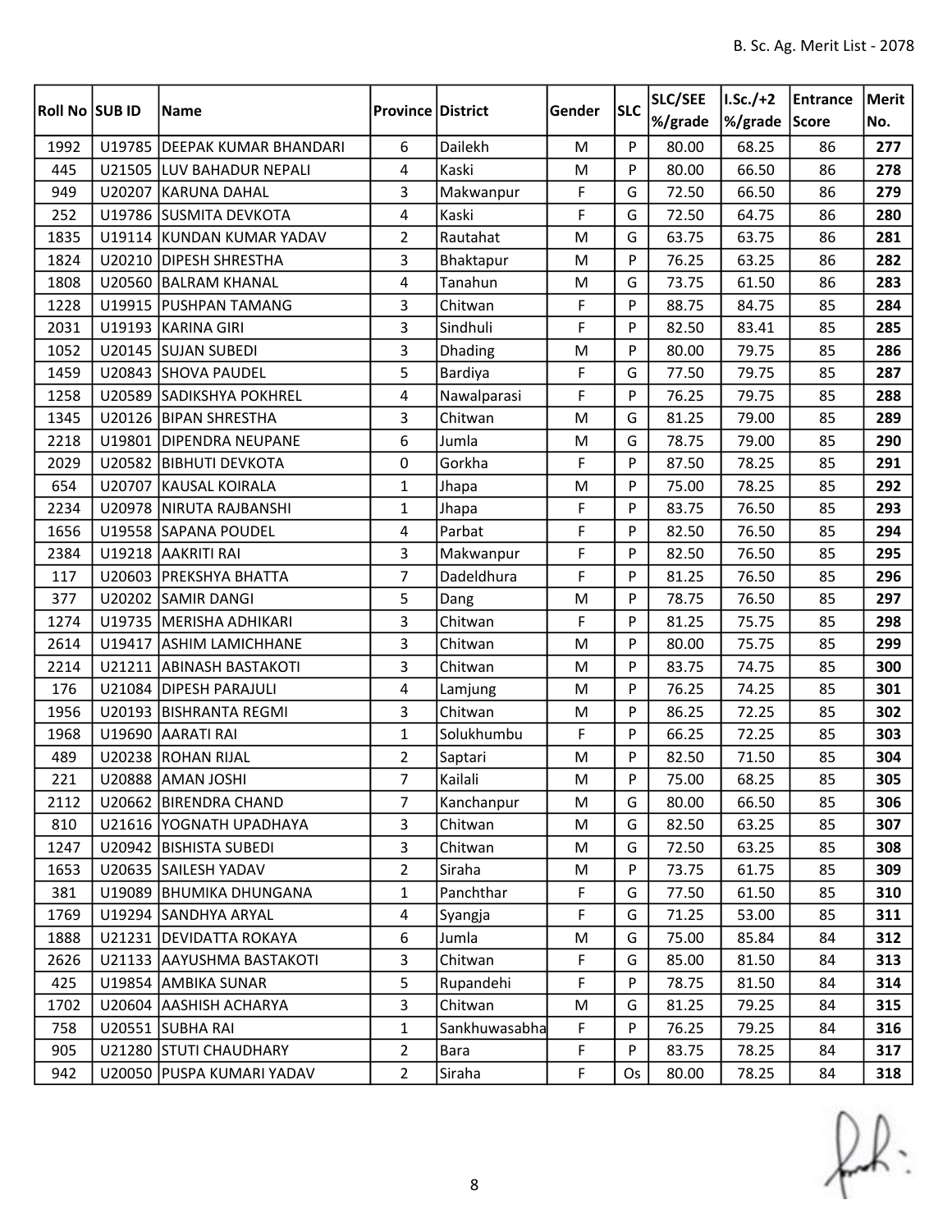| Roll No | SUB ID | Name | Province | District | Gender | SLC | SLC/SEE %/grade | I.Sc./+2 %/grade | Entrance Score | Merit No. |
|---|---|---|---|---|---|---|---|---|---|---|
| 1992 | U19785 | DEEPAK KUMAR BHANDARI | 6 | Dailekh | M | P | 80.00 | 68.25 | 86 | **277** |
| 445 | U21505 | LUV BAHADUR NEPALI | 4 | Kaski | M | P | 80.00 | 66.50 | 86 | **278** |
| 949 | U20207 | KARUNA DAHAL | 3 | Makwanpur | F | G | 72.50 | 66.50 | 86 | **279** |
| 252 | U19786 | SUSMITA DEVKOTA | 4 | Kaski | F | G | 72.50 | 64.75 | 86 | **280** |
| 1835 | U19114 | KUNDAN KUMAR YADAV | 2 | Rautahat | M | G | 63.75 | 63.75 | 86 | **281** |
| 1824 | U20210 | DIPESH SHRESTHA | 3 | Bhaktapur | M | P | 76.25 | 63.25 | 86 | **282** |
| 1808 | U20560 | BALRAM KHANAL | 4 | Tanahun | M | G | 73.75 | 61.50 | 86 | **283** |
| 1228 | U19915 | PUSHPAN TAMANG | 3 | Chitwan | F | P | 88.75 | 84.75 | 85 | **284** |
| 2031 | U19193 | KARINA GIRI | 3 | Sindhuli | F | P | 82.50 | 83.41 | 85 | **285** |
| 1052 | U20145 | SUJAN SUBEDI | 3 | Dhading | M | P | 80.00 | 79.75 | 85 | **286** |
| 1459 | U20843 | SHOVA PAUDEL | 5 | Bardiya | F | G | 77.50 | 79.75 | 85 | **287** |
| 1258 | U20589 | SADIKSHYA POKHREL | 4 | Nawalparasi | F | P | 76.25 | 79.75 | 85 | **288** |
| 1345 | U20126 | BIPAN SHRESTHA | 3 | Chitwan | M | G | 81.25 | 79.00 | 85 | **289** |
| 2218 | U19801 | DIPENDRA NEUPANE | 6 | Jumla | M | G | 78.75 | 79.00 | 85 | **290** |
| 2029 | U20582 | BIBHUTI DEVKOTA | 0 | Gorkha | F | P | 87.50 | 78.25 | 85 | **291** |
| 654 | U20707 | KAUSAL KOIRALA | 1 | Jhapa | M | P | 75.00 | 78.25 | 85 | **292** |
| 2234 | U20978 | NIRUTA RAJBANSHI | 1 | Jhapa | F | P | 83.75 | 76.50 | 85 | **293** |
| 1656 | U19558 | SAPANA POUDEL | 4 | Parbat | F | P | 82.50 | 76.50 | 85 | **294** |
| 2384 | U19218 | AAKRITI RAI | 3 | Makwanpur | F | P | 82.50 | 76.50 | 85 | **295** |
| 117 | U20603 | PREKSHYA BHATTA | 7 | Dadeldhura | F | P | 81.25 | 76.50 | 85 | **296** |
| 377 | U20202 | SAMIR DANGI | 5 | Dang | M | P | 78.75 | 76.50 | 85 | **297** |
| 1274 | U19735 | MERISHA ADHIKARI | 3 | Chitwan | F | P | 81.25 | 75.75 | 85 | **298** |
| 2614 | U19417 | ASHIM LAMICHHANE | 3 | Chitwan | M | P | 80.00 | 75.75 | 85 | **299** |
| 2214 | U21211 | ABINASH BASTAKOTI | 3 | Chitwan | M | P | 83.75 | 74.75 | 85 | **300** |
| 176 | U21084 | DIPESH PARAJULI | 4 | Lamjung | M | P | 76.25 | 74.25 | 85 | **301** |
| 1956 | U20193 | BISHRANTA REGMI | 3 | Chitwan | M | P | 86.25 | 72.25 | 85 | **302** |
| 1968 | U19690 | AARATI RAI | 1 | Solukhumbu | F | P | 66.25 | 72.25 | 85 | **303** |
| 489 | U20238 | ROHAN RIJAL | 2 | Saptari | M | P | 82.50 | 71.50 | 85 | **304** |
| 221 | U20888 | AMAN JOSHI | 7 | Kailali | M | P | 75.00 | 68.25 | 85 | **305** |
| 2112 | U20662 | BIRENDRA CHAND | 7 | Kanchanpur | M | G | 80.00 | 66.50 | 85 | **306** |
| 810 | U21616 | YOGNATH UPADHAYA | 3 | Chitwan | M | G | 82.50 | 63.25 | 85 | **307** |
| 1247 | U20942 | BISHISTA SUBEDI | 3 | Chitwan | M | G | 72.50 | 63.25 | 85 | **308** |
| 1653 | U20635 | SAILESH YADAV | 2 | Siraha | M | P | 73.75 | 61.75 | 85 | **309** |
| 381 | U19089 | BHUMIKA DHUNGANA | 1 | Panchthar | F | G | 77.50 | 61.50 | 85 | **310** |
| 1769 | U19294 | SANDHYA ARYAL | 4 | Syangja | F | G | 71.25 | 53.00 | 85 | **311** |
| 1888 | U21231 | DEVIDATTA ROKAYA | 6 | Jumla | M | G | 75.00 | 85.84 | 84 | **312** |
| 2626 | U21133 | AAYUSHMA BASTAKOTI | 3 | Chitwan | F | G | 85.00 | 81.50 | 84 | **313** |
| 425 | U19854 | AMBIKA SUNAR | 5 | Rupandehi | F | P | 78.75 | 81.50 | 84 | **314** |
| 1702 | U20604 | AASHISH ACHARYA | 3 | Chitwan | M | G | 81.25 | 79.25 | 84 | **315** |
| 758 | U20551 | SUBHA RAI | 1 | Sankhuwasabha | F | P | 76.25 | 79.25 | 84 | **316** |
| 905 | U21280 | STUTI CHAUDHARY | 2 | Bara | F | P | 83.75 | 78.25 | 84 | **317** |
| 942 | U20050 | PUSPA KUMARI YADAV | 2 | Siraha | F | Os | 80.00 | 78.25 | 84 | **318** |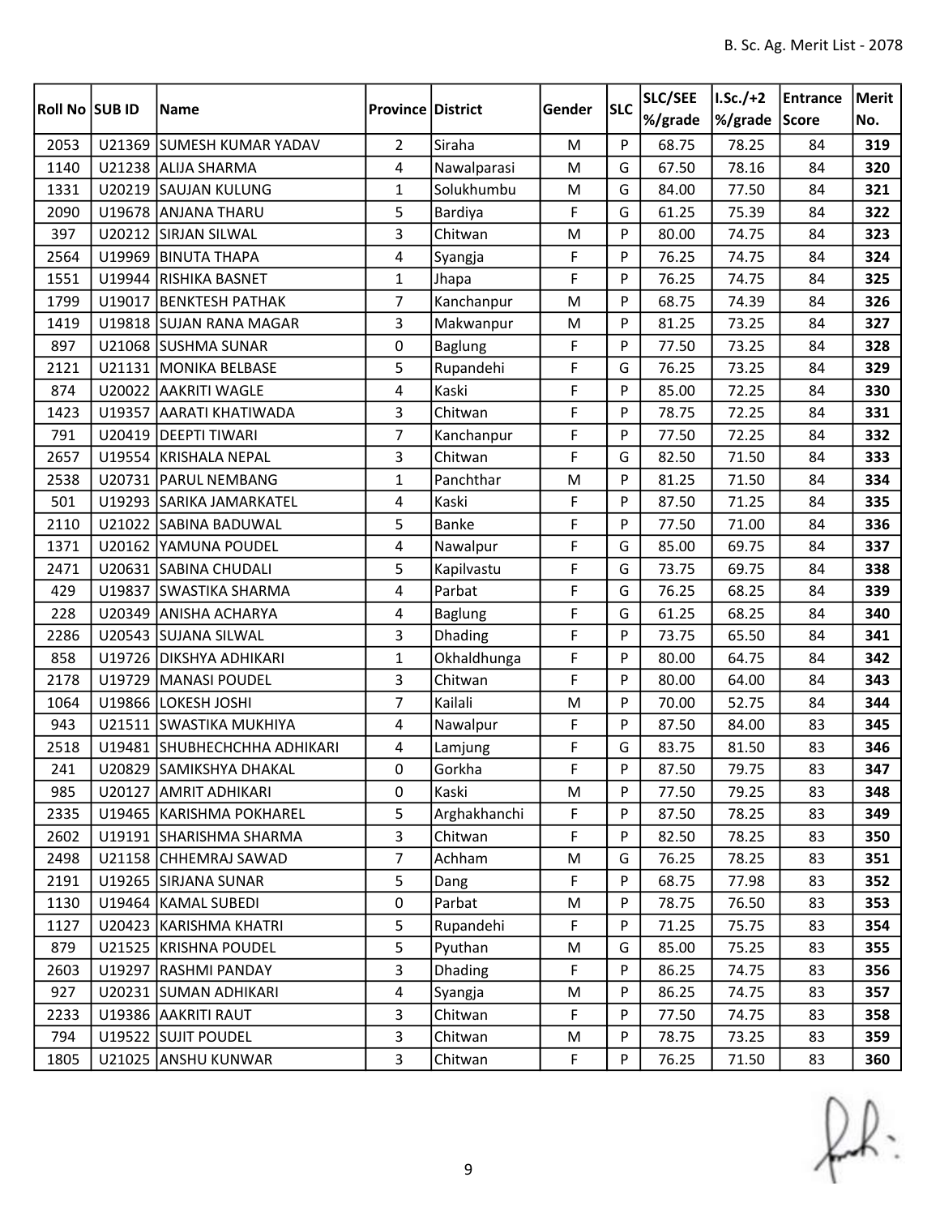| Roll No | SUB ID | Name | Province | District | Gender | SLC | SLC/SEE %/grade | I.Sc./+2 %/grade | Entrance Score | Merit No. |
|---|---|---|---|---|---|---|---|---|---|---|
| 2053 | U21369 | SUMESH KUMAR YADAV | 2 | Siraha | M | P | 68.75 | 78.25 | 84 | **319** |
| 1140 | U21238 | ALIJA SHARMA | 4 | Nawalparasi | M | G | 67.50 | 78.16 | 84 | **320** |
| 1331 | U20219 | SAUJAN KULUNG | 1 | Solukhumbu | M | G | 84.00 | 77.50 | 84 | **321** |
| 2090 | U19678 | ANJANA THARU | 5 | Bardiya | F | G | 61.25 | 75.39 | 84 | **322** |
| 397 | U20212 | SIRJAN SILWAL | 3 | Chitwan | M | P | 80.00 | 74.75 | 84 | **323** |
| 2564 | U19969 | BINUTA THAPA | 4 | Syangja | F | P | 76.25 | 74.75 | 84 | **324** |
| 1551 | U19944 | RISHIKA BASNET | 1 | Jhapa | F | P | 76.25 | 74.75 | 84 | **325** |
| 1799 | U19017 | BENKTESH PATHAK | 7 | Kanchanpur | M | P | 68.75 | 74.39 | 84 | **326** |
| 1419 | U19818 | SUJAN RANA MAGAR | 3 | Makwanpur | M | P | 81.25 | 73.25 | 84 | **327** |
| 897 | U21068 | SUSHMA SUNAR | 0 | Baglung | F | P | 77.50 | 73.25 | 84 | **328** |
| 2121 | U21131 | MONIKA BELBASE | 5 | Rupandehi | F | G | 76.25 | 73.25 | 84 | **329** |
| 874 | U20022 | AAKRITI WAGLE | 4 | Kaski | F | P | 85.00 | 72.25 | 84 | **330** |
| 1423 | U19357 | AARATI KHATIWADA | 3 | Chitwan | F | P | 78.75 | 72.25 | 84 | **331** |
| 791 | U20419 | DEEPTI TIWARI | 7 | Kanchanpur | F | P | 77.50 | 72.25 | 84 | **332** |
| 2657 | U19554 | KRISHALA NEPAL | 3 | Chitwan | F | G | 82.50 | 71.50 | 84 | **333** |
| 2538 | U20731 | PARUL NEMBANG | 1 | Panchthar | M | P | 81.25 | 71.50 | 84 | **334** |
| 501 | U19293 | SARIKA JAMARKATEL | 4 | Kaski | F | P | 87.50 | 71.25 | 84 | **335** |
| 2110 | U21022 | SABINA BADUWAL | 5 | Banke | F | P | 77.50 | 71.00 | 84 | **336** |
| 1371 | U20162 | YAMUNA POUDEL | 4 | Nawalpur | F | G | 85.00 | 69.75 | 84 | **337** |
| 2471 | U20631 | SABINA CHUDALI | 5 | Kapilvastu | F | G | 73.75 | 69.75 | 84 | **338** |
| 429 | U19837 | SWASTIKA SHARMA | 4 | Parbat | F | G | 76.25 | 68.25 | 84 | **339** |
| 228 | U20349 | ANISHA ACHARYA | 4 | Baglung | F | G | 61.25 | 68.25 | 84 | **340** |
| 2286 | U20543 | SUJANA SILWAL | 3 | Dhading | F | P | 73.75 | 65.50 | 84 | **341** |
| 858 | U19726 | DIKSHYA ADHIKARI | 1 | Okhaldhunga | F | P | 80.00 | 64.75 | 84 | **342** |
| 2178 | U19729 | MANASI POUDEL | 3 | Chitwan | F | P | 80.00 | 64.00 | 84 | **343** |
| 1064 | U19866 | LOKESH JOSHI | 7 | Kailali | M | P | 70.00 | 52.75 | 84 | **344** |
| 943 | U21511 | SWASTIKA MUKHIYA | 4 | Nawalpur | F | P | 87.50 | 84.00 | 83 | **345** |
| 2518 | U19481 | SHUBHECHCHHA ADHIKARI | 4 | Lamjung | F | G | 83.75 | 81.50 | 83 | **346** |
| 241 | U20829 | SAMIKSHYA DHAKAL | 0 | Gorkha | F | P | 87.50 | 79.75 | 83 | **347** |
| 985 | U20127 | AMRIT ADHIKARI | 0 | Kaski | M | P | 77.50 | 79.25 | 83 | **348** |
| 2335 | U19465 | KARISHMA POKHAREL | 5 | Arghakhanchi | F | P | 87.50 | 78.25 | 83 | **349** |
| 2602 | U19191 | SHARISHMA SHARMA | 3 | Chitwan | F | P | 82.50 | 78.25 | 83 | **350** |
| 2498 | U21158 | CHHEMRAJ SAWAD | 7 | Achham | M | G | 76.25 | 78.25 | 83 | **351** |
| 2191 | U19265 | SIRJANA SUNAR | 5 | Dang | F | P | 68.75 | 77.98 | 83 | **352** |
| 1130 | U19464 | KAMAL SUBEDI | 0 | Parbat | M | P | 78.75 | 76.50 | 83 | **353** |
| 1127 | U20423 | KARISHMA KHATRI | 5 | Rupandehi | F | P | 71.25 | 75.75 | 83 | **354** |
| 879 | U21525 | KRISHNA POUDEL | 5 | Pyuthan | M | G | 85.00 | 75.25 | 83 | **355** |
| 2603 | U19297 | RASHMI PANDAY | 3 | Dhading | F | P | 86.25 | 74.75 | 83 | **356** |
| 927 | U20231 | SUMAN ADHIKARI | 4 | Syangja | M | P | 86.25 | 74.75 | 83 | **357** |
| 2233 | U19386 | AAKRITI RAUT | 3 | Chitwan | F | P | 77.50 | 74.75 | 83 | **358** |
| 794 | U19522 | SUJIT POUDEL | 3 | Chitwan | M | P | 78.75 | 73.25 | 83 | **359** |
| 1805 | U21025 | ANSHU KUNWAR | 3 | Chitwan | F | P | 76.25 | 71.50 | 83 | **360** |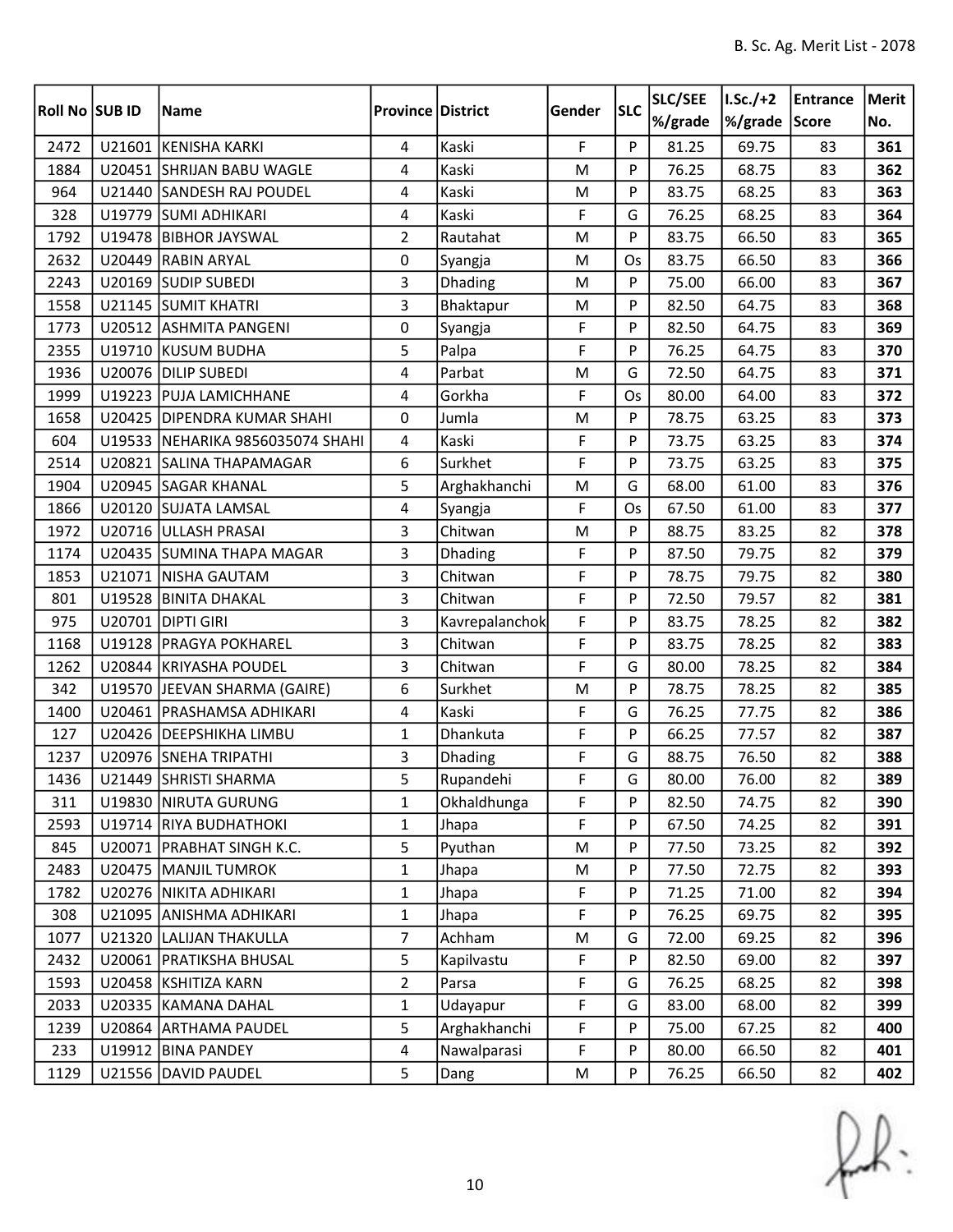| Roll No | SUB ID | Name | Province | District | Gender | SLC | SLC/SEE %/grade | I.Sc./+2 %/grade | Entrance Score | Merit No. |
|---|---|---|---|---|---|---|---|---|---|---|
| 2472 | U21601 | KENISHA KARKI | 4 | Kaski | F | P | 81.25 | 69.75 | 83 | **361** |
| 1884 | U20451 | SHRIJAN BABU WAGLE | 4 | Kaski | M | P | 76.25 | 68.75 | 83 | **362** |
| 964 | U21440 | SANDESH RAJ POUDEL | 4 | Kaski | M | P | 83.75 | 68.25 | 83 | **363** |
| 328 | U19779 | SUMI ADHIKARI | 4 | Kaski | F | G | 76.25 | 68.25 | 83 | **364** |
| 1792 | U19478 | BIBHOR JAYSWAL | 2 | Rautahat | M | P | 83.75 | 66.50 | 83 | **365** |
| 2632 | U20449 | RABIN ARYAL | 0 | Syangja | M | Os | 83.75 | 66.50 | 83 | **366** |
| 2243 | U20169 | SUDIP SUBEDI | 3 | Dhading | M | P | 75.00 | 66.00 | 83 | **367** |
| 1558 | U21145 | SUMIT KHATRI | 3 | Bhaktapur | M | P | 82.50 | 64.75 | 83 | **368** |
| 1773 | U20512 | ASHMITA PANGENI | 0 | Syangja | F | P | 82.50 | 64.75 | 83 | **369** |
| 2355 | U19710 | KUSUM BUDHA | 5 | Palpa | F | P | 76.25 | 64.75 | 83 | **370** |
| 1936 | U20076 | DILIP SUBEDI | 4 | Parbat | M | G | 72.50 | 64.75 | 83 | **371** |
| 1999 | U19223 | PUJA LAMICHHANE | 4 | Gorkha | F | Os | 80.00 | 64.00 | 83 | **372** |
| 1658 | U20425 | DIPENDRA KUMAR SHAHI | 0 | Jumla | M | P | 78.75 | 63.25 | 83 | **373** |
| 604 | U19533 | NEHARIKA 9856035074 SHAHI | 4 | Kaski | F | P | 73.75 | 63.25 | 83 | **374** |
| 2514 | U20821 | SALINA THAPAMAGAR | 6 | Surkhet | F | P | 73.75 | 63.25 | 83 | **375** |
| 1904 | U20945 | SAGAR KHANAL | 5 | Arghakhanchi | M | G | 68.00 | 61.00 | 83 | **376** |
| 1866 | U20120 | SUJATA LAMSAL | 4 | Syangja | F | Os | 67.50 | 61.00 | 83 | **377** |
| 1972 | U20716 | ULLASH PRASAI | 3 | Chitwan | M | P | 88.75 | 83.25 | 82 | **378** |
| 1174 | U20435 | SUMINA THAPA MAGAR | 3 | Dhading | F | P | 87.50 | 79.75 | 82 | **379** |
| 1853 | U21071 | NISHA GAUTAM | 3 | Chitwan | F | P | 78.75 | 79.75 | 82 | **380** |
| 801 | U19528 | BINITA DHAKAL | 3 | Chitwan | F | P | 72.50 | 79.57 | 82 | **381** |
| 975 | U20701 | DIPTI GIRI | 3 | Kavrepalanchok | F | P | 83.75 | 78.25 | 82 | **382** |
| 1168 | U19128 | PRAGYA POKHAREL | 3 | Chitwan | F | P | 83.75 | 78.25 | 82 | **383** |
| 1262 | U20844 | KRIYASHA POUDEL | 3 | Chitwan | F | G | 80.00 | 78.25 | 82 | **384** |
| 342 | U19570 | JEEVAN SHARMA (GAIRE) | 6 | Surkhet | M | P | 78.75 | 78.25 | 82 | **385** |
| 1400 | U20461 | PRASHAMSA ADHIKARI | 4 | Kaski | F | G | 76.25 | 77.75 | 82 | **386** |
| 127 | U20426 | DEEPSHIKHA LIMBU | 1 | Dhankuta | F | P | 66.25 | 77.57 | 82 | **387** |
| 1237 | U20976 | SNEHA TRIPATHI | 3 | Dhading | F | G | 88.75 | 76.50 | 82 | **388** |
| 1436 | U21449 | SHRISTI SHARMA | 5 | Rupandehi | F | G | 80.00 | 76.00 | 82 | **389** |
| 311 | U19830 | NIRUTA GURUNG | 1 | Okhaldhunga | F | P | 82.50 | 74.75 | 82 | **390** |
| 2593 | U19714 | RIYA BUDHATHOKI | 1 | Jhapa | F | P | 67.50 | 74.25 | 82 | **391** |
| 845 | U20071 | PRABHAT SINGH K.C. | 5 | Pyuthan | M | P | 77.50 | 73.25 | 82 | **392** |
| 2483 | U20475 | MANJIL TUMROK | 1 | Jhapa | M | P | 77.50 | 72.75 | 82 | **393** |
| 1782 | U20276 | NIKITA ADHIKARI | 1 | Jhapa | F | P | 71.25 | 71.00 | 82 | **394** |
| 308 | U21095 | ANISHMA ADHIKARI | 1 | Jhapa | F | P | 76.25 | 69.75 | 82 | **395** |
| 1077 | U21320 | LALIJAN THAKULLA | 7 | Achham | M | G | 72.00 | 69.25 | 82 | **396** |
| 2432 | U20061 | PRATIKSHA BHUSAL | 5 | Kapilvastu | F | P | 82.50 | 69.00 | 82 | **397** |
| 1593 | U20458 | KSHITIZA KARN | 2 | Parsa | F | G | 76.25 | 68.25 | 82 | **398** |
| 2033 | U20335 | KAMANA DAHAL | 1 | Udayapur | F | G | 83.00 | 68.00 | 82 | **399** |
| 1239 | U20864 | ARTHAMA PAUDEL | 5 | Arghakhanchi | F | P | 75.00 | 67.25 | 82 | **400** |
| 233 | U19912 | BINA PANDEY | 4 | Nawalparasi | F | P | 80.00 | 66.50 | 82 | **401** |
| 1129 | U21556 | DAVID PAUDEL | 5 | Dang | M | P | 76.25 | 66.50 | 82 | **402** |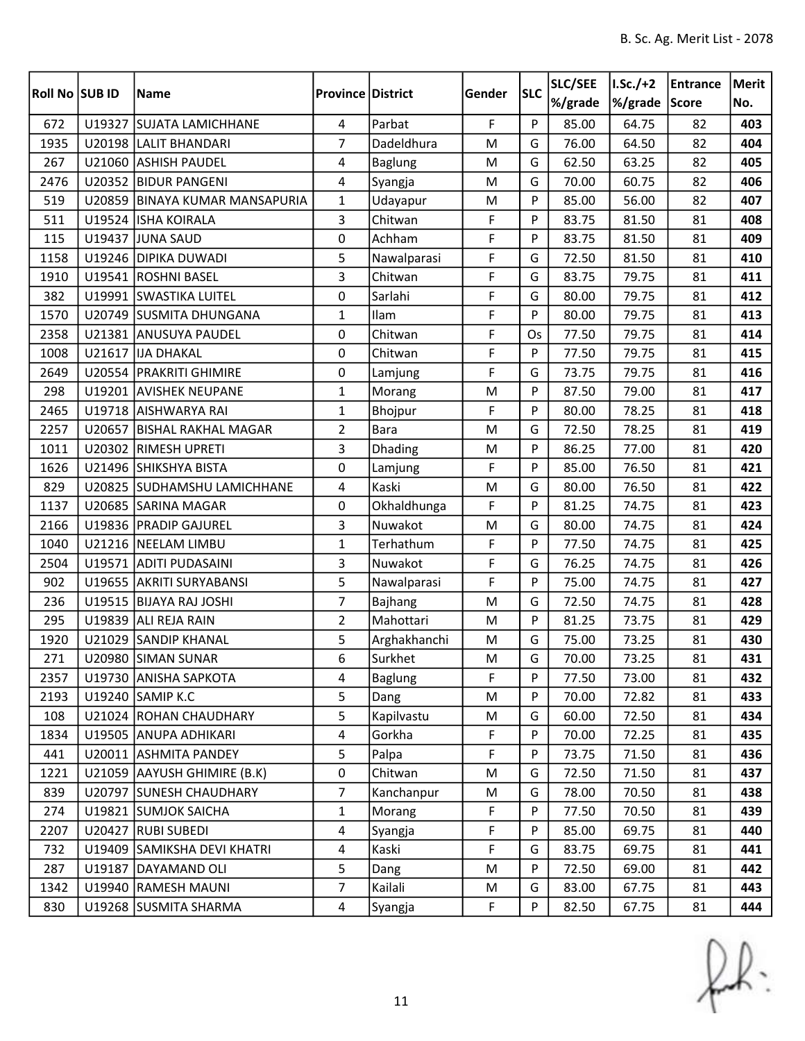| Roll No | SUB ID | Name | Province | District | Gender | SLC | SLC/SEE %/grade | I.Sc./+2 %/grade | Entrance Score | Merit No. |
|---|---|---|---|---|---|---|---|---|---|---|
| 672 | U19327 | SUJATA LAMICHHANE | 4 | Parbat | F | P | 85.00 | 64.75 | 82 | **403** |
| 1935 | U20198 | LALIT BHANDARI | 7 | Dadeldhura | M | G | 76.00 | 64.50 | 82 | **404** |
| 267 | U21060 | ASHISH PAUDEL | 4 | Baglung | M | G | 62.50 | 63.25 | 82 | **405** |
| 2476 | U20352 | BIDUR PANGENI | 4 | Syangja | M | G | 70.00 | 60.75 | 82 | **406** |
| 519 | U20859 | BINAYA KUMAR MANSAPURIA | 1 | Udayapur | M | P | 85.00 | 56.00 | 82 | **407** |
| 511 | U19524 | ISHA KOIRALA | 3 | Chitwan | F | P | 83.75 | 81.50 | 81 | **408** |
| 115 | U19437 | JUNA SAUD | 0 | Achham | F | P | 83.75 | 81.50 | 81 | **409** |
| 1158 | U19246 | DIPIKA DUWADI | 5 | Nawalparasi | F | G | 72.50 | 81.50 | 81 | **410** |
| 1910 | U19541 | ROSHNI BASEL | 3 | Chitwan | F | G | 83.75 | 79.75 | 81 | **411** |
| 382 | U19991 | SWASTIKA LUITEL | 0 | Sarlahi | F | G | 80.00 | 79.75 | 81 | **412** |
| 1570 | U20749 | SUSMITA DHUNGANA | 1 | Ilam | F | P | 80.00 | 79.75 | 81 | **413** |
| 2358 | U21381 | ANUSUYA PAUDEL | 0 | Chitwan | F | Os | 77.50 | 79.75 | 81 | **414** |
| 1008 | U21617 | IJA DHAKAL | 0 | Chitwan | F | P | 77.50 | 79.75 | 81 | **415** |
| 2649 | U20554 | PRAKRITI GHIMIRE | 0 | Lamjung | F | G | 73.75 | 79.75 | 81 | **416** |
| 298 | U19201 | AVISHEK NEUPANE | 1 | Morang | M | P | 87.50 | 79.00 | 81 | **417** |
| 2465 | U19718 | AISHWARYA RAI | 1 | Bhojpur | F | P | 80.00 | 78.25 | 81 | **418** |
| 2257 | U20657 | BISHAL RAKHAL MAGAR | 2 | Bara | M | G | 72.50 | 78.25 | 81 | **419** |
| 1011 | U20302 | RIMESH UPRETI | 3 | Dhading | M | P | 86.25 | 77.00 | 81 | **420** |
| 1626 | U21496 | SHIKSHYA BISTA | 0 | Lamjung | F | P | 85.00 | 76.50 | 81 | **421** |
| 829 | U20825 | SUDHAMSHU LAMICHHANE | 4 | Kaski | M | G | 80.00 | 76.50 | 81 | **422** |
| 1137 | U20685 | SARINA MAGAR | 0 | Okhaldhunga | F | P | 81.25 | 74.75 | 81 | **423** |
| 2166 | U19836 | PRADIP GAJUREL | 3 | Nuwakot | M | G | 80.00 | 74.75 | 81 | **424** |
| 1040 | U21216 | NEELAM LIMBU | 1 | Terhathum | F | P | 77.50 | 74.75 | 81 | **425** |
| 2504 | U19571 | ADITI PUDASAINI | 3 | Nuwakot | F | G | 76.25 | 74.75 | 81 | **426** |
| 902 | U19655 | AKRITI SURYABANSI | 5 | Nawalparasi | F | P | 75.00 | 74.75 | 81 | **427** |
| 236 | U19515 | BIJAYA RAJ JOSHI | 7 | Bajhang | M | G | 72.50 | 74.75 | 81 | **428** |
| 295 | U19839 | ALI REJA RAIN | 2 | Mahottari | M | P | 81.25 | 73.75 | 81 | **429** |
| 1920 | U21029 | SANDIP KHANAL | 5 | Arghakhanchi | M | G | 75.00 | 73.25 | 81 | **430** |
| 271 | U20980 | SIMAN SUNAR | 6 | Surkhet | M | G | 70.00 | 73.25 | 81 | **431** |
| 2357 | U19730 | ANISHA SAPKOTA | 4 | Baglung | F | P | 77.50 | 73.00 | 81 | **432** |
| 2193 | U19240 | SAMIP K.C | 5 | Dang | M | P | 70.00 | 72.82 | 81 | **433** |
| 108 | U21024 | ROHAN CHAUDHARY | 5 | Kapilvastu | M | G | 60.00 | 72.50 | 81 | **434** |
| 1834 | U19505 | ANUPA ADHIKARI | 4 | Gorkha | F | P | 70.00 | 72.25 | 81 | **435** |
| 441 | U20011 | ASHMITA PANDEY | 5 | Palpa | F | P | 73.75 | 71.50 | 81 | **436** |
| 1221 | U21059 | AAYUSH GHIMIRE (B.K) | 0 | Chitwan | M | G | 72.50 | 71.50 | 81 | **437** |
| 839 | U20797 | SUNESH CHAUDHARY | 7 | Kanchanpur | M | G | 78.00 | 70.50 | 81 | **438** |
| 274 | U19821 | SUMJOK SAICHA | 1 | Morang | F | P | 77.50 | 70.50 | 81 | **439** |
| 2207 | U20427 | RUBI SUBEDI | 4 | Syangja | F | P | 85.00 | 69.75 | 81 | **440** |
| 732 | U19409 | SAMIKSHA DEVI KHATRI | 4 | Kaski | F | G | 83.75 | 69.75 | 81 | **441** |
| 287 | U19187 | DAYAMAND OLI | 5 | Dang | M | P | 72.50 | 69.00 | 81 | **442** |
| 1342 | U19940 | RAMESH MAUNI | 7 | Kailali | M | G | 83.00 | 67.75 | 81 | **443** |
| 830 | U19268 | SUSMITA SHARMA | 4 | Syangja | F | P | 82.50 | 67.75 | 81 | **444** |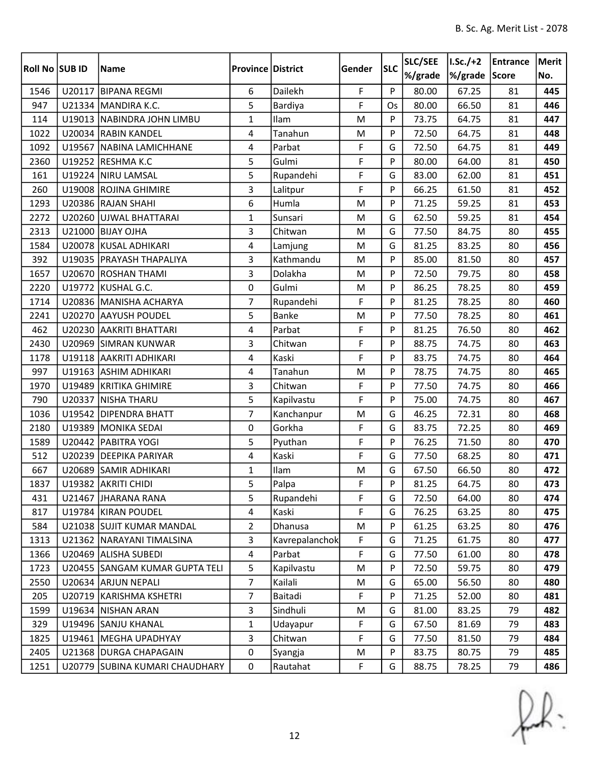| Roll No | SUB ID | Name | Province | District | Gender | SLC | SLC/SEE %/grade | I.Sc./+2 %/grade | Entrance Score | Merit No. |
|---|---|---|---|---|---|---|---|---|---|---|
| 1546 | U20117 | BIPANA REGMI | 6 | Dailekh | F | P | 80.00 | 67.25 | 81 | **445** |
| 947 | U21334 | MANDIRA K.C. | 5 | Bardiya | F | Os | 80.00 | 66.50 | 81 | **446** |
| 114 | U19013 | NABINDRA JOHN LIMBU | 1 | Ilam | M | P | 73.75 | 64.75 | 81 | **447** |
| 1022 | U20034 | RABIN KANDEL | 4 | Tanahun | M | P | 72.50 | 64.75 | 81 | **448** |
| 1092 | U19567 | NABINA LAMICHHANE | 4 | Parbat | F | G | 72.50 | 64.75 | 81 | **449** |
| 2360 | U19252 | RESHMA K.C | 5 | Gulmi | F | P | 80.00 | 64.00 | 81 | **450** |
| 161 | U19224 | NIRU LAMSAL | 5 | Rupandehi | F | G | 83.00 | 62.00 | 81 | **451** |
| 260 | U19008 | ROJINA GHIMIRE | 3 | Lalitpur | F | P | 66.25 | 61.50 | 81 | **452** |
| 1293 | U20386 | RAJAN SHAHI | 6 | Humla | M | P | 71.25 | 59.25 | 81 | **453** |
| 2272 | U20260 | UJWAL BHATTARAI | 1 | Sunsari | M | G | 62.50 | 59.25 | 81 | **454** |
| 2313 | U21000 | BIJAY OJHA | 3 | Chitwan | M | G | 77.50 | 84.75 | 80 | **455** |
| 1584 | U20078 | KUSAL ADHIKARI | 4 | Lamjung | M | G | 81.25 | 83.25 | 80 | **456** |
| 392 | U19035 | PRAYASH THAPALIYA | 3 | Kathmandu | M | P | 85.00 | 81.50 | 80 | **457** |
| 1657 | U20670 | ROSHAN THAMI | 3 | Dolakha | M | P | 72.50 | 79.75 | 80 | **458** |
| 2220 | U19772 | KUSHAL G.C. | 0 | Gulmi | M | P | 86.25 | 78.25 | 80 | **459** |
| 1714 | U20836 | MANISHA ACHARYA | 7 | Rupandehi | F | P | 81.25 | 78.25 | 80 | **460** |
| 2241 | U20270 | AAYUSH POUDEL | 5 | Banke | M | P | 77.50 | 78.25 | 80 | **461** |
| 462 | U20230 | AAKRITI BHATTARI | 4 | Parbat | F | P | 81.25 | 76.50 | 80 | **462** |
| 2430 | U20969 | SIMRAN KUNWAR | 3 | Chitwan | F | P | 88.75 | 74.75 | 80 | **463** |
| 1178 | U19118 | AAKRITI ADHIKARI | 4 | Kaski | F | P | 83.75 | 74.75 | 80 | **464** |
| 997 | U19163 | ASHIM ADHIKARI | 4 | Tanahun | M | P | 78.75 | 74.75 | 80 | **465** |
| 1970 | U19489 | KRITIKA GHIMIRE | 3 | Chitwan | F | P | 77.50 | 74.75 | 80 | **466** |
| 790 | U20337 | NISHA THARU | 5 | Kapilvastu | F | P | 75.00 | 74.75 | 80 | **467** |
| 1036 | U19542 | DIPENDRA BHATT | 7 | Kanchanpur | M | G | 46.25 | 72.31 | 80 | **468** |
| 2180 | U19389 | MONIKA SEDAI | 0 | Gorkha | F | G | 83.75 | 72.25 | 80 | **469** |
| 1589 | U20442 | PABITRA YOGI | 5 | Pyuthan | F | P | 76.25 | 71.50 | 80 | **470** |
| 512 | U20239 | DEEPIKA PARIYAR | 4 | Kaski | F | G | 77.50 | 68.25 | 80 | **471** |
| 667 | U20689 | SAMIR ADHIKARI | 1 | Ilam | M | G | 67.50 | 66.50 | 80 | **472** |
| 1837 | U19382 | AKRITI CHIDI | 5 | Palpa | F | P | 81.25 | 64.75 | 80 | **473** |
| 431 | U21467 | JHARANA RANA | 5 | Rupandehi | F | G | 72.50 | 64.00 | 80 | **474** |
| 817 | U19784 | KIRAN POUDEL | 4 | Kaski | F | G | 76.25 | 63.25 | 80 | **475** |
| 584 | U21038 | SUJIT KUMAR MANDAL | 2 | Dhanusa | M | P | 61.25 | 63.25 | 80 | **476** |
| 1313 | U21362 | NARAYANI TIMALSINA | 3 | Kavrepalanchok | F | G | 71.25 | 61.75 | 80 | **477** |
| 1366 | U20469 | ALISHA SUBEDI | 4 | Parbat | F | G | 77.50 | 61.00 | 80 | **478** |
| 1723 | U20455 | SANGAM KUMAR GUPTA TELI | 5 | Kapilvastu | M | P | 72.50 | 59.75 | 80 | **479** |
| 2550 | U20634 | ARJUN NEPALI | 7 | Kailali | M | G | 65.00 | 56.50 | 80 | **480** |
| 205 | U20719 | KARISHMA KSHETRI | 7 | Baitadi | F | P | 71.25 | 52.00 | 80 | **481** |
| 1599 | U19634 | NISHAN ARAN | 3 | Sindhuli | M | G | 81.00 | 83.25 | 79 | **482** |
| 329 | U19496 | SANJU KHANAL | 1 | Udayapur | F | G | 67.50 | 81.69 | 79 | **483** |
| 1825 | U19461 | MEGHA UPADHYAY | 3 | Chitwan | F | G | 77.50 | 81.50 | 79 | **484** |
| 2405 | U21368 | DURGA CHAPAGAIN | 0 | Syangja | M | P | 83.75 | 80.75 | 79 | **485** |
| 1251 | U20779 | SUBINA KUMARI CHAUDHARY | 0 | Rautahat | F | G | 88.75 | 78.25 | 79 | **486** |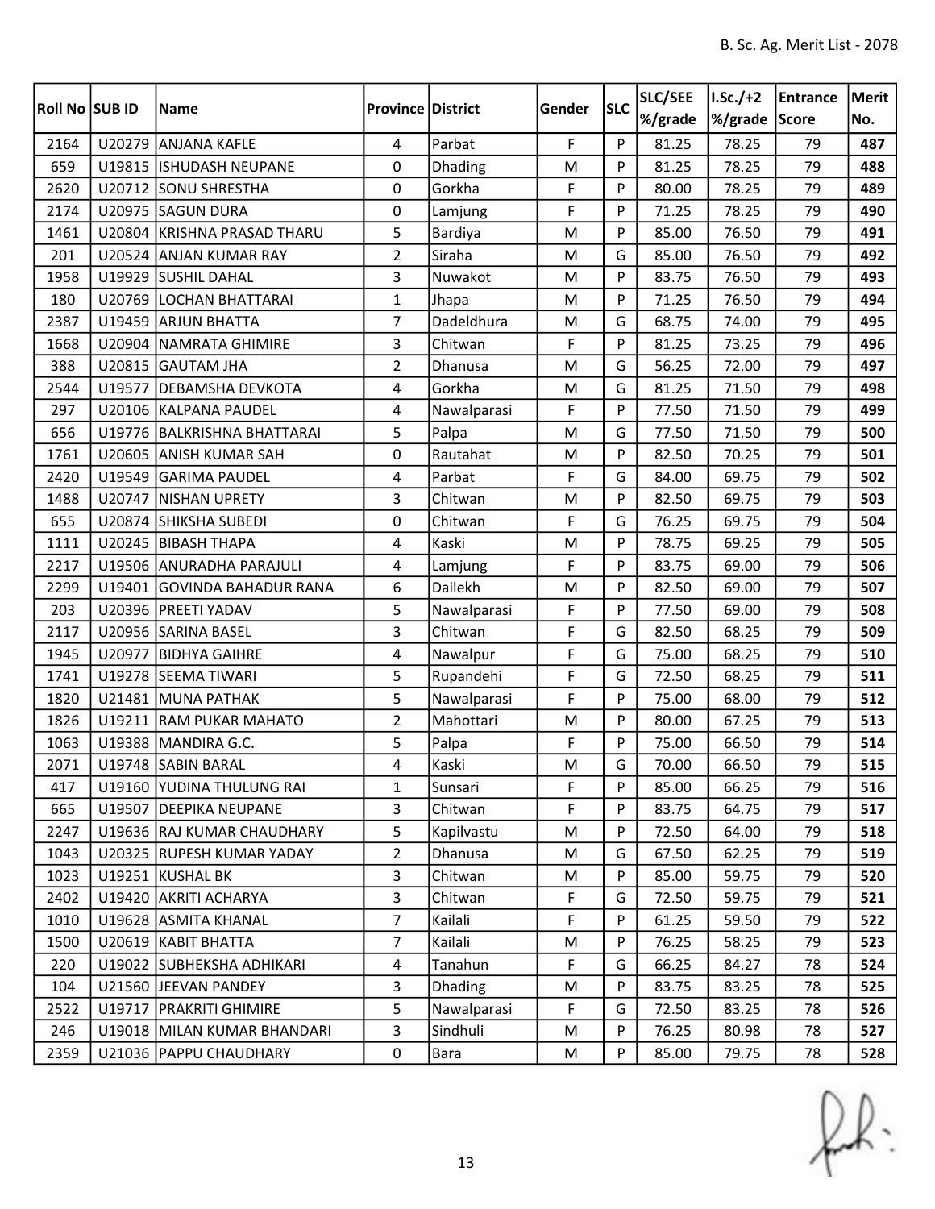| Roll No | SUB ID | Name | Province | District | Gender | SLC | SLC/SEE %/grade | I.Sc./+2 %/grade | Entrance Score | Merit No. |
|---|---|---|---|---|---|---|---|---|---|---|
| 2164 | U20279 | ANJANA KAFLE | 4 | Parbat | F | P | 81.25 | 78.25 | 79 | **487** |
| 659 | U19815 | ISHUDASH NEUPANE | 0 | Dhading | M | P | 81.25 | 78.25 | 79 | **488** |
| 2620 | U20712 | SONU SHRESTHA | 0 | Gorkha | F | P | 80.00 | 78.25 | 79 | **489** |
| 2174 | U20975 | SAGUN DURA | 0 | Lamjung | F | P | 71.25 | 78.25 | 79 | **490** |
| 1461 | U20804 | KRISHNA PRASAD THARU | 5 | Bardiya | M | P | 85.00 | 76.50 | 79 | **491** |
| 201 | U20524 | ANJAN KUMAR RAY | 2 | Siraha | M | G | 85.00 | 76.50 | 79 | **492** |
| 1958 | U19929 | SUSHIL DAHAL | 3 | Nuwakot | M | P | 83.75 | 76.50 | 79 | **493** |
| 180 | U20769 | LOCHAN BHATTARAI | 1 | Jhapa | M | P | 71.25 | 76.50 | 79 | **494** |
| 2387 | U19459 | ARJUN BHATTA | 7 | Dadeldhura | M | G | 68.75 | 74.00 | 79 | **495** |
| 1668 | U20904 | NAMRATA GHIMIRE | 3 | Chitwan | F | P | 81.25 | 73.25 | 79 | **496** |
| 388 | U20815 | GAUTAM JHA | 2 | Dhanusa | M | G | 56.25 | 72.00 | 79 | **497** |
| 2544 | U19577 | DEBAMSHA DEVKOTA | 4 | Gorkha | M | G | 81.25 | 71.50 | 79 | **498** |
| 297 | U20106 | KALPANA PAUDEL | 4 | Nawalparasi | F | P | 77.50 | 71.50 | 79 | **499** |
| 656 | U19776 | BALKRISHNA BHATTARAI | 5 | Palpa | M | G | 77.50 | 71.50 | 79 | **500** |
| 1761 | U20605 | ANISH KUMAR SAH | 0 | Rautahat | M | P | 82.50 | 70.25 | 79 | **501** |
| 2420 | U19549 | GARIMA PAUDEL | 4 | Parbat | F | G | 84.00 | 69.75 | 79 | **502** |
| 1488 | U20747 | NISHAN UPRETY | 3 | Chitwan | M | P | 82.50 | 69.75 | 79 | **503** |
| 655 | U20874 | SHIKSHA SUBEDI | 0 | Chitwan | F | G | 76.25 | 69.75 | 79 | **504** |
| 1111 | U20245 | BIBASH THAPA | 4 | Kaski | M | P | 78.75 | 69.25 | 79 | **505** |
| 2217 | U19506 | ANURADHA PARAJULI | 4 | Lamjung | F | P | 83.75 | 69.00 | 79 | **506** |
| 2299 | U19401 | GOVINDA BAHADUR RANA | 6 | Dailekh | M | P | 82.50 | 69.00 | 79 | **507** |
| 203 | U20396 | PREETI YADAV | 5 | Nawalparasi | F | P | 77.50 | 69.00 | 79 | **508** |
| 2117 | U20956 | SARINA BASEL | 3 | Chitwan | F | G | 82.50 | 68.25 | 79 | **509** |
| 1945 | U20977 | BIDHYA GAIHRE | 4 | Nawalpur | F | G | 75.00 | 68.25 | 79 | **510** |
| 1741 | U19278 | SEEMA TIWARI | 5 | Rupandehi | F | G | 72.50 | 68.25 | 79 | **511** |
| 1820 | U21481 | MUNA PATHAK | 5 | Nawalparasi | F | P | 75.00 | 68.00 | 79 | **512** |
| 1826 | U19211 | RAM PUKAR MAHATO | 2 | Mahottari | M | P | 80.00 | 67.25 | 79 | **513** |
| 1063 | U19388 | MANDIRA G.C. | 5 | Palpa | F | P | 75.00 | 66.50 | 79 | **514** |
| 2071 | U19748 | SABIN BARAL | 4 | Kaski | M | G | 70.00 | 66.50 | 79 | **515** |
| 417 | U19160 | YUDINA THULUNG RAI | 1 | Sunsari | F | P | 85.00 | 66.25 | 79 | **516** |
| 665 | U19507 | DEEPIKA NEUPANE | 3 | Chitwan | F | P | 83.75 | 64.75 | 79 | **517** |
| 2247 | U19636 | RAJ KUMAR CHAUDHARY | 5 | Kapilvastu | M | P | 72.50 | 64.00 | 79 | **518** |
| 1043 | U20325 | RUPESH KUMAR YADAY | 2 | Dhanusa | M | G | 67.50 | 62.25 | 79 | **519** |
| 1023 | U19251 | KUSHAL BK | 3 | Chitwan | M | P | 85.00 | 59.75 | 79 | **520** |
| 2402 | U19420 | AKRITI ACHARYA | 3 | Chitwan | F | G | 72.50 | 59.75 | 79 | **521** |
| 1010 | U19628 | ASMITA KHANAL | 7 | Kailali | F | P | 61.25 | 59.50 | 79 | **522** |
| 1500 | U20619 | KABIT BHATTA | 7 | Kailali | M | P | 76.25 | 58.25 | 79 | **523** |
| 220 | U19022 | SUBHEKSHA ADHIKARI | 4 | Tanahun | F | G | 66.25 | 84.27 | 78 | **524** |
| 104 | U21560 | JEEVAN PANDEY | 3 | Dhading | M | P | 83.75 | 83.25 | 78 | **525** |
| 2522 | U19717 | PRAKRITI GHIMIRE | 5 | Nawalparasi | F | G | 72.50 | 83.25 | 78 | **526** |
| 246 | U19018 | MILAN KUMAR BHANDARI | 3 | Sindhuli | M | P | 76.25 | 80.98 | 78 | **527** |
| 2359 | U21036 | PAPPU CHAUDHARY | 0 | Bara | M | P | 85.00 | 79.75 | 78 | **528** |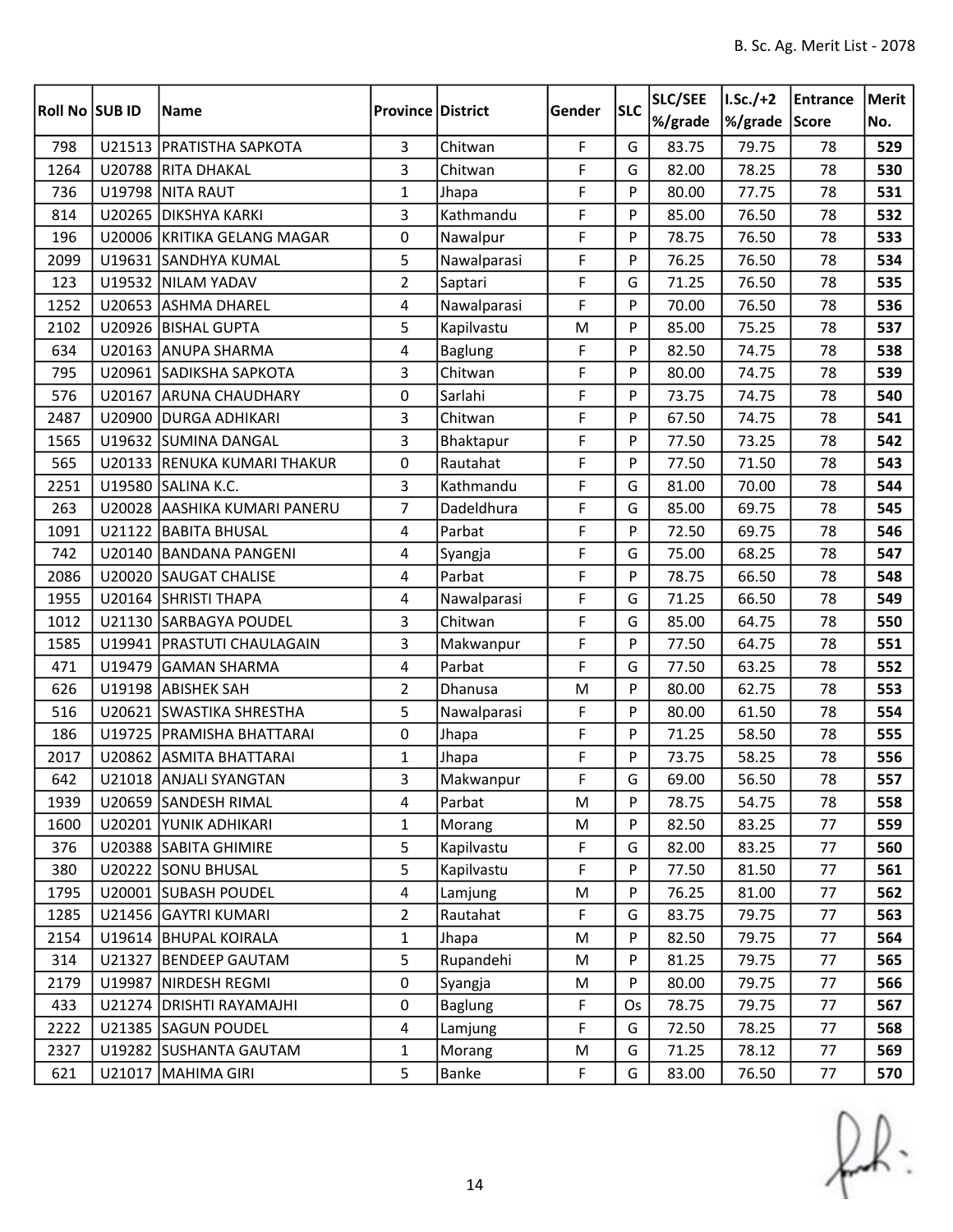| Roll No | SUB ID | Name | Province | District | Gender | SLC | SLC/SEE %/grade | I.Sc./+2 %/grade | Entrance Score | Merit No. |
|---|---|---|---|---|---|---|---|---|---|---|
| 798 | U21513 | PRATISTHA SAPKOTA | 3 | Chitwan | F | G | 83.75 | 79.75 | 78 | **529** |
| 1264 | U20788 | RITA DHAKAL | 3 | Chitwan | F | G | 82.00 | 78.25 | 78 | **530** |
| 736 | U19798 | NITA RAUT | 1 | Jhapa | F | P | 80.00 | 77.75 | 78 | **531** |
| 814 | U20265 | DIKSHYA KARKI | 3 | Kathmandu | F | P | 85.00 | 76.50 | 78 | **532** |
| 196 | U20006 | KRITIKA GELANG MAGAR | 0 | Nawalpur | F | P | 78.75 | 76.50 | 78 | **533** |
| 2099 | U19631 | SANDHYA KUMAL | 5 | Nawalparasi | F | P | 76.25 | 76.50 | 78 | **534** |
| 123 | U19532 | NILAM YADAV | 2 | Saptari | F | G | 71.25 | 76.50 | 78 | **535** |
| 1252 | U20653 | ASHMA DHAREL | 4 | Nawalparasi | F | P | 70.00 | 76.50 | 78 | **536** |
| 2102 | U20926 | BISHAL GUPTA | 5 | Kapilvastu | M | P | 85.00 | 75.25 | 78 | **537** |
| 634 | U20163 | ANUPA SHARMA | 4 | Baglung | F | P | 82.50 | 74.75 | 78 | **538** |
| 795 | U20961 | SADIKSHA SAPKOTA | 3 | Chitwan | F | P | 80.00 | 74.75 | 78 | **539** |
| 576 | U20167 | ARUNA CHAUDHARY | 0 | Sarlahi | F | P | 73.75 | 74.75 | 78 | **540** |
| 2487 | U20900 | DURGA ADHIKARI | 3 | Chitwan | F | P | 67.50 | 74.75 | 78 | **541** |
| 1565 | U19632 | SUMINA DANGAL | 3 | Bhaktapur | F | P | 77.50 | 73.25 | 78 | **542** |
| 565 | U20133 | RENUKA KUMARI THAKUR | 0 | Rautahat | F | P | 77.50 | 71.50 | 78 | **543** |
| 2251 | U19580 | SALINA K.C. | 3 | Kathmandu | F | G | 81.00 | 70.00 | 78 | **544** |
| 263 | U20028 | AASHIKA KUMARI PANERU | 7 | Dadeldhura | F | G | 85.00 | 69.75 | 78 | **545** |
| 1091 | U21122 | BABITA BHUSAL | 4 | Parbat | F | P | 72.50 | 69.75 | 78 | **546** |
| 742 | U20140 | BANDANA PANGENI | 4 | Syangja | F | G | 75.00 | 68.25 | 78 | **547** |
| 2086 | U20020 | SAUGAT CHALISE | 4 | Parbat | F | P | 78.75 | 66.50 | 78 | **548** |
| 1955 | U20164 | SHRISTI THAPA | 4 | Nawalparasi | F | G | 71.25 | 66.50 | 78 | **549** |
| 1012 | U21130 | SARBAGYA POUDEL | 3 | Chitwan | F | G | 85.00 | 64.75 | 78 | **550** |
| 1585 | U19941 | PRASTUTI CHAULAGAIN | 3 | Makwanpur | F | P | 77.50 | 64.75 | 78 | **551** |
| 471 | U19479 | GAMAN SHARMA | 4 | Parbat | F | G | 77.50 | 63.25 | 78 | **552** |
| 626 | U19198 | ABISHEK SAH | 2 | Dhanusa | M | P | 80.00 | 62.75 | 78 | **553** |
| 516 | U20621 | SWASTIKA SHRESTHA | 5 | Nawalparasi | F | P | 80.00 | 61.50 | 78 | **554** |
| 186 | U19725 | PRAMISHA BHATTARAI | 0 | Jhapa | F | P | 71.25 | 58.50 | 78 | **555** |
| 2017 | U20862 | ASMITA BHATTARAI | 1 | Jhapa | F | P | 73.75 | 58.25 | 78 | **556** |
| 642 | U21018 | ANJALI SYANGTAN | 3 | Makwanpur | F | G | 69.00 | 56.50 | 78 | **557** |
| 1939 | U20659 | SANDESH RIMAL | 4 | Parbat | M | P | 78.75 | 54.75 | 78 | **558** |
| 1600 | U20201 | YUNIK ADHIKARI | 1 | Morang | M | P | 82.50 | 83.25 | 77 | **559** |
| 376 | U20388 | SABITA GHIMIRE | 5 | Kapilvastu | F | G | 82.00 | 83.25 | 77 | **560** |
| 380 | U20222 | SONU BHUSAL | 5 | Kapilvastu | F | P | 77.50 | 81.50 | 77 | **561** |
| 1795 | U20001 | SUBASH POUDEL | 4 | Lamjung | M | P | 76.25 | 81.00 | 77 | **562** |
| 1285 | U21456 | GAYTRI KUMARI | 2 | Rautahat | F | G | 83.75 | 79.75 | 77 | **563** |
| 2154 | U19614 | BHUPAL KOIRALA | 1 | Jhapa | M | P | 82.50 | 79.75 | 77 | **564** |
| 314 | U21327 | BENDEEP GAUTAM | 5 | Rupandehi | M | P | 81.25 | 79.75 | 77 | **565** |
| 2179 | U19987 | NIRDESH REGMI | 0 | Syangja | M | P | 80.00 | 79.75 | 77 | **566** |
| 433 | U21274 | DRISHTI RAYAMAJHI | 0 | Baglung | F | Os | 78.75 | 79.75 | 77 | **567** |
| 2222 | U21385 | SAGUN POUDEL | 4 | Lamjung | F | G | 72.50 | 78.25 | 77 | **568** |
| 2327 | U19282 | SUSHANTA GAUTAM | 1 | Morang | M | G | 71.25 | 78.12 | 77 | **569** |
| 621 | U21017 | MAHIMA GIRI | 5 | Banke | F | G | 83.00 | 76.50 | 77 | **570** |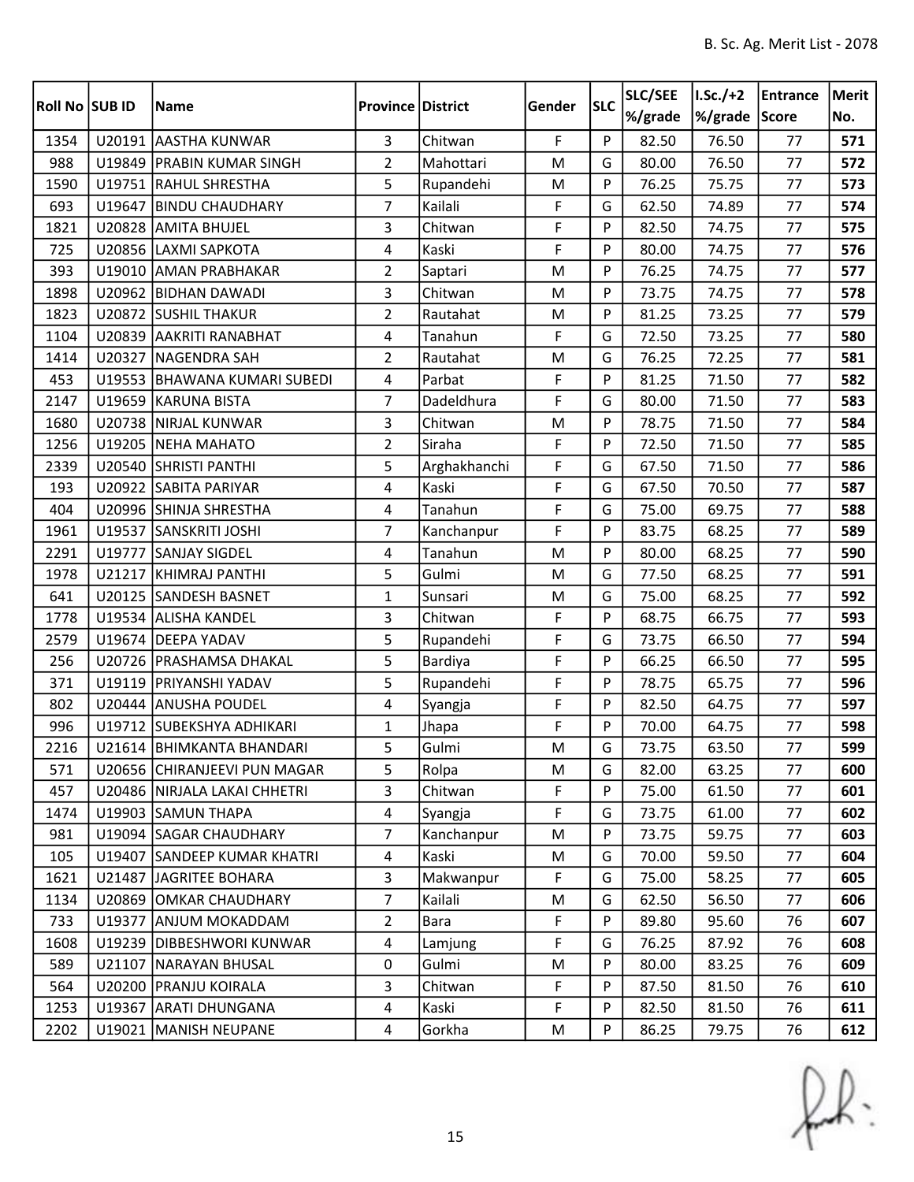| Roll No | SUB ID | Name | Province | District | Gender | SLC | SLC/SEE %/grade | I.Sc./+2 %/grade | Entrance Score | Merit No. |
|---|---|---|---|---|---|---|---|---|---|---|
| 1354 | U20191 | AASTHA KUNWAR | 3 | Chitwan | F | P | 82.50 | 76.50 | 77 | **571** |
| 988 | U19849 | PRABIN KUMAR SINGH | 2 | Mahottari | M | G | 80.00 | 76.50 | 77 | **572** |
| 1590 | U19751 | RAHUL SHRESTHA | 5 | Rupandehi | M | P | 76.25 | 75.75 | 77 | **573** |
| 693 | U19647 | BINDU CHAUDHARY | 7 | Kailali | F | G | 62.50 | 74.89 | 77 | **574** |
| 1821 | U20828 | AMITA BHUJEL | 3 | Chitwan | F | P | 82.50 | 74.75 | 77 | **575** |
| 725 | U20856 | LAXMI SAPKOTA | 4 | Kaski | F | P | 80.00 | 74.75 | 77 | **576** |
| 393 | U19010 | AMAN PRABHAKAR | 2 | Saptari | M | P | 76.25 | 74.75 | 77 | **577** |
| 1898 | U20962 | BIDHAN DAWADI | 3 | Chitwan | M | P | 73.75 | 74.75 | 77 | **578** |
| 1823 | U20872 | SUSHIL THAKUR | 2 | Rautahat | M | P | 81.25 | 73.25 | 77 | **579** |
| 1104 | U20839 | AAKRITI RANABHAT | 4 | Tanahun | F | G | 72.50 | 73.25 | 77 | **580** |
| 1414 | U20327 | NAGENDRA SAH | 2 | Rautahat | M | G | 76.25 | 72.25 | 77 | **581** |
| 453 | U19553 | BHAWANA KUMARI SUBEDI | 4 | Parbat | F | P | 81.25 | 71.50 | 77 | **582** |
| 2147 | U19659 | KARUNA BISTA | 7 | Dadeldhura | F | G | 80.00 | 71.50 | 77 | **583** |
| 1680 | U20738 | NIRJAL KUNWAR | 3 | Chitwan | M | P | 78.75 | 71.50 | 77 | **584** |
| 1256 | U19205 | NEHA MAHATO | 2 | Siraha | F | P | 72.50 | 71.50 | 77 | **585** |
| 2339 | U20540 | SHRISTI PANTHI | 5 | Arghakhanchi | F | G | 67.50 | 71.50 | 77 | **586** |
| 193 | U20922 | SABITA PARIYAR | 4 | Kaski | F | G | 67.50 | 70.50 | 77 | **587** |
| 404 | U20996 | SHINJA SHRESTHA | 4 | Tanahun | F | G | 75.00 | 69.75 | 77 | **588** |
| 1961 | U19537 | SANSKRITI JOSHI | 7 | Kanchanpur | F | P | 83.75 | 68.25 | 77 | **589** |
| 2291 | U19777 | SANJAY SIGDEL | 4 | Tanahun | M | P | 80.00 | 68.25 | 77 | **590** |
| 1978 | U21217 | KHIMRAJ PANTHI | 5 | Gulmi | M | G | 77.50 | 68.25 | 77 | **591** |
| 641 | U20125 | SANDESH BASNET | 1 | Sunsari | M | G | 75.00 | 68.25 | 77 | **592** |
| 1778 | U19534 | ALISHA KANDEL | 3 | Chitwan | F | P | 68.75 | 66.75 | 77 | **593** |
| 2579 | U19674 | DEEPA YADAV | 5 | Rupandehi | F | G | 73.75 | 66.50 | 77 | **594** |
| 256 | U20726 | PRASHAMSA DHAKAL | 5 | Bardiya | F | P | 66.25 | 66.50 | 77 | **595** |
| 371 | U19119 | PRIYANSHI YADAV | 5 | Rupandehi | F | P | 78.75 | 65.75 | 77 | **596** |
| 802 | U20444 | ANUSHA POUDEL | 4 | Syangja | F | P | 82.50 | 64.75 | 77 | **597** |
| 996 | U19712 | SUBEKSHYA ADHIKARI | 1 | Jhapa | F | P | 70.00 | 64.75 | 77 | **598** |
| 2216 | U21614 | BHIMKANTA BHANDARI | 5 | Gulmi | M | G | 73.75 | 63.50 | 77 | **599** |
| 571 | U20656 | CHIRANJEEVI PUN MAGAR | 5 | Rolpa | M | G | 82.00 | 63.25 | 77 | **600** |
| 457 | U20486 | NIRJALA LAKAI CHHETRI | 3 | Chitwan | F | P | 75.00 | 61.50 | 77 | **601** |
| 1474 | U19903 | SAMUN THAPA | 4 | Syangja | F | G | 73.75 | 61.00 | 77 | **602** |
| 981 | U19094 | SAGAR CHAUDHARY | 7 | Kanchanpur | M | P | 73.75 | 59.75 | 77 | **603** |
| 105 | U19407 | SANDEEP KUMAR KHATRI | 4 | Kaski | M | G | 70.00 | 59.50 | 77 | **604** |
| 1621 | U21487 | JAGRITEE BOHARA | 3 | Makwanpur | F | G | 75.00 | 58.25 | 77 | **605** |
| 1134 | U20869 | OMKAR CHAUDHARY | 7 | Kailali | M | G | 62.50 | 56.50 | 77 | **606** |
| 733 | U19377 | ANJUM MOKADDAM | 2 | Bara | F | P | 89.80 | 95.60 | 76 | **607** |
| 1608 | U19239 | DIBBESHWORI KUNWAR | 4 | Lamjung | F | G | 76.25 | 87.92 | 76 | **608** |
| 589 | U21107 | NARAYAN BHUSAL | 0 | Gulmi | M | P | 80.00 | 83.25 | 76 | **609** |
| 564 | U20200 | PRANJU KOIRALA | 3 | Chitwan | F | P | 87.50 | 81.50 | 76 | **610** |
| 1253 | U19367 | ARATI DHUNGANA | 4 | Kaski | F | P | 82.50 | 81.50 | 76 | **611** |
| 2202 | U19021 | MANISH NEUPANE | 4 | Gorkha | M | P | 86.25 | 79.75 | 76 | **612** |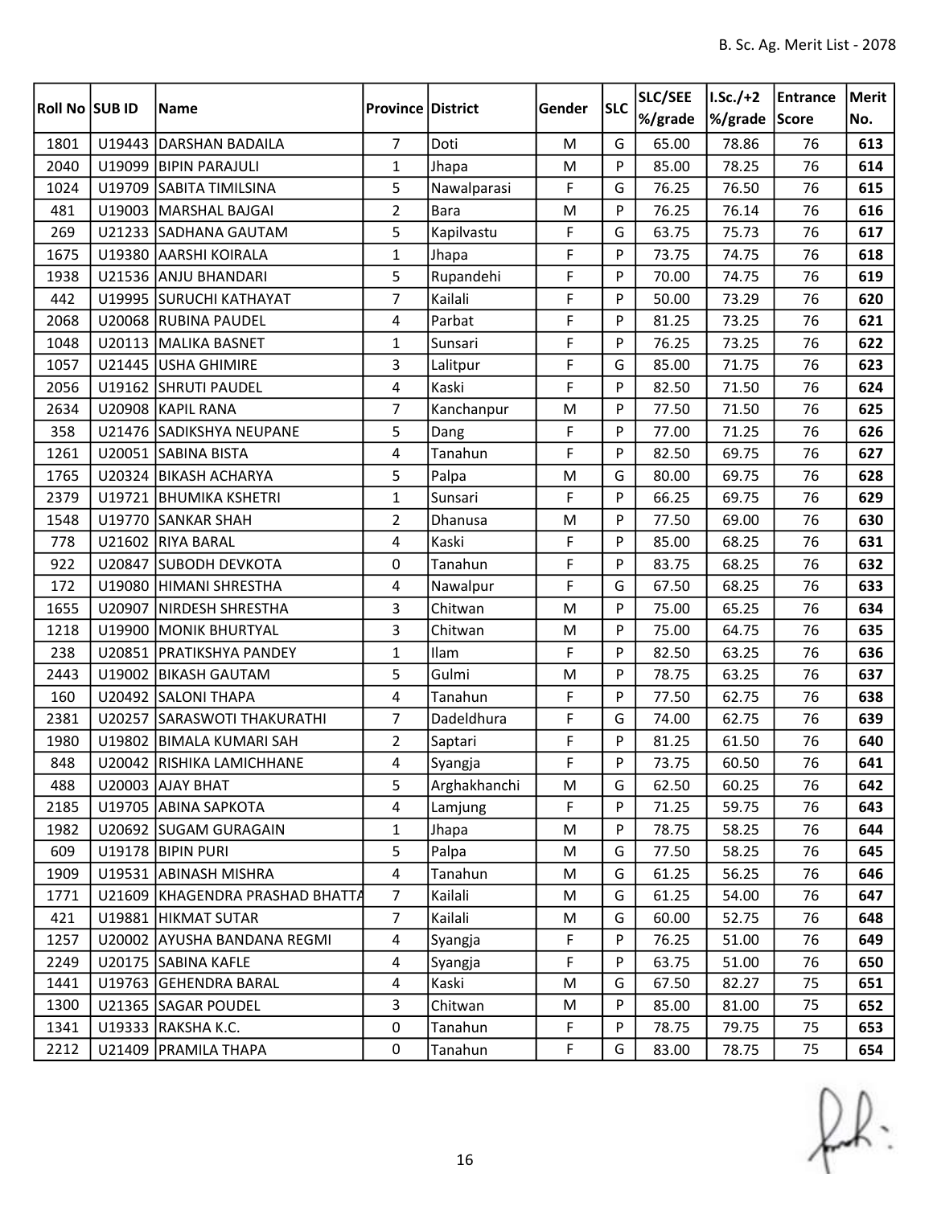| Roll No | SUB ID | Name | Province | District | Gender | SLC | SLC/SEE %/grade | I.Sc./+2 %/grade | Entrance Score | Merit No. |
|---|---|---|---|---|---|---|---|---|---|---|
| 1801 | U19443 | DARSHAN BADAILA | 7 | Doti | M | G | 65.00 | 78.86 | 76 | **613** |
| 2040 | U19099 | BIPIN PARAJULI | 1 | Jhapa | M | P | 85.00 | 78.25 | 76 | **614** |
| 1024 | U19709 | SABITA TIMILSINA | 5 | Nawalparasi | F | G | 76.25 | 76.50 | 76 | **615** |
| 481 | U19003 | MARSHAL BAJGAI | 2 | Bara | M | P | 76.25 | 76.14 | 76 | **616** |
| 269 | U21233 | SADHANA GAUTAM | 5 | Kapilvastu | F | G | 63.75 | 75.73 | 76 | **617** |
| 1675 | U19380 | AARSHI KOIRALA | 1 | Jhapa | F | P | 73.75 | 74.75 | 76 | **618** |
| 1938 | U21536 | ANJU BHANDARI | 5 | Rupandehi | F | P | 70.00 | 74.75 | 76 | **619** |
| 442 | U19995 | SURUCHI KATHAYAT | 7 | Kailali | F | P | 50.00 | 73.29 | 76 | **620** |
| 2068 | U20068 | RUBINA PAUDEL | 4 | Parbat | F | P | 81.25 | 73.25 | 76 | **621** |
| 1048 | U20113 | MALIKA BASNET | 1 | Sunsari | F | P | 76.25 | 73.25 | 76 | **622** |
| 1057 | U21445 | USHA GHIMIRE | 3 | Lalitpur | F | G | 85.00 | 71.75 | 76 | **623** |
| 2056 | U19162 | SHRUTI PAUDEL | 4 | Kaski | F | P | 82.50 | 71.50 | 76 | **624** |
| 2634 | U20908 | KAPIL RANA | 7 | Kanchanpur | M | P | 77.50 | 71.50 | 76 | **625** |
| 358 | U21476 | SADIKSHYA NEUPANE | 5 | Dang | F | P | 77.00 | 71.25 | 76 | **626** |
| 1261 | U20051 | SABINA BISTA | 4 | Tanahun | F | P | 82.50 | 69.75 | 76 | **627** |
| 1765 | U20324 | BIKASH ACHARYA | 5 | Palpa | M | G | 80.00 | 69.75 | 76 | **628** |
| 2379 | U19721 | BHUMIKA KSHETRI | 1 | Sunsari | F | P | 66.25 | 69.75 | 76 | **629** |
| 1548 | U19770 | SANKAR SHAH | 2 | Dhanusa | M | P | 77.50 | 69.00 | 76 | **630** |
| 778 | U21602 | RIYA BARAL | 4 | Kaski | F | P | 85.00 | 68.25 | 76 | **631** |
| 922 | U20847 | SUBODH DEVKOTA | 0 | Tanahun | F | P | 83.75 | 68.25 | 76 | **632** |
| 172 | U19080 | HIMANI SHRESTHA | 4 | Nawalpur | F | G | 67.50 | 68.25 | 76 | **633** |
| 1655 | U20907 | NIRDESH SHRESTHA | 3 | Chitwan | M | P | 75.00 | 65.25 | 76 | **634** |
| 1218 | U19900 | MONIK BHURTYAL | 3 | Chitwan | M | P | 75.00 | 64.75 | 76 | **635** |
| 238 | U20851 | PRATIKSHYA PANDEY | 1 | Ilam | F | P | 82.50 | 63.25 | 76 | **636** |
| 2443 | U19002 | BIKASH GAUTAM | 5 | Gulmi | M | P | 78.75 | 63.25 | 76 | **637** |
| 160 | U20492 | SALONI THAPA | 4 | Tanahun | F | P | 77.50 | 62.75 | 76 | **638** |
| 2381 | U20257 | SARASWOTI THAKURATHI | 7 | Dadeldhura | F | G | 74.00 | 62.75 | 76 | **639** |
| 1980 | U19802 | BIMALA KUMARI SAH | 2 | Saptari | F | P | 81.25 | 61.50 | 76 | **640** |
| 848 | U20042 | RISHIKA LAMICHHANE | 4 | Syangja | F | P | 73.75 | 60.50 | 76 | **641** |
| 488 | U20003 | AJAY BHAT | 5 | Arghakhanchi | M | G | 62.50 | 60.25 | 76 | **642** |
| 2185 | U19705 | ABINA SAPKOTA | 4 | Lamjung | F | P | 71.25 | 59.75 | 76 | **643** |
| 1982 | U20692 | SUGAM GURAGAIN | 1 | Jhapa | M | P | 78.75 | 58.25 | 76 | **644** |
| 609 | U19178 | BIPIN PURI | 5 | Palpa | M | G | 77.50 | 58.25 | 76 | **645** |
| 1909 | U19531 | ABINASH MISHRA | 4 | Tanahun | M | G | 61.25 | 56.25 | 76 | **646** |
| 1771 | U21609 | KHAGENDRA PRASHAD BHATTA | 7 | Kailali | M | G | 61.25 | 54.00 | 76 | **647** |
| 421 | U19881 | HIKMAT SUTAR | 7 | Kailali | M | G | 60.00 | 52.75 | 76 | **648** |
| 1257 | U20002 | AYUSHA BANDANA REGMI | 4 | Syangja | F | P | 76.25 | 51.00 | 76 | **649** |
| 2249 | U20175 | SABINA KAFLE | 4 | Syangja | F | P | 63.75 | 51.00 | 76 | **650** |
| 1441 | U19763 | GEHENDRA BARAL | 4 | Kaski | M | G | 67.50 | 82.27 | 75 | **651** |
| 1300 | U21365 | SAGAR POUDEL | 3 | Chitwan | M | P | 85.00 | 81.00 | 75 | **652** |
| 1341 | U19333 | RAKSHA K.C. | 0 | Tanahun | F | P | 78.75 | 79.75 | 75 | **653** |
| 2212 | U21409 | PRAMILA THAPA | 0 | Tanahun | F | G | 83.00 | 78.75 | 75 | **654** |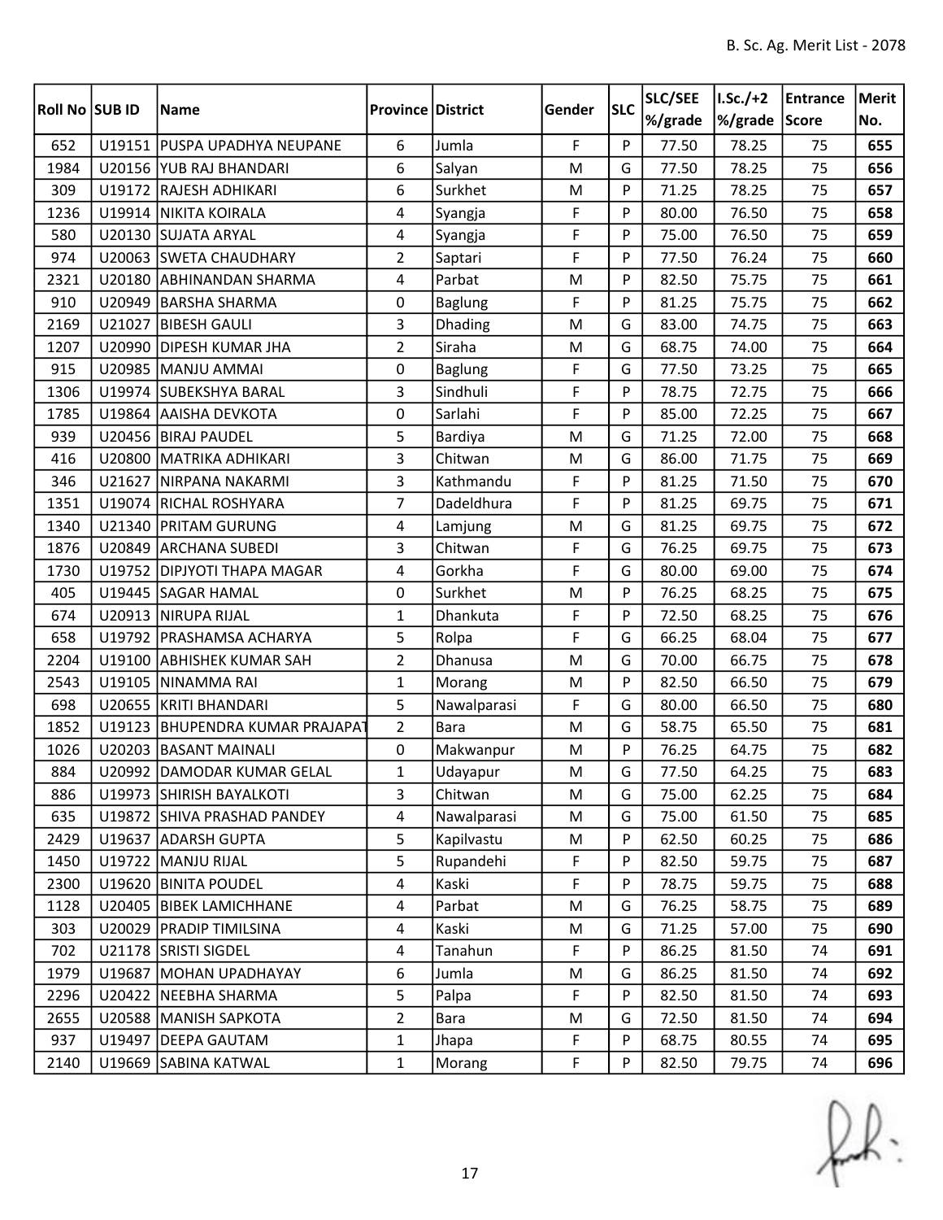| Roll No | SUB ID | Name | Province | District | Gender | SLC | SLC/SEE %/grade | I.Sc./+2 %/grade | Entrance Score | Merit No. |
|---|---|---|---|---|---|---|---|---|---|---|
| 652 | U19151 | PUSPA UPADHYA NEUPANE | 6 | Jumla | F | P | 77.50 | 78.25 | 75 | **655** |
| 1984 | U20156 | YUB RAJ BHANDARI | 6 | Salyan | M | G | 77.50 | 78.25 | 75 | **656** |
| 309 | U19172 | RAJESH ADHIKARI | 6 | Surkhet | M | P | 71.25 | 78.25 | 75 | **657** |
| 1236 | U19914 | NIKITA KOIRALA | 4 | Syangja | F | P | 80.00 | 76.50 | 75 | **658** |
| 580 | U20130 | SUJATA ARYAL | 4 | Syangja | F | P | 75.00 | 76.50 | 75 | **659** |
| 974 | U20063 | SWETA CHAUDHARY | 2 | Saptari | F | P | 77.50 | 76.24 | 75 | **660** |
| 2321 | U20180 | ABHINANDAN SHARMA | 4 | Parbat | M | P | 82.50 | 75.75 | 75 | **661** |
| 910 | U20949 | BARSHA SHARMA | 0 | Baglung | F | P | 81.25 | 75.75 | 75 | **662** |
| 2169 | U21027 | BIBESH GAULI | 3 | Dhading | M | G | 83.00 | 74.75 | 75 | **663** |
| 1207 | U20990 | DIPESH KUMAR JHA | 2 | Siraha | M | G | 68.75 | 74.00 | 75 | **664** |
| 915 | U20985 | MANJU AMMAI | 0 | Baglung | F | G | 77.50 | 73.25 | 75 | **665** |
| 1306 | U19974 | SUBEKSHYA BARAL | 3 | Sindhuli | F | P | 78.75 | 72.75 | 75 | **666** |
| 1785 | U19864 | AAISHA DEVKOTA | 0 | Sarlahi | F | P | 85.00 | 72.25 | 75 | **667** |
| 939 | U20456 | BIRAJ PAUDEL | 5 | Bardiya | M | G | 71.25 | 72.00 | 75 | **668** |
| 416 | U20800 | MATRIKA ADHIKARI | 3 | Chitwan | M | G | 86.00 | 71.75 | 75 | **669** |
| 346 | U21627 | NIRPANA NAKARMI | 3 | Kathmandu | F | P | 81.25 | 71.50 | 75 | **670** |
| 1351 | U19074 | RICHAL ROSHYARA | 7 | Dadeldhura | F | P | 81.25 | 69.75 | 75 | **671** |
| 1340 | U21340 | PRITAM GURUNG | 4 | Lamjung | M | G | 81.25 | 69.75 | 75 | **672** |
| 1876 | U20849 | ARCHANA SUBEDI | 3 | Chitwan | F | G | 76.25 | 69.75 | 75 | **673** |
| 1730 | U19752 | DIPJYOTI THAPA MAGAR | 4 | Gorkha | F | G | 80.00 | 69.00 | 75 | **674** |
| 405 | U19445 | SAGAR HAMAL | 0 | Surkhet | M | P | 76.25 | 68.25 | 75 | **675** |
| 674 | U20913 | NIRUPA RIJAL | 1 | Dhankuta | F | P | 72.50 | 68.25 | 75 | **676** |
| 658 | U19792 | PRASHAMSA ACHARYA | 5 | Rolpa | F | G | 66.25 | 68.04 | 75 | **677** |
| 2204 | U19100 | ABHISHEK KUMAR SAH | 2 | Dhanusa | M | G | 70.00 | 66.75 | 75 | **678** |
| 2543 | U19105 | NINAMMA RAI | 1 | Morang | M | P | 82.50 | 66.50 | 75 | **679** |
| 698 | U20655 | KRITI BHANDARI | 5 | Nawalparasi | F | G | 80.00 | 66.50 | 75 | **680** |
| 1852 | U19123 | BHUPENDRA KUMAR PRAJAPAT | 2 | Bara | M | G | 58.75 | 65.50 | 75 | **681** |
| 1026 | U20203 | BASANT MAINALI | 0 | Makwanpur | M | P | 76.25 | 64.75 | 75 | **682** |
| 884 | U20992 | DAMODAR KUMAR GELAL | 1 | Udayapur | M | G | 77.50 | 64.25 | 75 | **683** |
| 886 | U19973 | SHIRISH BAYALKOTI | 3 | Chitwan | M | G | 75.00 | 62.25 | 75 | **684** |
| 635 | U19872 | SHIVA PRASHAD PANDEY | 4 | Nawalparasi | M | G | 75.00 | 61.50 | 75 | **685** |
| 2429 | U19637 | ADARSH GUPTA | 5 | Kapilvastu | M | P | 62.50 | 60.25 | 75 | **686** |
| 1450 | U19722 | MANJU RIJAL | 5 | Rupandehi | F | P | 82.50 | 59.75 | 75 | **687** |
| 2300 | U19620 | BINITA POUDEL | 4 | Kaski | F | P | 78.75 | 59.75 | 75 | **688** |
| 1128 | U20405 | BIBEK LAMICHHANE | 4 | Parbat | M | G | 76.25 | 58.75 | 75 | **689** |
| 303 | U20029 | PRADIP TIMILSINA | 4 | Kaski | M | G | 71.25 | 57.00 | 75 | **690** |
| 702 | U21178 | SRISTI SIGDEL | 4 | Tanahun | F | P | 86.25 | 81.50 | 74 | **691** |
| 1979 | U19687 | MOHAN UPADHAYAY | 6 | Jumla | M | G | 86.25 | 81.50 | 74 | **692** |
| 2296 | U20422 | NEEBHA SHARMA | 5 | Palpa | F | P | 82.50 | 81.50 | 74 | **693** |
| 2655 | U20588 | MANISH SAPKOTA | 2 | Bara | M | G | 72.50 | 81.50 | 74 | **694** |
| 937 | U19497 | DEEPA GAUTAM | 1 | Jhapa | F | P | 68.75 | 80.55 | 74 | **695** |
| 2140 | U19669 | SABINA KATWAL | 1 | Morang | F | P | 82.50 | 79.75 | 74 | **696** |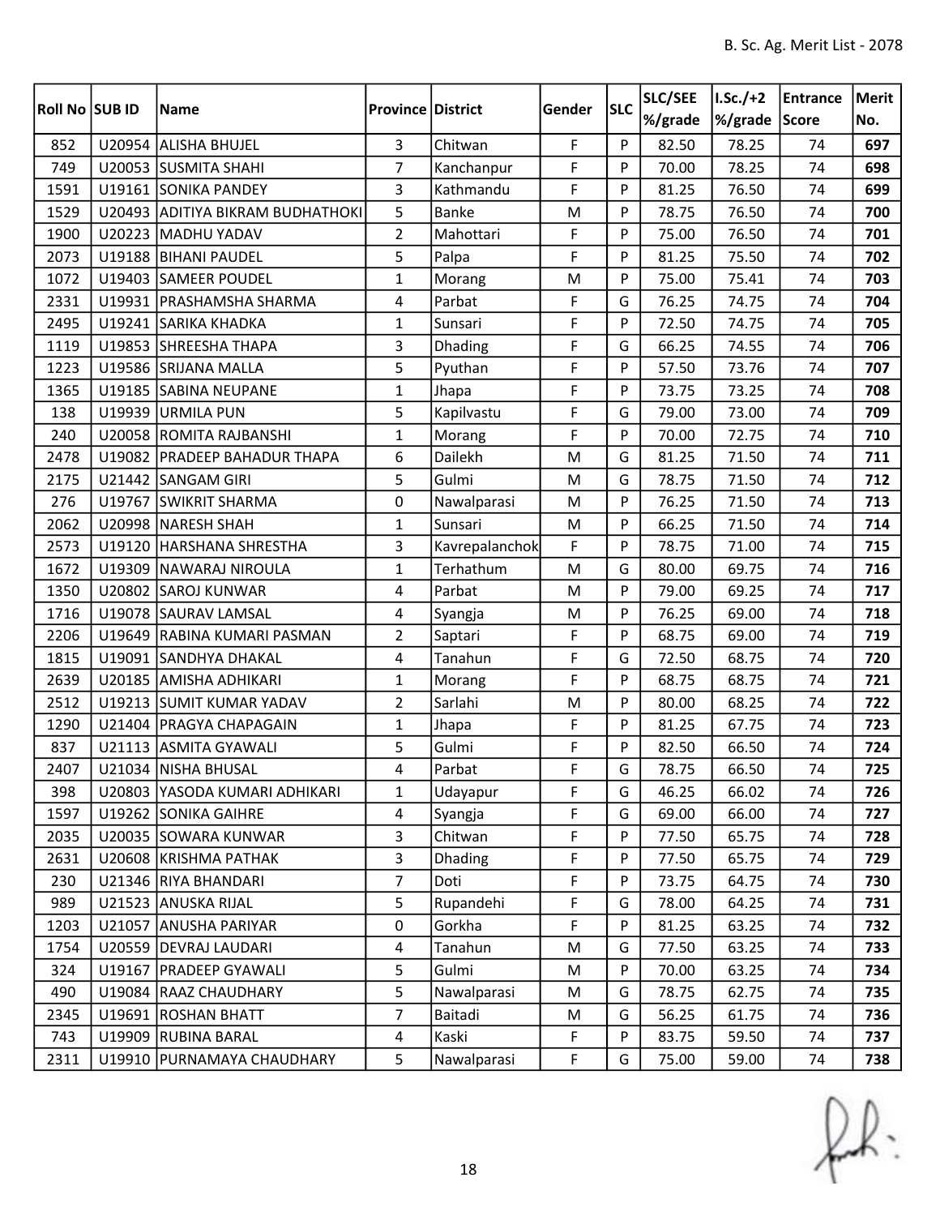| Roll No | SUB ID | Name | Province | District | Gender | SLC | SLC/SEE %/grade | I.Sc./+2 %/grade | Entrance Score | Merit No. |
|---|---|---|---|---|---|---|---|---|---|---|
| 852 | U20954 | ALISHA BHUJEL | 3 | Chitwan | F | P | 82.50 | 78.25 | 74 | **697** |
| 749 | U20053 | SUSMITA SHAHI | 7 | Kanchanpur | F | P | 70.00 | 78.25 | 74 | **698** |
| 1591 | U19161 | SONIKA PANDEY | 3 | Kathmandu | F | P | 81.25 | 76.50 | 74 | **699** |
| 1529 | U20493 | ADITIYA BIKRAM BUDHATHOKI | 5 | Banke | M | P | 78.75 | 76.50 | 74 | **700** |
| 1900 | U20223 | MADHU YADAV | 2 | Mahottari | F | P | 75.00 | 76.50 | 74 | **701** |
| 2073 | U19188 | BIHANI PAUDEL | 5 | Palpa | F | P | 81.25 | 75.50 | 74 | **702** |
| 1072 | U19403 | SAMEER POUDEL | 1 | Morang | M | P | 75.00 | 75.41 | 74 | **703** |
| 2331 | U19931 | PRASHAMSHA SHARMA | 4 | Parbat | F | G | 76.25 | 74.75 | 74 | **704** |
| 2495 | U19241 | SARIKA KHADKA | 1 | Sunsari | F | P | 72.50 | 74.75 | 74 | **705** |
| 1119 | U19853 | SHREESHA THAPA | 3 | Dhading | F | G | 66.25 | 74.55 | 74 | **706** |
| 1223 | U19586 | SRIJANA MALLA | 5 | Pyuthan | F | P | 57.50 | 73.76 | 74 | **707** |
| 1365 | U19185 | SABINA NEUPANE | 1 | Jhapa | F | P | 73.75 | 73.25 | 74 | **708** |
| 138 | U19939 | URMILA PUN | 5 | Kapilvastu | F | G | 79.00 | 73.00 | 74 | **709** |
| 240 | U20058 | ROMITA RAJBANSHI | 1 | Morang | F | P | 70.00 | 72.75 | 74 | **710** |
| 2478 | U19082 | PRADEEP BAHADUR THAPA | 6 | Dailekh | M | G | 81.25 | 71.50 | 74 | **711** |
| 2175 | U21442 | SANGAM GIRI | 5 | Gulmi | M | G | 78.75 | 71.50 | 74 | **712** |
| 276 | U19767 | SWIKRIT SHARMA | 0 | Nawalparasi | M | P | 76.25 | 71.50 | 74 | **713** |
| 2062 | U20998 | NARESH SHAH | 1 | Sunsari | M | P | 66.25 | 71.50 | 74 | **714** |
| 2573 | U19120 | HARSHANA SHRESTHA | 3 | Kavrepalanchok | F | P | 78.75 | 71.00 | 74 | **715** |
| 1672 | U19309 | NAWARAJ NIROULA | 1 | Terhathum | M | G | 80.00 | 69.75 | 74 | **716** |
| 1350 | U20802 | SAROJ KUNWAR | 4 | Parbat | M | P | 79.00 | 69.25 | 74 | **717** |
| 1716 | U19078 | SAURAV LAMSAL | 4 | Syangja | M | P | 76.25 | 69.00 | 74 | **718** |
| 2206 | U19649 | RABINA KUMARI PASMAN | 2 | Saptari | F | P | 68.75 | 69.00 | 74 | **719** |
| 1815 | U19091 | SANDHYA DHAKAL | 4 | Tanahun | F | G | 72.50 | 68.75 | 74 | **720** |
| 2639 | U20185 | AMISHA ADHIKARI | 1 | Morang | F | P | 68.75 | 68.75 | 74 | **721** |
| 2512 | U19213 | SUMIT KUMAR YADAV | 2 | Sarlahi | M | P | 80.00 | 68.25 | 74 | **722** |
| 1290 | U21404 | PRAGYA CHAPAGAIN | 1 | Jhapa | F | P | 81.25 | 67.75 | 74 | **723** |
| 837 | U21113 | ASMITA GYAWALI | 5 | Gulmi | F | P | 82.50 | 66.50 | 74 | **724** |
| 2407 | U21034 | NISHA BHUSAL | 4 | Parbat | F | G | 78.75 | 66.50 | 74 | **725** |
| 398 | U20803 | YASODA KUMARI ADHIKARI | 1 | Udayapur | F | G | 46.25 | 66.02 | 74 | **726** |
| 1597 | U19262 | SONIKA GAIHRE | 4 | Syangja | F | G | 69.00 | 66.00 | 74 | **727** |
| 2035 | U20035 | SOWARA KUNWAR | 3 | Chitwan | F | P | 77.50 | 65.75 | 74 | **728** |
| 2631 | U20608 | KRISHMA PATHAK | 3 | Dhading | F | P | 77.50 | 65.75 | 74 | **729** |
| 230 | U21346 | RIYA BHANDARI | 7 | Doti | F | P | 73.75 | 64.75 | 74 | **730** |
| 989 | U21523 | ANUSKA RIJAL | 5 | Rupandehi | F | G | 78.00 | 64.25 | 74 | **731** |
| 1203 | U21057 | ANUSHA PARIYAR | 0 | Gorkha | F | P | 81.25 | 63.25 | 74 | **732** |
| 1754 | U20559 | DEVRAJ LAUDARI | 4 | Tanahun | M | G | 77.50 | 63.25 | 74 | **733** |
| 324 | U19167 | PRADEEP GYAWALI | 5 | Gulmi | M | P | 70.00 | 63.25 | 74 | **734** |
| 490 | U19084 | RAAZ CHAUDHARY | 5 | Nawalparasi | M | G | 78.75 | 62.75 | 74 | **735** |
| 2345 | U19691 | ROSHAN BHATT | 7 | Baitadi | M | G | 56.25 | 61.75 | 74 | **736** |
| 743 | U19909 | RUBINA BARAL | 4 | Kaski | F | P | 83.75 | 59.50 | 74 | **737** |
| 2311 | U19910 | PURNAMAYA CHAUDHARY | 5 | Nawalparasi | F | G | 75.00 | 59.00 | 74 | **738** |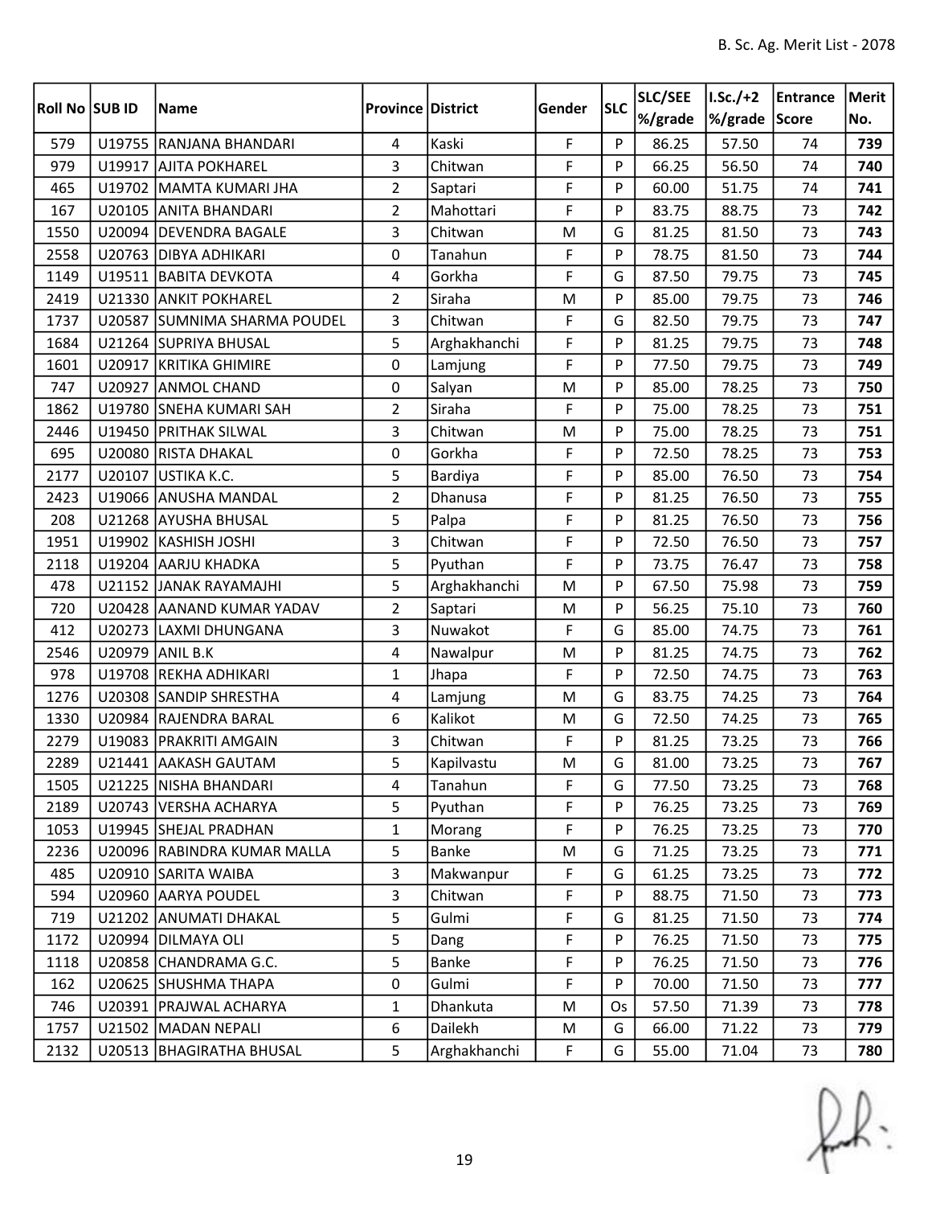| Roll No | SUB ID | Name | Province | District | Gender | SLC | SLC/SEE %/grade | I.Sc./+2 %/grade | Entrance Score | Merit No. |
|---|---|---|---|---|---|---|---|---|---|---|
| 579 | U19755 | RANJANA BHANDARI | 4 | Kaski | F | P | 86.25 | 57.50 | 74 | **739** |
| 979 | U19917 | AJITA POKHAREL | 3 | Chitwan | F | P | 66.25 | 56.50 | 74 | **740** |
| 465 | U19702 | MAMTA KUMARI JHA | 2 | Saptari | F | P | 60.00 | 51.75 | 74 | **741** |
| 167 | U20105 | ANITA BHANDARI | 2 | Mahottari | F | P | 83.75 | 88.75 | 73 | **742** |
| 1550 | U20094 | DEVENDRA BAGALE | 3 | Chitwan | M | G | 81.25 | 81.50 | 73 | **743** |
| 2558 | U20763 | DIBYA ADHIKARI | 0 | Tanahun | F | P | 78.75 | 81.50 | 73 | **744** |
| 1149 | U19511 | BABITA DEVKOTA | 4 | Gorkha | F | G | 87.50 | 79.75 | 73 | **745** |
| 2419 | U21330 | ANKIT POKHAREL | 2 | Siraha | M | P | 85.00 | 79.75 | 73 | **746** |
| 1737 | U20587 | SUMNIMA SHARMA POUDEL | 3 | Chitwan | F | G | 82.50 | 79.75 | 73 | **747** |
| 1684 | U21264 | SUPRIYA BHUSAL | 5 | Arghakhanchi | F | P | 81.25 | 79.75 | 73 | **748** |
| 1601 | U20917 | KRITIKA GHIMIRE | 0 | Lamjung | F | P | 77.50 | 79.75 | 73 | **749** |
| 747 | U20927 | ANMOL CHAND | 0 | Salyan | M | P | 85.00 | 78.25 | 73 | **750** |
| 1862 | U19780 | SNEHA KUMARI SAH | 2 | Siraha | F | P | 75.00 | 78.25 | 73 | **751** |
| 2446 | U19450 | PRITHAK SILWAL | 3 | Chitwan | M | P | 75.00 | 78.25 | 73 | **751** |
| 695 | U20080 | RISTA DHAKAL | 0 | Gorkha | F | P | 72.50 | 78.25 | 73 | **753** |
| 2177 | U20107 | USTIKA K.C. | 5 | Bardiya | F | P | 85.00 | 76.50 | 73 | **754** |
| 2423 | U19066 | ANUSHA MANDAL | 2 | Dhanusa | F | P | 81.25 | 76.50 | 73 | **755** |
| 208 | U21268 | AYUSHA BHUSAL | 5 | Palpa | F | P | 81.25 | 76.50 | 73 | **756** |
| 1951 | U19902 | KASHISH JOSHI | 3 | Chitwan | F | P | 72.50 | 76.50 | 73 | **757** |
| 2118 | U19204 | AARJU KHADKA | 5 | Pyuthan | F | P | 73.75 | 76.47 | 73 | **758** |
| 478 | U21152 | JANAK RAYAMAJHI | 5 | Arghakhanchi | M | P | 67.50 | 75.98 | 73 | **759** |
| 720 | U20428 | AANAND KUMAR YADAV | 2 | Saptari | M | P | 56.25 | 75.10 | 73 | **760** |
| 412 | U20273 | LAXMI DHUNGANA | 3 | Nuwakot | F | G | 85.00 | 74.75 | 73 | **761** |
| 2546 | U20979 | ANIL B.K | 4 | Nawalpur | M | P | 81.25 | 74.75 | 73 | **762** |
| 978 | U19708 | REKHA ADHIKARI | 1 | Jhapa | F | P | 72.50 | 74.75 | 73 | **763** |
| 1276 | U20308 | SANDIP SHRESTHA | 4 | Lamjung | M | G | 83.75 | 74.25 | 73 | **764** |
| 1330 | U20984 | RAJENDRA BARAL | 6 | Kalikot | M | G | 72.50 | 74.25 | 73 | **765** |
| 2279 | U19083 | PRAKRITI AMGAIN | 3 | Chitwan | F | P | 81.25 | 73.25 | 73 | **766** |
| 2289 | U21441 | AAKASH GAUTAM | 5 | Kapilvastu | M | G | 81.00 | 73.25 | 73 | **767** |
| 1505 | U21225 | NISHA BHANDARI | 4 | Tanahun | F | G | 77.50 | 73.25 | 73 | **768** |
| 2189 | U20743 | VERSHA ACHARYA | 5 | Pyuthan | F | P | 76.25 | 73.25 | 73 | **769** |
| 1053 | U19945 | SHEJAL PRADHAN | 1 | Morang | F | P | 76.25 | 73.25 | 73 | **770** |
| 2236 | U20096 | RABINDRA KUMAR MALLA | 5 | Banke | M | G | 71.25 | 73.25 | 73 | **771** |
| 485 | U20910 | SARITA WAIBA | 3 | Makwanpur | F | G | 61.25 | 73.25 | 73 | **772** |
| 594 | U20960 | AARYA POUDEL | 3 | Chitwan | F | P | 88.75 | 71.50 | 73 | **773** |
| 719 | U21202 | ANUMATI DHAKAL | 5 | Gulmi | F | G | 81.25 | 71.50 | 73 | **774** |
| 1172 | U20994 | DILMAYA OLI | 5 | Dang | F | P | 76.25 | 71.50 | 73 | **775** |
| 1118 | U20858 | CHANDRAMA G.C. | 5 | Banke | F | P | 76.25 | 71.50 | 73 | **776** |
| 162 | U20625 | SHUSHMA THAPA | 0 | Gulmi | F | P | 70.00 | 71.50 | 73 | **777** |
| 746 | U20391 | PRAJWAL ACHARYA | 1 | Dhankuta | M | Os | 57.50 | 71.39 | 73 | **778** |
| 1757 | U21502 | MADAN NEPALI | 6 | Dailekh | M | G | 66.00 | 71.22 | 73 | **779** |
| 2132 | U20513 | BHAGIRATHA BHUSAL | 5 | Arghakhanchi | F | G | 55.00 | 71.04 | 73 | **780** |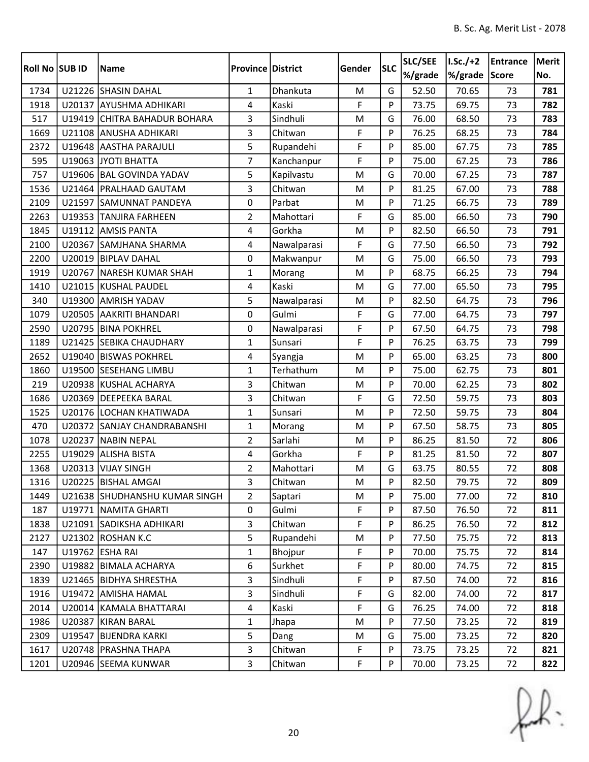| Roll No | SUB ID | Name | Province | District | Gender | SLC | SLC/SEE %/grade | I.Sc./+2 %/grade | Entrance Score | Merit No. |
|---|---|---|---|---|---|---|---|---|---|---|
| 1734 | U21226 | SHASIN DAHAL | 1 | Dhankuta | M | G | 52.50 | 70.65 | 73 | **781** |
| 1918 | U20137 | AYUSHMA ADHIKARI | 4 | Kaski | F | P | 73.75 | 69.75 | 73 | **782** |
| 517 | U19419 | CHITRA BAHADUR BOHARA | 3 | Sindhuli | M | G | 76.00 | 68.50 | 73 | **783** |
| 1669 | U21108 | ANUSHA ADHIKARI | 3 | Chitwan | F | P | 76.25 | 68.25 | 73 | **784** |
| 2372 | U19648 | AASTHA PARAJULI | 5 | Rupandehi | F | P | 85.00 | 67.75 | 73 | **785** |
| 595 | U19063 | JYOTI BHATTA | 7 | Kanchanpur | F | P | 75.00 | 67.25 | 73 | **786** |
| 757 | U19606 | BAL GOVINDA YADAV | 5 | Kapilvastu | M | G | 70.00 | 67.25 | 73 | **787** |
| 1536 | U21464 | PRALHAAD GAUTAM | 3 | Chitwan | M | P | 81.25 | 67.00 | 73 | **788** |
| 2109 | U21597 | SAMUNNAT PANDEYA | 0 | Parbat | M | P | 71.25 | 66.75 | 73 | **789** |
| 2263 | U19353 | TANJIRA FARHEEN | 2 | Mahottari | F | G | 85.00 | 66.50 | 73 | **790** |
| 1845 | U19112 | AMSIS PANTA | 4 | Gorkha | M | P | 82.50 | 66.50 | 73 | **791** |
| 2100 | U20367 | SAMJHANA SHARMA | 4 | Nawalparasi | F | G | 77.50 | 66.50 | 73 | **792** |
| 2200 | U20019 | BIPLAV DAHAL | 0 | Makwanpur | M | G | 75.00 | 66.50 | 73 | **793** |
| 1919 | U20767 | NARESH KUMAR SHAH | 1 | Morang | M | P | 68.75 | 66.25 | 73 | **794** |
| 1410 | U21015 | KUSHAL PAUDEL | 4 | Kaski | M | G | 77.00 | 65.50 | 73 | **795** |
| 340 | U19300 | AMRISH YADAV | 5 | Nawalparasi | M | P | 82.50 | 64.75 | 73 | **796** |
| 1079 | U20505 | AAKRITI BHANDARI | 0 | Gulmi | F | G | 77.00 | 64.75 | 73 | **797** |
| 2590 | U20795 | BINA POKHREL | 0 | Nawalparasi | F | P | 67.50 | 64.75 | 73 | **798** |
| 1189 | U21425 | SEBIKA CHAUDHARY | 1 | Sunsari | F | P | 76.25 | 63.75 | 73 | **799** |
| 2652 | U19040 | BISWAS POKHREL | 4 | Syangja | M | P | 65.00 | 63.25 | 73 | **800** |
| 1860 | U19500 | SESEHANG LIMBU | 1 | Terhathum | M | P | 75.00 | 62.75 | 73 | **801** |
| 219 | U20938 | KUSHAL ACHARYA | 3 | Chitwan | M | P | 70.00 | 62.25 | 73 | **802** |
| 1686 | U20369 | DEEPEEKA BARAL | 3 | Chitwan | F | G | 72.50 | 59.75 | 73 | **803** |
| 1525 | U20176 | LOCHAN KHATIWADA | 1 | Sunsari | M | P | 72.50 | 59.75 | 73 | **804** |
| 470 | U20372 | SANJAY CHANDRABANSHI | 1 | Morang | M | P | 67.50 | 58.75 | 73 | **805** |
| 1078 | U20237 | NABIN NEPAL | 2 | Sarlahi | M | P | 86.25 | 81.50 | 72 | **806** |
| 2255 | U19029 | ALISHA BISTA | 4 | Gorkha | F | P | 81.25 | 81.50 | 72 | **807** |
| 1368 | U20313 | VIJAY SINGH | 2 | Mahottari | M | G | 63.75 | 80.55 | 72 | **808** |
| 1316 | U20225 | BISHAL AMGAI | 3 | Chitwan | M | P | 82.50 | 79.75 | 72 | **809** |
| 1449 | U21638 | SHUDHANSHU KUMAR SINGH | 2 | Saptari | M | P | 75.00 | 77.00 | 72 | **810** |
| 187 | U19771 | NAMITA GHARTI | 0 | Gulmi | F | P | 87.50 | 76.50 | 72 | **811** |
| 1838 | U21091 | SADIKSHA ADHIKARI | 3 | Chitwan | F | P | 86.25 | 76.50 | 72 | **812** |
| 2127 | U21302 | ROSHAN K.C | 5 | Rupandehi | M | P | 77.50 | 75.75 | 72 | **813** |
| 147 | U19762 | ESHA RAI | 1 | Bhojpur | F | P | 70.00 | 75.75 | 72 | **814** |
| 2390 | U19882 | BIMALA ACHARYA | 6 | Surkhet | F | P | 80.00 | 74.75 | 72 | **815** |
| 1839 | U21465 | BIDHYA SHRESTHA | 3 | Sindhuli | F | P | 87.50 | 74.00 | 72 | **816** |
| 1916 | U19472 | AMISHA HAMAL | 3 | Sindhuli | F | G | 82.00 | 74.00 | 72 | **817** |
| 2014 | U20014 | KAMALA BHATTARAI | 4 | Kaski | F | G | 76.25 | 74.00 | 72 | **818** |
| 1986 | U20387 | KIRAN BARAL | 1 | Jhapa | M | P | 77.50 | 73.25 | 72 | **819** |
| 2309 | U19547 | BIJENDRA KARKI | 5 | Dang | M | G | 75.00 | 73.25 | 72 | **820** |
| 1617 | U20748 | PRASHNA THAPA | 3 | Chitwan | F | P | 73.75 | 73.25 | 72 | **821** |
| 1201 | U20946 | SEEMA KUNWAR | 3 | Chitwan | F | P | 70.00 | 73.25 | 72 | **822** |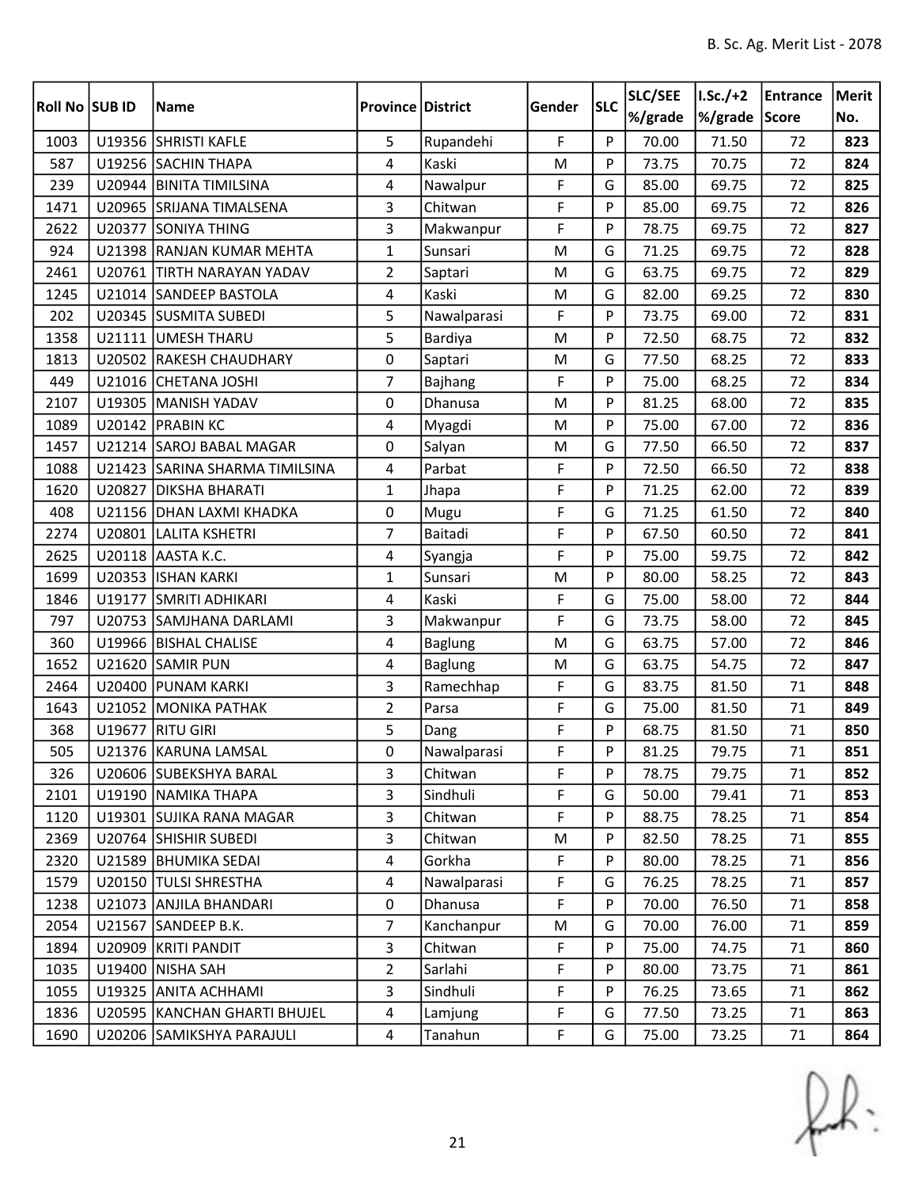| Roll No | SUB ID | Name | Province | District | Gender | SLC | SLC/SEE %/grade | I.Sc./+2 %/grade | Entrance Score | Merit No. |
|---|---|---|---|---|---|---|---|---|---|---|
| 1003 | U19356 | SHRISTI KAFLE | 5 | Rupandehi | F | P | 70.00 | 71.50 | 72 | **823** |
| 587 | U19256 | SACHIN THAPA | 4 | Kaski | M | P | 73.75 | 70.75 | 72 | **824** |
| 239 | U20944 | BINITA TIMILSINA | 4 | Nawalpur | F | G | 85.00 | 69.75 | 72 | **825** |
| 1471 | U20965 | SRIJANA TIMALSENA | 3 | Chitwan | F | P | 85.00 | 69.75 | 72 | **826** |
| 2622 | U20377 | SONIYA THING | 3 | Makwanpur | F | P | 78.75 | 69.75 | 72 | **827** |
| 924 | U21398 | RANJAN KUMAR MEHTA | 1 | Sunsari | M | G | 71.25 | 69.75 | 72 | **828** |
| 2461 | U20761 | TIRTH NARAYAN YADAV | 2 | Saptari | M | G | 63.75 | 69.75 | 72 | **829** |
| 1245 | U21014 | SANDEEP BASTOLA | 4 | Kaski | M | G | 82.00 | 69.25 | 72 | **830** |
| 202 | U20345 | SUSMITA SUBEDI | 5 | Nawalparasi | F | P | 73.75 | 69.00 | 72 | **831** |
| 1358 | U21111 | UMESH THARU | 5 | Bardiya | M | P | 72.50 | 68.75 | 72 | **832** |
| 1813 | U20502 | RAKESH CHAUDHARY | 0 | Saptari | M | G | 77.50 | 68.25 | 72 | **833** |
| 449 | U21016 | CHETANA JOSHI | 7 | Bajhang | F | P | 75.00 | 68.25 | 72 | **834** |
| 2107 | U19305 | MANISH YADAV | 0 | Dhanusa | M | P | 81.25 | 68.00 | 72 | **835** |
| 1089 | U20142 | PRABIN KC | 4 | Myagdi | M | P | 75.00 | 67.00 | 72 | **836** |
| 1457 | U21214 | SAROJ BABAL MAGAR | 0 | Salyan | M | G | 77.50 | 66.50 | 72 | **837** |
| 1088 | U21423 | SARINA SHARMA TIMILSINA | 4 | Parbat | F | P | 72.50 | 66.50 | 72 | **838** |
| 1620 | U20827 | DIKSHA BHARATI | 1 | Jhapa | F | P | 71.25 | 62.00 | 72 | **839** |
| 408 | U21156 | DHAN LAXMI KHADKA | 0 | Mugu | F | G | 71.25 | 61.50 | 72 | **840** |
| 2274 | U20801 | LALITA KSHETRI | 7 | Baitadi | F | P | 67.50 | 60.50 | 72 | **841** |
| 2625 | U20118 | AASTA K.C. | 4 | Syangja | F | P | 75.00 | 59.75 | 72 | **842** |
| 1699 | U20353 | ISHAN KARKI | 1 | Sunsari | M | P | 80.00 | 58.25 | 72 | **843** |
| 1846 | U19177 | SMRITI ADHIKARI | 4 | Kaski | F | G | 75.00 | 58.00 | 72 | **844** |
| 797 | U20753 | SAMJHANA DARLAMI | 3 | Makwanpur | F | G | 73.75 | 58.00 | 72 | **845** |
| 360 | U19966 | BISHAL CHALISE | 4 | Baglung | M | G | 63.75 | 57.00 | 72 | **846** |
| 1652 | U21620 | SAMIR PUN | 4 | Baglung | M | G | 63.75 | 54.75 | 72 | **847** |
| 2464 | U20400 | PUNAM KARKI | 3 | Ramechhap | F | G | 83.75 | 81.50 | 71 | **848** |
| 1643 | U21052 | MONIKA PATHAK | 2 | Parsa | F | G | 75.00 | 81.50 | 71 | **849** |
| 368 | U19677 | RITU GIRI | 5 | Dang | F | P | 68.75 | 81.50 | 71 | **850** |
| 505 | U21376 | KARUNA LAMSAL | 0 | Nawalparasi | F | P | 81.25 | 79.75 | 71 | **851** |
| 326 | U20606 | SUBEKSHYA BARAL | 3 | Chitwan | F | P | 78.75 | 79.75 | 71 | **852** |
| 2101 | U19190 | NAMIKA THAPA | 3 | Sindhuli | F | G | 50.00 | 79.41 | 71 | **853** |
| 1120 | U19301 | SUJIKA RANA MAGAR | 3 | Chitwan | F | P | 88.75 | 78.25 | 71 | **854** |
| 2369 | U20764 | SHISHIR SUBEDI | 3 | Chitwan | M | P | 82.50 | 78.25 | 71 | **855** |
| 2320 | U21589 | BHUMIKA SEDAI | 4 | Gorkha | F | P | 80.00 | 78.25 | 71 | **856** |
| 1579 | U20150 | TULSI SHRESTHA | 4 | Nawalparasi | F | G | 76.25 | 78.25 | 71 | **857** |
| 1238 | U21073 | ANJILA BHANDARI | 0 | Dhanusa | F | P | 70.00 | 76.50 | 71 | **858** |
| 2054 | U21567 | SANDEEP B.K. | 7 | Kanchanpur | M | G | 70.00 | 76.00 | 71 | **859** |
| 1894 | U20909 | KRITI PANDIT | 3 | Chitwan | F | P | 75.00 | 74.75 | 71 | **860** |
| 1035 | U19400 | NISHA SAH | 2 | Sarlahi | F | P | 80.00 | 73.75 | 71 | **861** |
| 1055 | U19325 | ANITA ACHHAMI | 3 | Sindhuli | F | P | 76.25 | 73.65 | 71 | **862** |
| 1836 | U20595 | KANCHAN GHARTI BHUJEL | 4 | Lamjung | F | G | 77.50 | 73.25 | 71 | **863** |
| 1690 | U20206 | SAMIKSHYA PARAJULI | 4 | Tanahun | F | G | 75.00 | 73.25 | 71 | **864** |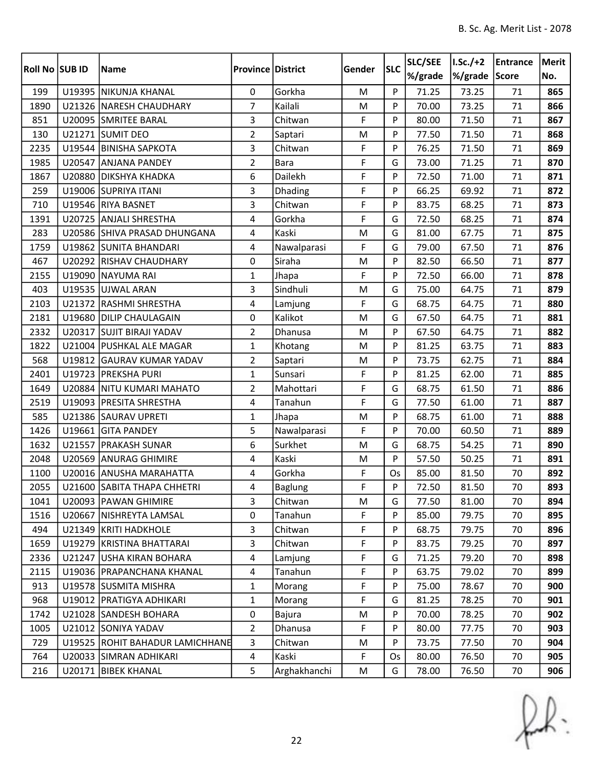| Roll No | SUB ID | Name | Province | District | Gender | SLC | SLC/SEE %/grade | I.Sc./+2 %/grade | Entrance Score | Merit No. |
|---|---|---|---|---|---|---|---|---|---|---|
| 199 | U19395 | NIKUNJA KHANAL | 0 | Gorkha | M | P | 71.25 | 73.25 | 71 | **865** |
| 1890 | U21326 | NARESH CHAUDHARY | 7 | Kailali | M | P | 70.00 | 73.25 | 71 | **866** |
| 851 | U20095 | SMRITEE BARAL | 3 | Chitwan | F | P | 80.00 | 71.50 | 71 | **867** |
| 130 | U21271 | SUMIT DEO | 2 | Saptari | M | P | 77.50 | 71.50 | 71 | **868** |
| 2235 | U19544 | BINISHA SAPKOTA | 3 | Chitwan | F | P | 76.25 | 71.50 | 71 | **869** |
| 1985 | U20547 | ANJANA PANDEY | 2 | Bara | F | G | 73.00 | 71.25 | 71 | **870** |
| 1867 | U20880 | DIKSHYA KHADKA | 6 | Dailekh | F | P | 72.50 | 71.00 | 71 | **871** |
| 259 | U19006 | SUPRIYA ITANI | 3 | Dhading | F | P | 66.25 | 69.92 | 71 | **872** |
| 710 | U19546 | RIYA BASNET | 3 | Chitwan | F | P | 83.75 | 68.25 | 71 | **873** |
| 1391 | U20725 | ANJALI SHRESTHA | 4 | Gorkha | F | G | 72.50 | 68.25 | 71 | **874** |
| 283 | U20586 | SHIVA PRASAD DHUNGANA | 4 | Kaski | M | G | 81.00 | 67.75 | 71 | **875** |
| 1759 | U19862 | SUNITA BHANDARI | 4 | Nawalparasi | F | G | 79.00 | 67.50 | 71 | **876** |
| 467 | U20292 | RISHAV CHAUDHARY | 0 | Siraha | M | P | 82.50 | 66.50 | 71 | **877** |
| 2155 | U19090 | NAYUMA RAI | 1 | Jhapa | F | P | 72.50 | 66.00 | 71 | **878** |
| 403 | U19535 | UJWAL ARAN | 3 | Sindhuli | M | G | 75.00 | 64.75 | 71 | **879** |
| 2103 | U21372 | RASHMI SHRESTHA | 4 | Lamjung | F | G | 68.75 | 64.75 | 71 | **880** |
| 2181 | U19680 | DILIP CHAULAGAIN | 0 | Kalikot | M | G | 67.50 | 64.75 | 71 | **881** |
| 2332 | U20317 | SUJIT BIRAJI YADAV | 2 | Dhanusa | M | P | 67.50 | 64.75 | 71 | **882** |
| 1822 | U21004 | PUSHKAL ALE MAGAR | 1 | Khotang | M | P | 81.25 | 63.75 | 71 | **883** |
| 568 | U19812 | GAURAV KUMAR YADAV | 2 | Saptari | M | P | 73.75 | 62.75 | 71 | **884** |
| 2401 | U19723 | PREKSHA PURI | 1 | Sunsari | F | P | 81.25 | 62.00 | 71 | **885** |
| 1649 | U20884 | NITU KUMARI MAHATO | 2 | Mahottari | F | G | 68.75 | 61.50 | 71 | **886** |
| 2519 | U19093 | PRESITA SHRESTHA | 4 | Tanahun | F | G | 77.50 | 61.00 | 71 | **887** |
| 585 | U21386 | SAURAV UPRETI | 1 | Jhapa | M | P | 68.75 | 61.00 | 71 | **888** |
| 1426 | U19661 | GITA PANDEY | 5 | Nawalparasi | F | P | 70.00 | 60.50 | 71 | **889** |
| 1632 | U21557 | PRAKASH SUNAR | 6 | Surkhet | M | G | 68.75 | 54.25 | 71 | **890** |
| 2048 | U20569 | ANURAG GHIMIRE | 4 | Kaski | M | P | 57.50 | 50.25 | 71 | **891** |
| 1100 | U20016 | ANUSHA MARAHATTA | 4 | Gorkha | F | Os | 85.00 | 81.50 | 70 | **892** |
| 2055 | U21600 | SABITA THAPA CHHETRI | 4 | Baglung | F | P | 72.50 | 81.50 | 70 | **893** |
| 1041 | U20093 | PAWAN GHIMIRE | 3 | Chitwan | M | G | 77.50 | 81.00 | 70 | **894** |
| 1516 | U20667 | NISHREYTA LAMSAL | 0 | Tanahun | F | P | 85.00 | 79.75 | 70 | **895** |
| 494 | U21349 | KRITI HADKHOLE | 3 | Chitwan | F | P | 68.75 | 79.75 | 70 | **896** |
| 1659 | U19279 | KRISTINA BHATTARAI | 3 | Chitwan | F | P | 83.75 | 79.25 | 70 | **897** |
| 2336 | U21247 | USHA KIRAN BOHARA | 4 | Lamjung | F | G | 71.25 | 79.20 | 70 | **898** |
| 2115 | U19036 | PRAPANCHANA KHANAL | 4 | Tanahun | F | P | 63.75 | 79.02 | 70 | **899** |
| 913 | U19578 | SUSMITA MISHRA | 1 | Morang | F | P | 75.00 | 78.67 | 70 | **900** |
| 968 | U19012 | PRATIGYA ADHIKARI | 1 | Morang | F | G | 81.25 | 78.25 | 70 | **901** |
| 1742 | U21028 | SANDESH BOHARA | 0 | Bajura | M | P | 70.00 | 78.25 | 70 | **902** |
| 1005 | U21012 | SONIYA YADAV | 2 | Dhanusa | F | P | 80.00 | 77.75 | 70 | **903** |
| 729 | U19525 | ROHIT BAHADUR LAMICHHANE | 3 | Chitwan | M | P | 73.75 | 77.50 | 70 | **904** |
| 764 | U20033 | SIMRAN ADHIKARI | 4 | Kaski | F | Os | 80.00 | 76.50 | 70 | **905** |
| 216 | U20171 | BIBEK KHANAL | 5 | Arghakhanchi | M | G | 78.00 | 76.50 | 70 | **906** |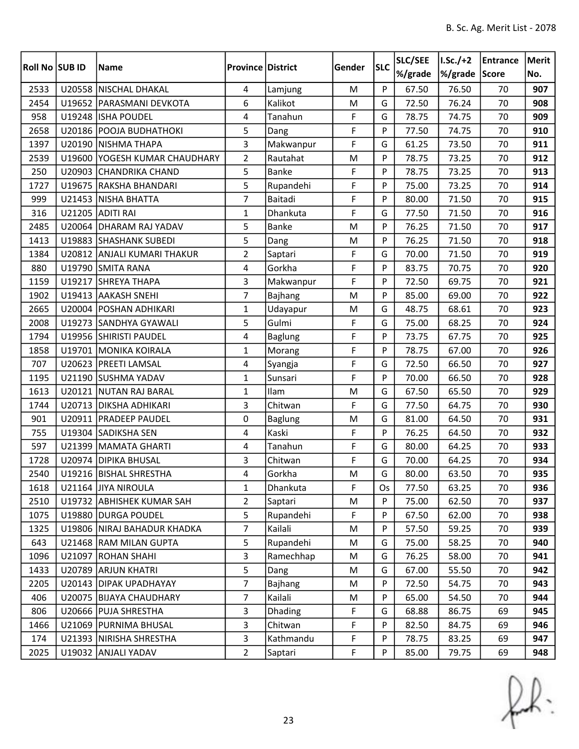| Roll No | SUB ID | Name | Province | District | Gender | SLC | SLC/SEE %/grade | I.Sc./+2 %/grade | Entrance Score | Merit No. |
|---|---|---|---|---|---|---|---|---|---|---|
| 2533 | U20558 | NISCHAL DHAKAL | 4 | Lamjung | M | P | 67.50 | 76.50 | 70 | **907** |
| 2454 | U19652 | PARASMANI DEVKOTA | 6 | Kalikot | M | G | 72.50 | 76.24 | 70 | **908** |
| 958 | U19248 | ISHA POUDEL | 4 | Tanahun | F | G | 78.75 | 74.75 | 70 | **909** |
| 2658 | U20186 | POOJA BUDHATHOKI | 5 | Dang | F | P | 77.50 | 74.75 | 70 | **910** |
| 1397 | U20190 | NISHMA THAPA | 3 | Makwanpur | F | G | 61.25 | 73.50 | 70 | **911** |
| 2539 | U19600 | YOGESH KUMAR CHAUDHARY | 2 | Rautahat | M | P | 78.75 | 73.25 | 70 | **912** |
| 250 | U20903 | CHANDRIKA CHAND | 5 | Banke | F | P | 78.75 | 73.25 | 70 | **913** |
| 1727 | U19675 | RAKSHA BHANDARI | 5 | Rupandehi | F | P | 75.00 | 73.25 | 70 | **914** |
| 999 | U21453 | NISHA BHATTA | 7 | Baitadi | F | P | 80.00 | 71.50 | 70 | **915** |
| 316 | U21205 | ADITI RAI | 1 | Dhankuta | F | G | 77.50 | 71.50 | 70 | **916** |
| 2485 | U20064 | DHARAM RAJ YADAV | 5 | Banke | M | P | 76.25 | 71.50 | 70 | **917** |
| 1413 | U19883 | SHASHANK SUBEDI | 5 | Dang | M | P | 76.25 | 71.50 | 70 | **918** |
| 1384 | U20812 | ANJALI KUMARI THAKUR | 2 | Saptari | F | G | 70.00 | 71.50 | 70 | **919** |
| 880 | U19790 | SMITA RANA | 4 | Gorkha | F | P | 83.75 | 70.75 | 70 | **920** |
| 1159 | U19217 | SHREYA THAPA | 3 | Makwanpur | F | P | 72.50 | 69.75 | 70 | **921** |
| 1902 | U19413 | AAKASH SNEHI | 7 | Bajhang | M | P | 85.00 | 69.00 | 70 | **922** |
| 2665 | U20004 | POSHAN ADHIKARI | 1 | Udayapur | M | G | 48.75 | 68.61 | 70 | **923** |
| 2008 | U19273 | SANDHYA GYAWALI | 5 | Gulmi | F | G | 75.00 | 68.25 | 70 | **924** |
| 1794 | U19956 | SHIRISTI PAUDEL | 4 | Baglung | F | P | 73.75 | 67.75 | 70 | **925** |
| 1858 | U19701 | MONIKA KOIRALA | 1 | Morang | F | P | 78.75 | 67.00 | 70 | **926** |
| 707 | U20623 | PREETI LAMSAL | 4 | Syangja | F | G | 72.50 | 66.50 | 70 | **927** |
| 1195 | U21190 | SUSHMA YADAV | 1 | Sunsari | F | P | 70.00 | 66.50 | 70 | **928** |
| 1613 | U20121 | NUTAN RAJ BARAL | 1 | Ilam | M | G | 67.50 | 65.50 | 70 | **929** |
| 1744 | U20713 | DIKSHA ADHIKARI | 3 | Chitwan | F | G | 77.50 | 64.75 | 70 | **930** |
| 901 | U20911 | PRADEEP PAUDEL | 0 | Baglung | M | G | 81.00 | 64.50 | 70 | **931** |
| 755 | U19304 | SADIKSHA SEN | 4 | Kaski | F | P | 76.25 | 64.50 | 70 | **932** |
| 597 | U21399 | MAMATA GHARTI | 4 | Tanahun | F | G | 80.00 | 64.25 | 70 | **933** |
| 1728 | U20974 | DIPIKA BHUSAL | 3 | Chitwan | F | G | 70.00 | 64.25 | 70 | **934** |
| 2540 | U19216 | BISHAL SHRESTHA | 4 | Gorkha | M | G | 80.00 | 63.50 | 70 | **935** |
| 1618 | U21164 | JIYA NIROULA | 1 | Dhankuta | F | Os | 77.50 | 63.25 | 70 | **936** |
| 2510 | U19732 | ABHISHEK KUMAR SAH | 2 | Saptari | M | P | 75.00 | 62.50 | 70 | **937** |
| 1075 | U19880 | DURGA POUDEL | 5 | Rupandehi | F | P | 67.50 | 62.00 | 70 | **938** |
| 1325 | U19806 | NIRAJ BAHADUR KHADKA | 7 | Kailali | M | P | 57.50 | 59.25 | 70 | **939** |
| 643 | U21468 | RAM MILAN GUPTA | 5 | Rupandehi | M | G | 75.00 | 58.25 | 70 | **940** |
| 1096 | U21097 | ROHAN SHAHI | 3 | Ramechhap | M | G | 76.25 | 58.00 | 70 | **941** |
| 1433 | U20789 | ARJUN KHATRI | 5 | Dang | M | G | 67.00 | 55.50 | 70 | **942** |
| 2205 | U20143 | DIPAK UPADHAYAY | 7 | Bajhang | M | P | 72.50 | 54.75 | 70 | **943** |
| 406 | U20075 | BIJAYA CHAUDHARY | 7 | Kailali | M | P | 65.00 | 54.50 | 70 | **944** |
| 806 | U20666 | PUJA SHRESTHA | 3 | Dhading | F | G | 68.88 | 86.75 | 69 | **945** |
| 1466 | U21069 | PURNIMA BHUSAL | 3 | Chitwan | F | P | 82.50 | 84.75 | 69 | **946** |
| 174 | U21393 | NIRISHA SHRESTHA | 3 | Kathmandu | F | P | 78.75 | 83.25 | 69 | **947** |
| 2025 | U19032 | ANJALI YADAV | 2 | Saptari | F | P | 85.00 | 79.75 | 69 | **948** |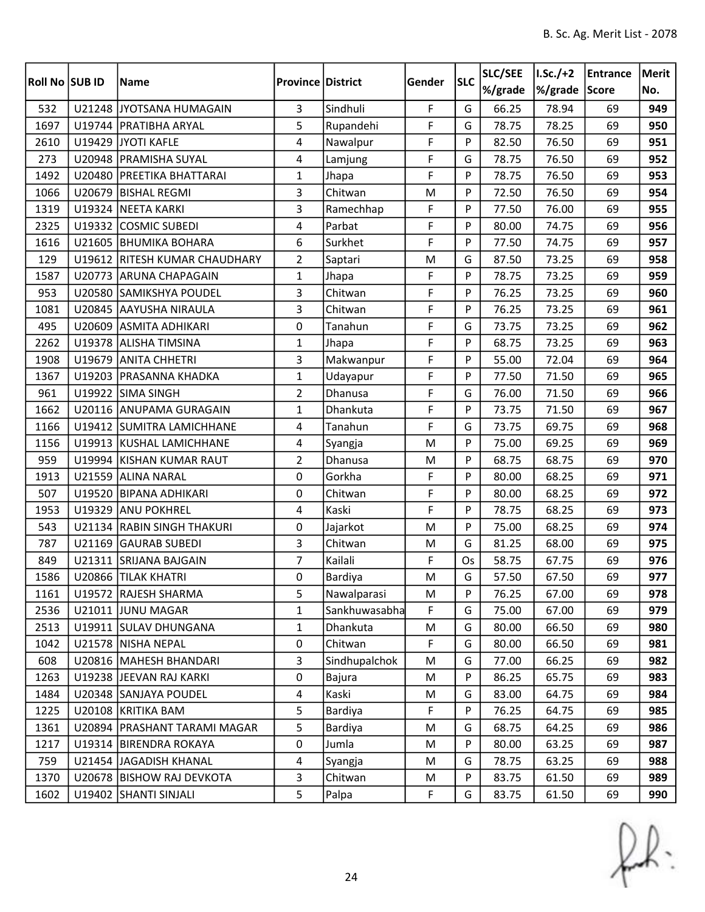| Roll No | SUB ID | Name | Province | District | Gender | SLC | SLC/SEE %/grade | I.Sc./+2 %/grade | Entrance Score | Merit No. |
|---|---|---|---|---|---|---|---|---|---|---|
| 532 | U21248 | JYOTSANA HUMAGAIN | 3 | Sindhuli | F | G | 66.25 | 78.94 | 69 | **949** |
| 1697 | U19744 | PRATIBHA ARYAL | 5 | Rupandehi | F | G | 78.75 | 78.25 | 69 | **950** |
| 2610 | U19429 | JYOTI KAFLE | 4 | Nawalpur | F | P | 82.50 | 76.50 | 69 | **951** |
| 273 | U20948 | PRAMISHA SUYAL | 4 | Lamjung | F | G | 78.75 | 76.50 | 69 | **952** |
| 1492 | U20480 | PREETIKA BHATTARAI | 1 | Jhapa | F | P | 78.75 | 76.50 | 69 | **953** |
| 1066 | U20679 | BISHAL REGMI | 3 | Chitwan | M | P | 72.50 | 76.50 | 69 | **954** |
| 1319 | U19324 | NEETA KARKI | 3 | Ramechhap | F | P | 77.50 | 76.00 | 69 | **955** |
| 2325 | U19332 | COSMIC SUBEDI | 4 | Parbat | F | P | 80.00 | 74.75 | 69 | **956** |
| 1616 | U21605 | BHUMIKA BOHARA | 6 | Surkhet | F | P | 77.50 | 74.75 | 69 | **957** |
| 129 | U19612 | RITESH KUMAR CHAUDHARY | 2 | Saptari | M | G | 87.50 | 73.25 | 69 | **958** |
| 1587 | U20773 | ARUNA CHAPAGAIN | 1 | Jhapa | F | P | 78.75 | 73.25 | 69 | **959** |
| 953 | U20580 | SAMIKSHYA POUDEL | 3 | Chitwan | F | P | 76.25 | 73.25 | 69 | **960** |
| 1081 | U20845 | AAYUSHA NIRAULA | 3 | Chitwan | F | P | 76.25 | 73.25 | 69 | **961** |
| 495 | U20609 | ASMITA ADHIKARI | 0 | Tanahun | F | G | 73.75 | 73.25 | 69 | **962** |
| 2262 | U19378 | ALISHA TIMSINA | 1 | Jhapa | F | P | 68.75 | 73.25 | 69 | **963** |
| 1908 | U19679 | ANITA CHHETRI | 3 | Makwanpur | F | P | 55.00 | 72.04 | 69 | **964** |
| 1367 | U19203 | PRASANNA KHADKA | 1 | Udayapur | F | P | 77.50 | 71.50 | 69 | **965** |
| 961 | U19922 | SIMA SINGH | 2 | Dhanusa | F | G | 76.00 | 71.50 | 69 | **966** |
| 1662 | U20116 | ANUPAMA GURAGAIN | 1 | Dhankuta | F | P | 73.75 | 71.50 | 69 | **967** |
| 1166 | U19412 | SUMITRA LAMICHHANE | 4 | Tanahun | F | G | 73.75 | 69.75 | 69 | **968** |
| 1156 | U19913 | KUSHAL LAMICHHANE | 4 | Syangja | M | P | 75.00 | 69.25 | 69 | **969** |
| 959 | U19994 | KISHAN KUMAR RAUT | 2 | Dhanusa | M | P | 68.75 | 68.75 | 69 | **970** |
| 1913 | U21559 | ALINA NARAL | 0 | Gorkha | F | P | 80.00 | 68.25 | 69 | **971** |
| 507 | U19520 | BIPANA ADHIKARI | 0 | Chitwan | F | P | 80.00 | 68.25 | 69 | **972** |
| 1953 | U19329 | ANU POKHREL | 4 | Kaski | F | P | 78.75 | 68.25 | 69 | **973** |
| 543 | U21134 | RABIN SINGH THAKURI | 0 | Jajarkot | M | P | 75.00 | 68.25 | 69 | **974** |
| 787 | U21169 | GAURAB SUBEDI | 3 | Chitwan | M | G | 81.25 | 68.00 | 69 | **975** |
| 849 | U21311 | SRIJANA BAJGAIN | 7 | Kailali | F | Os | 58.75 | 67.75 | 69 | **976** |
| 1586 | U20866 | TILAK KHATRI | 0 | Bardiya | M | G | 57.50 | 67.50 | 69 | **977** |
| 1161 | U19572 | RAJESH SHARMA | 5 | Nawalparasi | M | P | 76.25 | 67.00 | 69 | **978** |
| 2536 | U21011 | JUNU MAGAR | 1 | Sankhuwasabha | F | G | 75.00 | 67.00 | 69 | **979** |
| 2513 | U19911 | SULAV DHUNGANA | 1 | Dhankuta | M | G | 80.00 | 66.50 | 69 | **980** |
| 1042 | U21578 | NISHA NEPAL | 0 | Chitwan | F | G | 80.00 | 66.50 | 69 | **981** |
| 608 | U20816 | MAHESH BHANDARI | 3 | Sindhupalchok | M | G | 77.00 | 66.25 | 69 | **982** |
| 1263 | U19238 | JEEVAN RAJ KARKI | 0 | Bajura | M | P | 86.25 | 65.75 | 69 | **983** |
| 1484 | U20348 | SANJAYA POUDEL | 4 | Kaski | M | G | 83.00 | 64.75 | 69 | **984** |
| 1225 | U20108 | KRITIKA BAM | 5 | Bardiya | F | P | 76.25 | 64.75 | 69 | **985** |
| 1361 | U20894 | PRASHANT TARAMI MAGAR | 5 | Bardiya | M | G | 68.75 | 64.25 | 69 | **986** |
| 1217 | U19314 | BIRENDRA ROKAYA | 0 | Jumla | M | P | 80.00 | 63.25 | 69 | **987** |
| 759 | U21454 | JAGADISH KHANAL | 4 | Syangja | M | G | 78.75 | 63.25 | 69 | **988** |
| 1370 | U20678 | BISHOW RAJ DEVKOTA | 3 | Chitwan | M | P | 83.75 | 61.50 | 69 | **989** |
| 1602 | U19402 | SHANTI SINJALI | 5 | Palpa | F | G | 83.75 | 61.50 | 69 | **990** |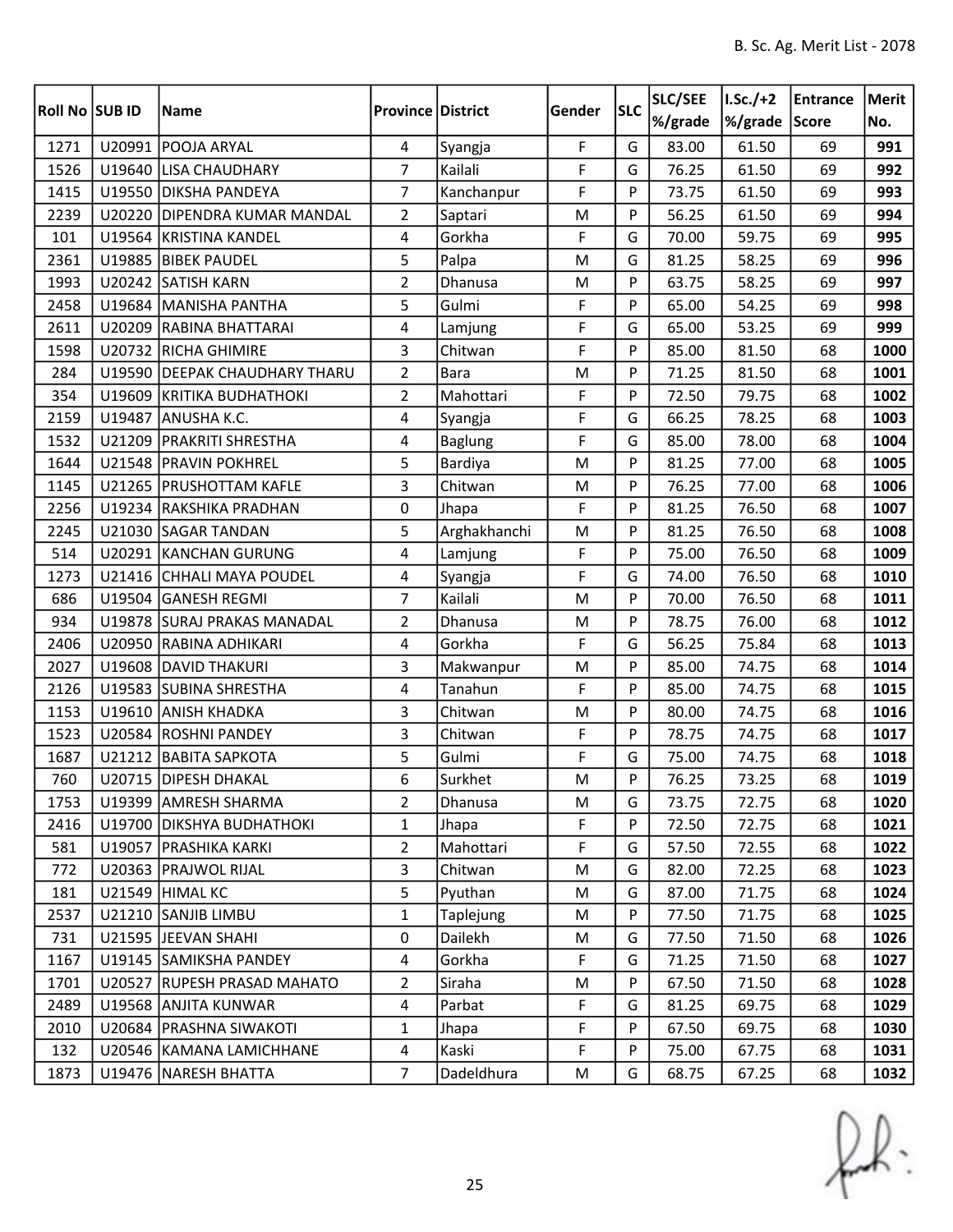| Roll No | SUB ID | Name | Province | District | Gender | SLC | SLC/SEE %/grade | I.Sc./+2 %/grade | Entrance Score | Merit No. |
|---|---|---|---|---|---|---|---|---|---|---|
| 1271 | U20991 | POOJA ARYAL | 4 | Syangja | F | G | 83.00 | 61.50 | 69 | **991** |
| 1526 | U19640 | LISA CHAUDHARY | 7 | Kailali | F | G | 76.25 | 61.50 | 69 | **992** |
| 1415 | U19550 | DIKSHA PANDEYA | 7 | Kanchanpur | F | P | 73.75 | 61.50 | 69 | **993** |
| 2239 | U20220 | DIPENDRA KUMAR MANDAL | 2 | Saptari | M | P | 56.25 | 61.50 | 69 | **994** |
| 101 | U19564 | KRISTINA KANDEL | 4 | Gorkha | F | G | 70.00 | 59.75 | 69 | **995** |
| 2361 | U19885 | BIBEK PAUDEL | 5 | Palpa | M | G | 81.25 | 58.25 | 69 | **996** |
| 1993 | U20242 | SATISH KARN | 2 | Dhanusa | M | P | 63.75 | 58.25 | 69 | **997** |
| 2458 | U19684 | MANISHA PANTHA | 5 | Gulmi | F | P | 65.00 | 54.25 | 69 | **998** |
| 2611 | U20209 | RABINA BHATTARAI | 4 | Lamjung | F | G | 65.00 | 53.25 | 69 | **999** |
| 1598 | U20732 | RICHA GHIMIRE | 3 | Chitwan | F | P | 85.00 | 81.50 | 68 | **1000** |
| 284 | U19590 | DEEPAK CHAUDHARY THARU | 2 | Bara | M | P | 71.25 | 81.50 | 68 | **1001** |
| 354 | U19609 | KRITIKA BUDHATHOKI | 2 | Mahottari | F | P | 72.50 | 79.75 | 68 | **1002** |
| 2159 | U19487 | ANUSHA K.C. | 4 | Syangja | F | G | 66.25 | 78.25 | 68 | **1003** |
| 1532 | U21209 | PRAKRITI SHRESTHA | 4 | Baglung | F | G | 85.00 | 78.00 | 68 | **1004** |
| 1644 | U21548 | PRAVIN POKHREL | 5 | Bardiya | M | P | 81.25 | 77.00 | 68 | **1005** |
| 1145 | U21265 | PRUSHOTTAM KAFLE | 3 | Chitwan | M | P | 76.25 | 77.00 | 68 | **1006** |
| 2256 | U19234 | RAKSHIKA PRADHAN | 0 | Jhapa | F | P | 81.25 | 76.50 | 68 | **1007** |
| 2245 | U21030 | SAGAR TANDAN | 5 | Arghakhanchi | M | P | 81.25 | 76.50 | 68 | **1008** |
| 514 | U20291 | KANCHAN GURUNG | 4 | Lamjung | F | P | 75.00 | 76.50 | 68 | **1009** |
| 1273 | U21416 | CHHALI MAYA POUDEL | 4 | Syangja | F | G | 74.00 | 76.50 | 68 | **1010** |
| 686 | U19504 | GANESH REGMI | 7 | Kailali | M | P | 70.00 | 76.50 | 68 | **1011** |
| 934 | U19878 | SURAJ PRAKAS MANADAL | 2 | Dhanusa | M | P | 78.75 | 76.00 | 68 | **1012** |
| 2406 | U20950 | RABINA ADHIKARI | 4 | Gorkha | F | G | 56.25 | 75.84 | 68 | **1013** |
| 2027 | U19608 | DAVID THAKURI | 3 | Makwanpur | M | P | 85.00 | 74.75 | 68 | **1014** |
| 2126 | U19583 | SUBINA SHRESTHA | 4 | Tanahun | F | P | 85.00 | 74.75 | 68 | **1015** |
| 1153 | U19610 | ANISH KHADKA | 3 | Chitwan | M | P | 80.00 | 74.75 | 68 | **1016** |
| 1523 | U20584 | ROSHNI PANDEY | 3 | Chitwan | F | P | 78.75 | 74.75 | 68 | **1017** |
| 1687 | U21212 | BABITA SAPKOTA | 5 | Gulmi | F | G | 75.00 | 74.75 | 68 | **1018** |
| 760 | U20715 | DIPESH DHAKAL | 6 | Surkhet | M | P | 76.25 | 73.25 | 68 | **1019** |
| 1753 | U19399 | AMRESH SHARMA | 2 | Dhanusa | M | G | 73.75 | 72.75 | 68 | **1020** |
| 2416 | U19700 | DIKSHYA BUDHATHOKI | 1 | Jhapa | F | P | 72.50 | 72.75 | 68 | **1021** |
| 581 | U19057 | PRASHIKA KARKI | 2 | Mahottari | F | G | 57.50 | 72.55 | 68 | **1022** |
| 772 | U20363 | PRAJWOL RIJAL | 3 | Chitwan | M | G | 82.00 | 72.25 | 68 | **1023** |
| 181 | U21549 | HIMAL KC | 5 | Pyuthan | M | G | 87.00 | 71.75 | 68 | **1024** |
| 2537 | U21210 | SANJIB LIMBU | 1 | Taplejung | M | P | 77.50 | 71.75 | 68 | **1025** |
| 731 | U21595 | JEEVAN SHAHI | 0 | Dailekh | M | G | 77.50 | 71.50 | 68 | **1026** |
| 1167 | U19145 | SAMIKSHA PANDEY | 4 | Gorkha | F | G | 71.25 | 71.50 | 68 | **1027** |
| 1701 | U20527 | RUPESH PRASAD MAHATO | 2 | Siraha | M | P | 67.50 | 71.50 | 68 | **1028** |
| 2489 | U19568 | ANJITA KUNWAR | 4 | Parbat | F | G | 81.25 | 69.75 | 68 | **1029** |
| 2010 | U20684 | PRASHNA SIWAKOTI | 1 | Jhapa | F | P | 67.50 | 69.75 | 68 | **1030** |
| 132 | U20546 | KAMANA LAMICHHANE | 4 | Kaski | F | P | 75.00 | 67.75 | 68 | **1031** |
| 1873 | U19476 | NARESH BHATTA | 7 | Dadeldhura | M | G | 68.75 | 67.25 | 68 | **1032** |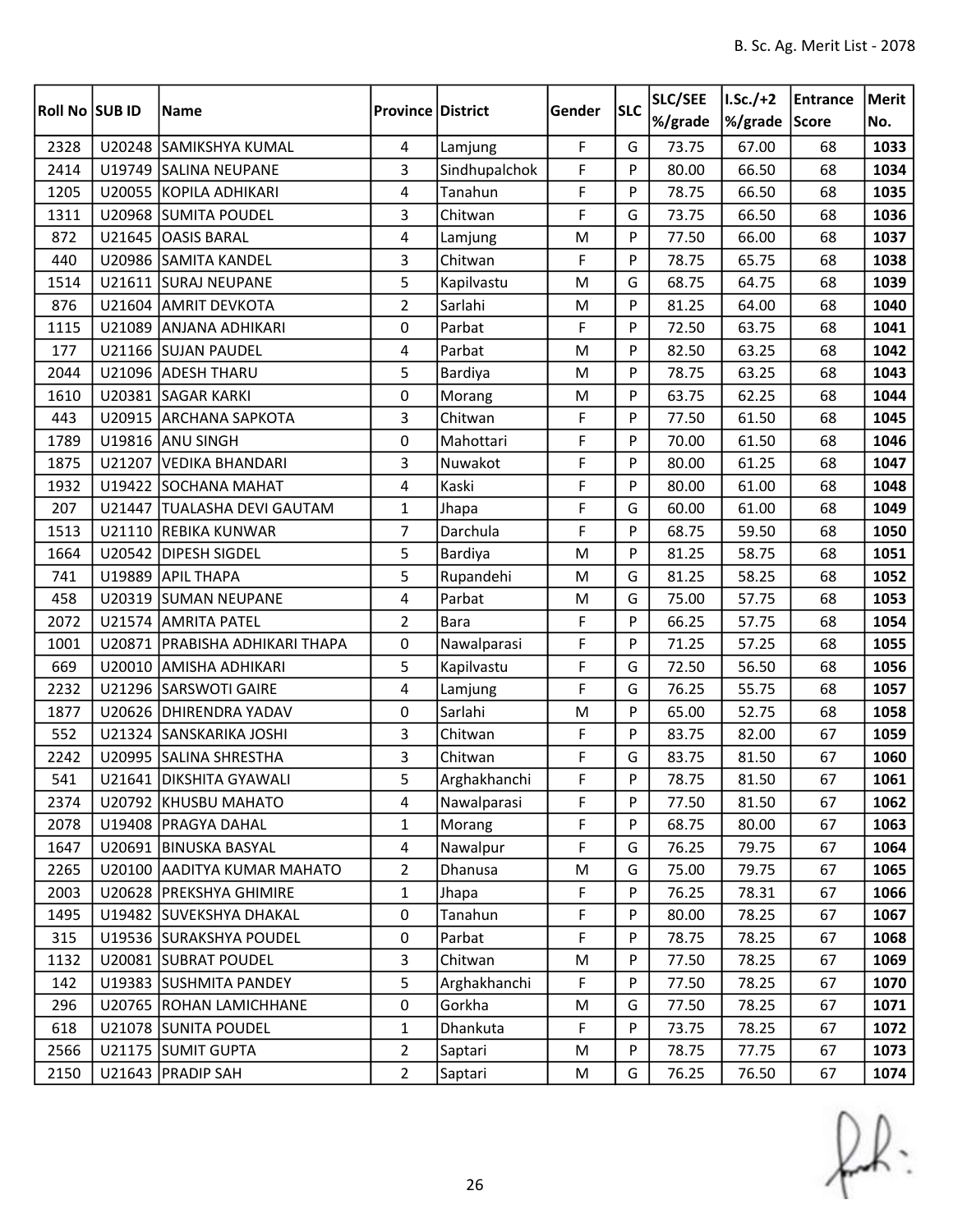| Roll No | SUB ID | Name | Province | District | Gender | SLC | SLC/SEE %/grade | I.Sc./+2 %/grade | Entrance Score | Merit No. |
|---|---|---|---|---|---|---|---|---|---|---|
| 2328 | U20248 | SAMIKSHYA KUMAL | 4 | Lamjung | F | G | 73.75 | 67.00 | 68 | **1033** |
| 2414 | U19749 | SALINA NEUPANE | 3 | Sindhupalchok | F | P | 80.00 | 66.50 | 68 | **1034** |
| 1205 | U20055 | KOPILA ADHIKARI | 4 | Tanahun | F | P | 78.75 | 66.50 | 68 | **1035** |
| 1311 | U20968 | SUMITA POUDEL | 3 | Chitwan | F | G | 73.75 | 66.50 | 68 | **1036** |
| 872 | U21645 | OASIS BARAL | 4 | Lamjung | M | P | 77.50 | 66.00 | 68 | **1037** |
| 440 | U20986 | SAMITA KANDEL | 3 | Chitwan | F | P | 78.75 | 65.75 | 68 | **1038** |
| 1514 | U21611 | SURAJ NEUPANE | 5 | Kapilvastu | M | G | 68.75 | 64.75 | 68 | **1039** |
| 876 | U21604 | AMRIT DEVKOTA | 2 | Sarlahi | M | P | 81.25 | 64.00 | 68 | **1040** |
| 1115 | U21089 | ANJANA ADHIKARI | 0 | Parbat | F | P | 72.50 | 63.75 | 68 | **1041** |
| 177 | U21166 | SUJAN PAUDEL | 4 | Parbat | M | P | 82.50 | 63.25 | 68 | **1042** |
| 2044 | U21096 | ADESH THARU | 5 | Bardiya | M | P | 78.75 | 63.25 | 68 | **1043** |
| 1610 | U20381 | SAGAR KARKI | 0 | Morang | M | P | 63.75 | 62.25 | 68 | **1044** |
| 443 | U20915 | ARCHANA SAPKOTA | 3 | Chitwan | F | P | 77.50 | 61.50 | 68 | **1045** |
| 1789 | U19816 | ANU SINGH | 0 | Mahottari | F | P | 70.00 | 61.50 | 68 | **1046** |
| 1875 | U21207 | VEDIKA BHANDARI | 3 | Nuwakot | F | P | 80.00 | 61.25 | 68 | **1047** |
| 1932 | U19422 | SOCHANA MAHAT | 4 | Kaski | F | P | 80.00 | 61.00 | 68 | **1048** |
| 207 | U21447 | TUALASHA DEVI GAUTAM | 1 | Jhapa | F | G | 60.00 | 61.00 | 68 | **1049** |
| 1513 | U21110 | REBIKA KUNWAR | 7 | Darchula | F | P | 68.75 | 59.50 | 68 | **1050** |
| 1664 | U20542 | DIPESH SIGDEL | 5 | Bardiya | M | P | 81.25 | 58.75 | 68 | **1051** |
| 741 | U19889 | APIL THAPA | 5 | Rupandehi | M | G | 81.25 | 58.25 | 68 | **1052** |
| 458 | U20319 | SUMAN NEUPANE | 4 | Parbat | M | G | 75.00 | 57.75 | 68 | **1053** |
| 2072 | U21574 | AMRITA PATEL | 2 | Bara | F | P | 66.25 | 57.75 | 68 | **1054** |
| 1001 | U20871 | PRABISHA ADHIKARI THAPA | 0 | Nawalparasi | F | P | 71.25 | 57.25 | 68 | **1055** |
| 669 | U20010 | AMISHA ADHIKARI | 5 | Kapilvastu | F | G | 72.50 | 56.50 | 68 | **1056** |
| 2232 | U21296 | SARSWOTI GAIRE | 4 | Lamjung | F | G | 76.25 | 55.75 | 68 | **1057** |
| 1877 | U20626 | DHIRENDRA YADAV | 0 | Sarlahi | M | P | 65.00 | 52.75 | 68 | **1058** |
| 552 | U21324 | SANSKARIKA JOSHI | 3 | Chitwan | F | P | 83.75 | 82.00 | 67 | **1059** |
| 2242 | U20995 | SALINA SHRESTHA | 3 | Chitwan | F | G | 83.75 | 81.50 | 67 | **1060** |
| 541 | U21641 | DIKSHITA GYAWALI | 5 | Arghakhanchi | F | P | 78.75 | 81.50 | 67 | **1061** |
| 2374 | U20792 | KHUSBU MAHATO | 4 | Nawalparasi | F | P | 77.50 | 81.50 | 67 | **1062** |
| 2078 | U19408 | PRAGYA DAHAL | 1 | Morang | F | P | 68.75 | 80.00 | 67 | **1063** |
| 1647 | U20691 | BINUSKA BASYAL | 4 | Nawalpur | F | G | 76.25 | 79.75 | 67 | **1064** |
| 2265 | U20100 | AADITYA KUMAR MAHATO | 2 | Dhanusa | M | G | 75.00 | 79.75 | 67 | **1065** |
| 2003 | U20628 | PREKSHYA GHIMIRE | 1 | Jhapa | F | P | 76.25 | 78.31 | 67 | **1066** |
| 1495 | U19482 | SUVEKSHYA DHAKAL | 0 | Tanahun | F | P | 80.00 | 78.25 | 67 | **1067** |
| 315 | U19536 | SURAKSHYA POUDEL | 0 | Parbat | F | P | 78.75 | 78.25 | 67 | **1068** |
| 1132 | U20081 | SUBRAT POUDEL | 3 | Chitwan | M | P | 77.50 | 78.25 | 67 | **1069** |
| 142 | U19383 | SUSHMITA PANDEY | 5 | Arghakhanchi | F | P | 77.50 | 78.25 | 67 | **1070** |
| 296 | U20765 | ROHAN LAMICHHANE | 0 | Gorkha | M | G | 77.50 | 78.25 | 67 | **1071** |
| 618 | U21078 | SUNITA POUDEL | 1 | Dhankuta | F | P | 73.75 | 78.25 | 67 | **1072** |
| 2566 | U21175 | SUMIT GUPTA | 2 | Saptari | M | P | 78.75 | 77.75 | 67 | **1073** |
| 2150 | U21643 | PRADIP SAH | 2 | Saptari | M | G | 76.25 | 76.50 | 67 | **1074** |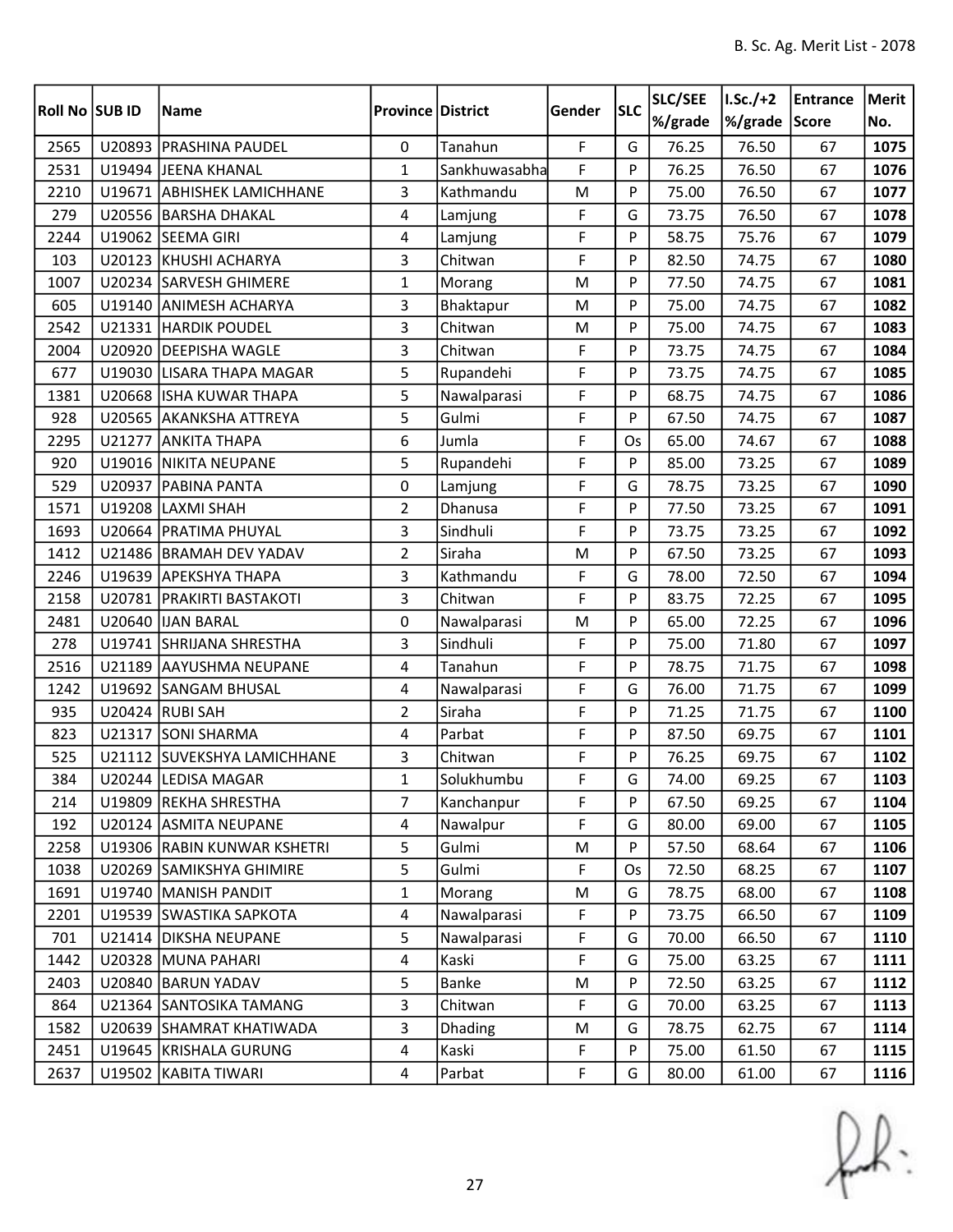| Roll No | SUB ID | Name | Province | District | Gender | SLC | SLC/SEE %/grade | I.Sc./+2 %/grade | Entrance Score | Merit No. |
|---|---|---|---|---|---|---|---|---|---|---|
| 2565 | U20893 | PRASHINA PAUDEL | 0 | Tanahun | F | G | 76.25 | 76.50 | 67 | **1075** |
| 2531 | U19494 | JEENA KHANAL | 1 | Sankhuwasabha | F | P | 76.25 | 76.50 | 67 | **1076** |
| 2210 | U19671 | ABHISHEK LAMICHHANE | 3 | Kathmandu | M | P | 75.00 | 76.50 | 67 | **1077** |
| 279 | U20556 | BARSHA DHAKAL | 4 | Lamjung | F | G | 73.75 | 76.50 | 67 | **1078** |
| 2244 | U19062 | SEEMA GIRI | 4 | Lamjung | F | P | 58.75 | 75.76 | 67 | **1079** |
| 103 | U20123 | KHUSHI ACHARYA | 3 | Chitwan | F | P | 82.50 | 74.75 | 67 | **1080** |
| 1007 | U20234 | SARVESH GHIMERE | 1 | Morang | M | P | 77.50 | 74.75 | 67 | **1081** |
| 605 | U19140 | ANIMESH ACHARYA | 3 | Bhaktapur | M | P | 75.00 | 74.75 | 67 | **1082** |
| 2542 | U21331 | HARDIK POUDEL | 3 | Chitwan | M | P | 75.00 | 74.75 | 67 | **1083** |
| 2004 | U20920 | DEEPISHA WAGLE | 3 | Chitwan | F | P | 73.75 | 74.75 | 67 | **1084** |
| 677 | U19030 | LISARA THAPA MAGAR | 5 | Rupandehi | F | P | 73.75 | 74.75 | 67 | **1085** |
| 1381 | U20668 | ISHA KUWAR THAPA | 5 | Nawalparasi | F | P | 68.75 | 74.75 | 67 | **1086** |
| 928 | U20565 | AKANKSHA ATTREYA | 5 | Gulmi | F | P | 67.50 | 74.75 | 67 | **1087** |
| 2295 | U21277 | ANKITA THAPA | 6 | Jumla | F | Os | 65.00 | 74.67 | 67 | **1088** |
| 920 | U19016 | NIKITA NEUPANE | 5 | Rupandehi | F | P | 85.00 | 73.25 | 67 | **1089** |
| 529 | U20937 | PABINA PANTA | 0 | Lamjung | F | G | 78.75 | 73.25 | 67 | **1090** |
| 1571 | U19208 | LAXMI SHAH | 2 | Dhanusa | F | P | 77.50 | 73.25 | 67 | **1091** |
| 1693 | U20664 | PRATIMA PHUYAL | 3 | Sindhuli | F | P | 73.75 | 73.25 | 67 | **1092** |
| 1412 | U21486 | BRAMAH DEV YADAV | 2 | Siraha | M | P | 67.50 | 73.25 | 67 | **1093** |
| 2246 | U19639 | APEKSHYA THAPA | 3 | Kathmandu | F | G | 78.00 | 72.50 | 67 | **1094** |
| 2158 | U20781 | PRAKIRTI BASTAKOTI | 3 | Chitwan | F | P | 83.75 | 72.25 | 67 | **1095** |
| 2481 | U20640 | IJAN BARAL | 0 | Nawalparasi | M | P | 65.00 | 72.25 | 67 | **1096** |
| 278 | U19741 | SHRIJANA SHRESTHA | 3 | Sindhuli | F | P | 75.00 | 71.80 | 67 | **1097** |
| 2516 | U21189 | AAYUSHMA NEUPANE | 4 | Tanahun | F | P | 78.75 | 71.75 | 67 | **1098** |
| 1242 | U19692 | SANGAM BHUSAL | 4 | Nawalparasi | F | G | 76.00 | 71.75 | 67 | **1099** |
| 935 | U20424 | RUBI SAH | 2 | Siraha | F | P | 71.25 | 71.75 | 67 | **1100** |
| 823 | U21317 | SONI SHARMA | 4 | Parbat | F | P | 87.50 | 69.75 | 67 | **1101** |
| 525 | U21112 | SUVEKSHYA LAMICHHANE | 3 | Chitwan | F | P | 76.25 | 69.75 | 67 | **1102** |
| 384 | U20244 | LEDISA MAGAR | 1 | Solukhumbu | F | G | 74.00 | 69.25 | 67 | **1103** |
| 214 | U19809 | REKHA SHRESTHA | 7 | Kanchanpur | F | P | 67.50 | 69.25 | 67 | **1104** |
| 192 | U20124 | ASMITA NEUPANE | 4 | Nawalpur | F | G | 80.00 | 69.00 | 67 | **1105** |
| 2258 | U19306 | RABIN KUNWAR KSHETRI | 5 | Gulmi | M | P | 57.50 | 68.64 | 67 | **1106** |
| 1038 | U20269 | SAMIKSHYA GHIMIRE | 5 | Gulmi | F | Os | 72.50 | 68.25 | 67 | **1107** |
| 1691 | U19740 | MANISH PANDIT | 1 | Morang | M | G | 78.75 | 68.00 | 67 | **1108** |
| 2201 | U19539 | SWASTIKA SAPKOTA | 4 | Nawalparasi | F | P | 73.75 | 66.50 | 67 | **1109** |
| 701 | U21414 | DIKSHA NEUPANE | 5 | Nawalparasi | F | G | 70.00 | 66.50 | 67 | **1110** |
| 1442 | U20328 | MUNA PAHARI | 4 | Kaski | F | G | 75.00 | 63.25 | 67 | **1111** |
| 2403 | U20840 | BARUN YADAV | 5 | Banke | M | P | 72.50 | 63.25 | 67 | **1112** |
| 864 | U21364 | SANTOSIKA TAMANG | 3 | Chitwan | F | G | 70.00 | 63.25 | 67 | **1113** |
| 1582 | U20639 | SHAMRAT KHATIWADA | 3 | Dhading | M | G | 78.75 | 62.75 | 67 | **1114** |
| 2451 | U19645 | KRISHALA GURUNG | 4 | Kaski | F | P | 75.00 | 61.50 | 67 | **1115** |
| 2637 | U19502 | KABITA TIWARI | 4 | Parbat | F | G | 80.00 | 61.00 | 67 | **1116** |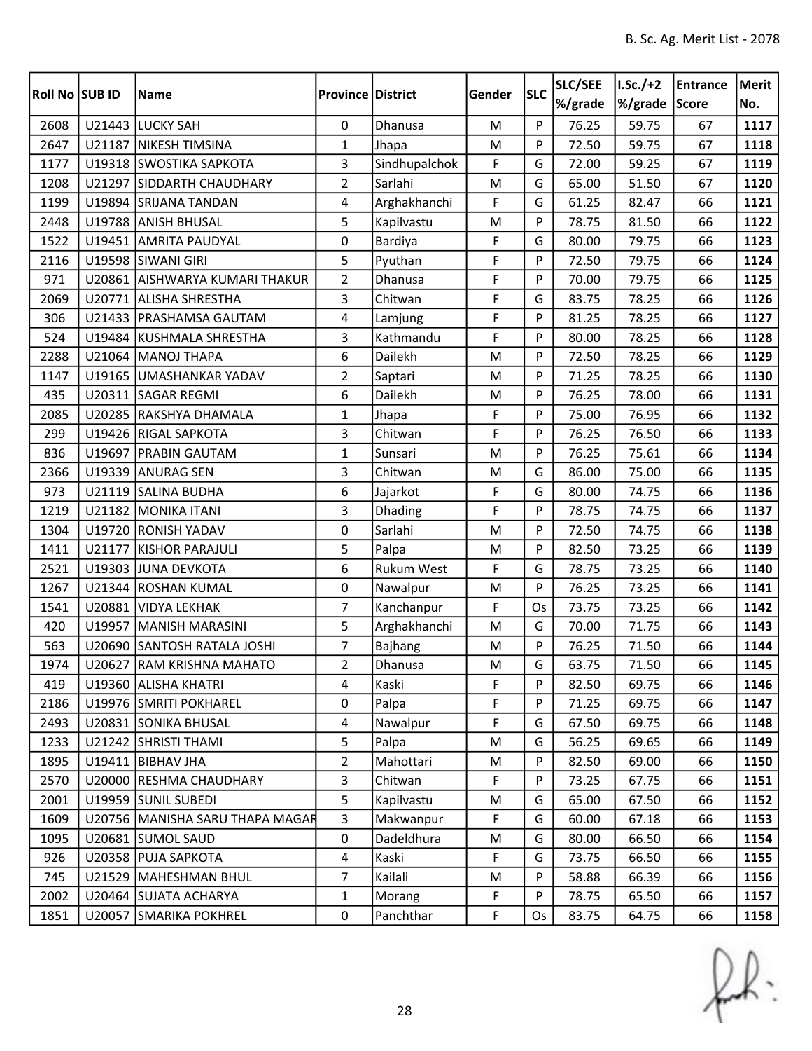| Roll No | SUB ID | Name | Province | District | Gender | SLC | SLC/SEE %/grade | I.Sc./+2 %/grade | Entrance Score | Merit No. |
|---|---|---|---|---|---|---|---|---|---|---|
| 2608 | U21443 | LUCKY SAH | 0 | Dhanusa | M | P | 76.25 | 59.75 | 67 | **1117** |
| 2647 | U21187 | NIKESH TIMSINA | 1 | Jhapa | M | P | 72.50 | 59.75 | 67 | **1118** |
| 1177 | U19318 | SWOSTIKA SAPKOTA | 3 | Sindhupalchok | F | G | 72.00 | 59.25 | 67 | **1119** |
| 1208 | U21297 | SIDDARTH CHAUDHARY | 2 | Sarlahi | M | G | 65.00 | 51.50 | 67 | **1120** |
| 1199 | U19894 | SRIJANA TANDAN | 4 | Arghakhanchi | F | G | 61.25 | 82.47 | 66 | **1121** |
| 2448 | U19788 | ANISH BHUSAL | 5 | Kapilvastu | M | P | 78.75 | 81.50 | 66 | **1122** |
| 1522 | U19451 | AMRITA PAUDYAL | 0 | Bardiya | F | G | 80.00 | 79.75 | 66 | **1123** |
| 2116 | U19598 | SIWANI GIRI | 5 | Pyuthan | F | P | 72.50 | 79.75 | 66 | **1124** |
| 971 | U20861 | AISHWARYA KUMARI THAKUR | 2 | Dhanusa | F | P | 70.00 | 79.75 | 66 | **1125** |
| 2069 | U20771 | ALISHA SHRESTHA | 3 | Chitwan | F | G | 83.75 | 78.25 | 66 | **1126** |
| 306 | U21433 | PRASHAMSA GAUTAM | 4 | Lamjung | F | P | 81.25 | 78.25 | 66 | **1127** |
| 524 | U19484 | KUSHMALA SHRESTHA | 3 | Kathmandu | F | P | 80.00 | 78.25 | 66 | **1128** |
| 2288 | U21064 | MANOJ THAPA | 6 | Dailekh | M | P | 72.50 | 78.25 | 66 | **1129** |
| 1147 | U19165 | UMASHANKAR YADAV | 2 | Saptari | M | P | 71.25 | 78.25 | 66 | **1130** |
| 435 | U20311 | SAGAR REGMI | 6 | Dailekh | M | P | 76.25 | 78.00 | 66 | **1131** |
| 2085 | U20285 | RAKSHYA DHAMALA | 1 | Jhapa | F | P | 75.00 | 76.95 | 66 | **1132** |
| 299 | U19426 | RIGAL SAPKOTA | 3 | Chitwan | F | P | 76.25 | 76.50 | 66 | **1133** |
| 836 | U19697 | PRABIN GAUTAM | 1 | Sunsari | M | P | 76.25 | 75.61 | 66 | **1134** |
| 2366 | U19339 | ANURAG SEN | 3 | Chitwan | M | G | 86.00 | 75.00 | 66 | **1135** |
| 973 | U21119 | SALINA BUDHA | 6 | Jajarkot | F | G | 80.00 | 74.75 | 66 | **1136** |
| 1219 | U21182 | MONIKA ITANI | 3 | Dhading | F | P | 78.75 | 74.75 | 66 | **1137** |
| 1304 | U19720 | RONISH YADAV | 0 | Sarlahi | M | P | 72.50 | 74.75 | 66 | **1138** |
| 1411 | U21177 | KISHOR PARAJULI | 5 | Palpa | M | P | 82.50 | 73.25 | 66 | **1139** |
| 2521 | U19303 | JUNA DEVKOTA | 6 | Rukum West | F | G | 78.75 | 73.25 | 66 | **1140** |
| 1267 | U21344 | ROSHAN KUMAL | 0 | Nawalpur | M | P | 76.25 | 73.25 | 66 | **1141** |
| 1541 | U20881 | VIDYA LEKHAK | 7 | Kanchanpur | F | Os | 73.75 | 73.25 | 66 | **1142** |
| 420 | U19957 | MANISH MARASINI | 5 | Arghakhanchi | M | G | 70.00 | 71.75 | 66 | **1143** |
| 563 | U20690 | SANTOSH RATALA JOSHI | 7 | Bajhang | M | P | 76.25 | 71.50 | 66 | **1144** |
| 1974 | U20627 | RAM KRISHNA MAHATO | 2 | Dhanusa | M | G | 63.75 | 71.50 | 66 | **1145** |
| 419 | U19360 | ALISHA KHATRI | 4 | Kaski | F | P | 82.50 | 69.75 | 66 | **1146** |
| 2186 | U19976 | SMRITI POKHAREL | 0 | Palpa | F | P | 71.25 | 69.75 | 66 | **1147** |
| 2493 | U20831 | SONIKA BHUSAL | 4 | Nawalpur | F | G | 67.50 | 69.75 | 66 | **1148** |
| 1233 | U21242 | SHRISTI THAMI | 5 | Palpa | M | G | 56.25 | 69.65 | 66 | **1149** |
| 1895 | U19411 | BIBHAV JHA | 2 | Mahottari | M | P | 82.50 | 69.00 | 66 | **1150** |
| 2570 | U20000 | RESHMA CHAUDHARY | 3 | Chitwan | F | P | 73.25 | 67.75 | 66 | **1151** |
| 2001 | U19959 | SUNIL SUBEDI | 5 | Kapilvastu | M | G | 65.00 | 67.50 | 66 | **1152** |
| 1609 | U20756 | MANISHA SARU THAPA MAGAR | 3 | Makwanpur | F | G | 60.00 | 67.18 | 66 | **1153** |
| 1095 | U20681 | SUMOL SAUD | 0 | Dadeldhura | M | G | 80.00 | 66.50 | 66 | **1154** |
| 926 | U20358 | PUJA SAPKOTA | 4 | Kaski | F | G | 73.75 | 66.50 | 66 | **1155** |
| 745 | U21529 | MAHESHMAN BHUL | 7 | Kailali | M | P | 58.88 | 66.39 | 66 | **1156** |
| 2002 | U20464 | SUJATA ACHARYA | 1 | Morang | F | P | 78.75 | 65.50 | 66 | **1157** |
| 1851 | U20057 | SMARIKA POKHREL | 0 | Panchthar | F | Os | 83.75 | 64.75 | 66 | **1158** |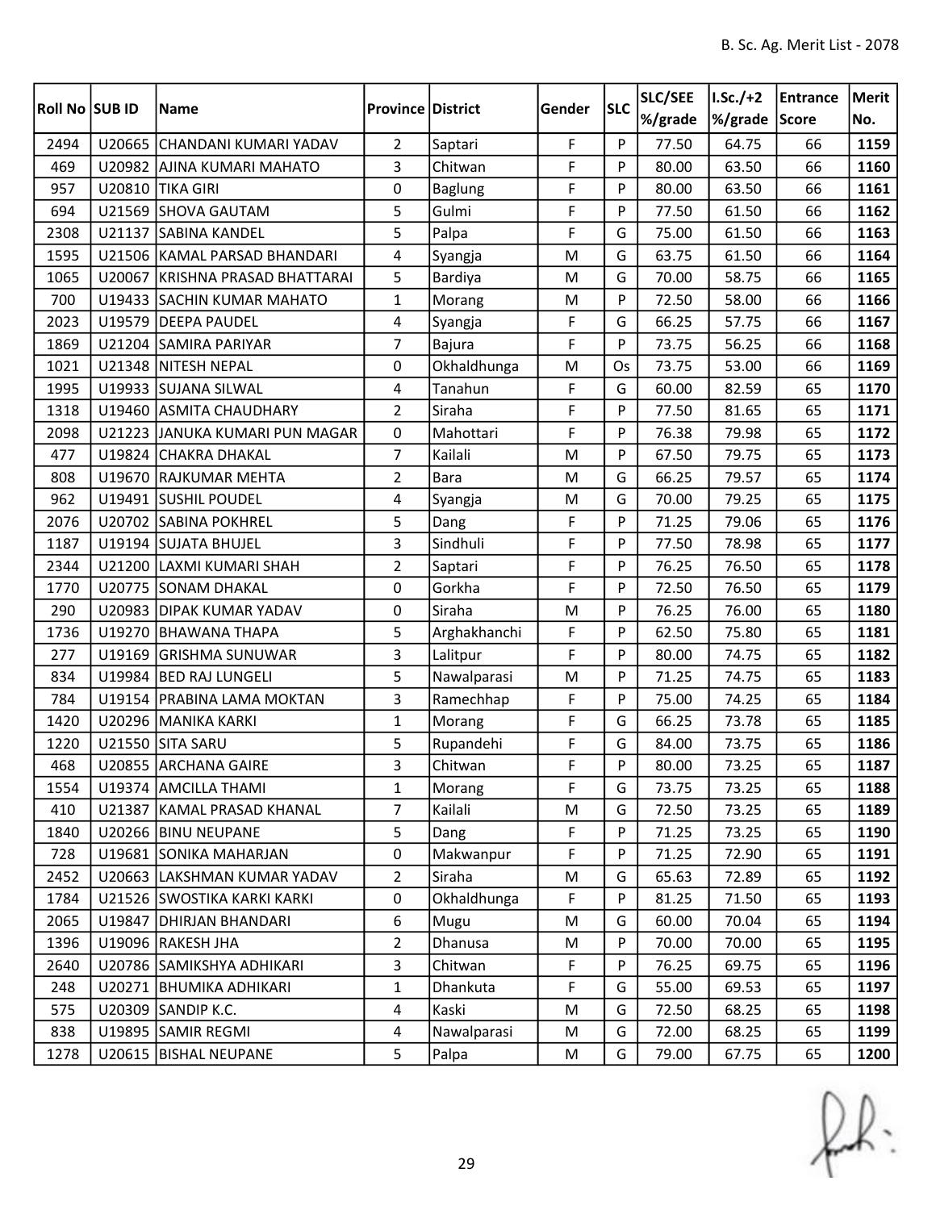| Roll No | SUB ID | Name | Province | District | Gender | SLC | SLC/SEE %/grade | I.Sc./+2 %/grade | Entrance Score | Merit No. |
|---|---|---|---|---|---|---|---|---|---|---|
| 2494 | U20665 | CHANDANI KUMARI YADAV | 2 | Saptari | F | P | 77.50 | 64.75 | 66 | **1159** |
| 469 | U20982 | AJINA KUMARI MAHATO | 3 | Chitwan | F | P | 80.00 | 63.50 | 66 | **1160** |
| 957 | U20810 | TIKA GIRI | 0 | Baglung | F | P | 80.00 | 63.50 | 66 | **1161** |
| 694 | U21569 | SHOVA GAUTAM | 5 | Gulmi | F | P | 77.50 | 61.50 | 66 | **1162** |
| 2308 | U21137 | SABINA KANDEL | 5 | Palpa | F | G | 75.00 | 61.50 | 66 | **1163** |
| 1595 | U21506 | KAMAL PARSAD BHANDARI | 4 | Syangja | M | G | 63.75 | 61.50 | 66 | **1164** |
| 1065 | U20067 | KRISHNA PRASAD BHATTARAI | 5 | Bardiya | M | G | 70.00 | 58.75 | 66 | **1165** |
| 700 | U19433 | SACHIN KUMAR MAHATO | 1 | Morang | M | P | 72.50 | 58.00 | 66 | **1166** |
| 2023 | U19579 | DEEPA PAUDEL | 4 | Syangja | F | G | 66.25 | 57.75 | 66 | **1167** |
| 1869 | U21204 | SAMIRA PARIYAR | 7 | Bajura | F | P | 73.75 | 56.25 | 66 | **1168** |
| 1021 | U21348 | NITESH NEPAL | 0 | Okhaldhunga | M | Os | 73.75 | 53.00 | 66 | **1169** |
| 1995 | U19933 | SUJANA SILWAL | 4 | Tanahun | F | G | 60.00 | 82.59 | 65 | **1170** |
| 1318 | U19460 | ASMITA CHAUDHARY | 2 | Siraha | F | P | 77.50 | 81.65 | 65 | **1171** |
| 2098 | U21223 | JANUKA KUMARI PUN MAGAR | 0 | Mahottari | F | P | 76.38 | 79.98 | 65 | **1172** |
| 477 | U19824 | CHAKRA DHAKAL | 7 | Kailali | M | P | 67.50 | 79.75 | 65 | **1173** |
| 808 | U19670 | RAJKUMAR MEHTA | 2 | Bara | M | G | 66.25 | 79.57 | 65 | **1174** |
| 962 | U19491 | SUSHIL POUDEL | 4 | Syangja | M | G | 70.00 | 79.25 | 65 | **1175** |
| 2076 | U20702 | SABINA POKHREL | 5 | Dang | F | P | 71.25 | 79.06 | 65 | **1176** |
| 1187 | U19194 | SUJATA BHUJEL | 3 | Sindhuli | F | P | 77.50 | 78.98 | 65 | **1177** |
| 2344 | U21200 | LAXMI KUMARI SHAH | 2 | Saptari | F | P | 76.25 | 76.50 | 65 | **1178** |
| 1770 | U20775 | SONAM DHAKAL | 0 | Gorkha | F | P | 72.50 | 76.50 | 65 | **1179** |
| 290 | U20983 | DIPAK KUMAR YADAV | 0 | Siraha | M | P | 76.25 | 76.00 | 65 | **1180** |
| 1736 | U19270 | BHAWANA THAPA | 5 | Arghakhanchi | F | P | 62.50 | 75.80 | 65 | **1181** |
| 277 | U19169 | GRISHMA SUNUWAR | 3 | Lalitpur | F | P | 80.00 | 74.75 | 65 | **1182** |
| 834 | U19984 | BED RAJ LUNGELI | 5 | Nawalparasi | M | P | 71.25 | 74.75 | 65 | **1183** |
| 784 | U19154 | PRABINA LAMA MOKTAN | 3 | Ramechhap | F | P | 75.00 | 74.25 | 65 | **1184** |
| 1420 | U20296 | MANIKA KARKI | 1 | Morang | F | G | 66.25 | 73.78 | 65 | **1185** |
| 1220 | U21550 | SITA SARU | 5 | Rupandehi | F | G | 84.00 | 73.75 | 65 | **1186** |
| 468 | U20855 | ARCHANA GAIRE | 3 | Chitwan | F | P | 80.00 | 73.25 | 65 | **1187** |
| 1554 | U19374 | AMCILLA THAMI | 1 | Morang | F | G | 73.75 | 73.25 | 65 | **1188** |
| 410 | U21387 | KAMAL PRASAD KHANAL | 7 | Kailali | M | G | 72.50 | 73.25 | 65 | **1189** |
| 1840 | U20266 | BINU NEUPANE | 5 | Dang | F | P | 71.25 | 73.25 | 65 | **1190** |
| 728 | U19681 | SONIKA MAHARJAN | 0 | Makwanpur | F | P | 71.25 | 72.90 | 65 | **1191** |
| 2452 | U20663 | LAKSHMAN KUMAR YADAV | 2 | Siraha | M | G | 65.63 | 72.89 | 65 | **1192** |
| 1784 | U21526 | SWOSTIKA KARKI KARKI | 0 | Okhaldhunga | F | P | 81.25 | 71.50 | 65 | **1193** |
| 2065 | U19847 | DHIRJAN BHANDARI | 6 | Mugu | M | G | 60.00 | 70.04 | 65 | **1194** |
| 1396 | U19096 | RAKESH JHA | 2 | Dhanusa | M | P | 70.00 | 70.00 | 65 | **1195** |
| 2640 | U20786 | SAMIKSHYA ADHIKARI | 3 | Chitwan | F | P | 76.25 | 69.75 | 65 | **1196** |
| 248 | U20271 | BHUMIKA ADHIKARI | 1 | Dhankuta | F | G | 55.00 | 69.53 | 65 | **1197** |
| 575 | U20309 | SANDIP K.C. | 4 | Kaski | M | G | 72.50 | 68.25 | 65 | **1198** |
| 838 | U19895 | SAMIR REGMI | 4 | Nawalparasi | M | G | 72.00 | 68.25 | 65 | **1199** |
| 1278 | U20615 | BISHAL NEUPANE | 5 | Palpa | M | G | 79.00 | 67.75 | 65 | **1200** |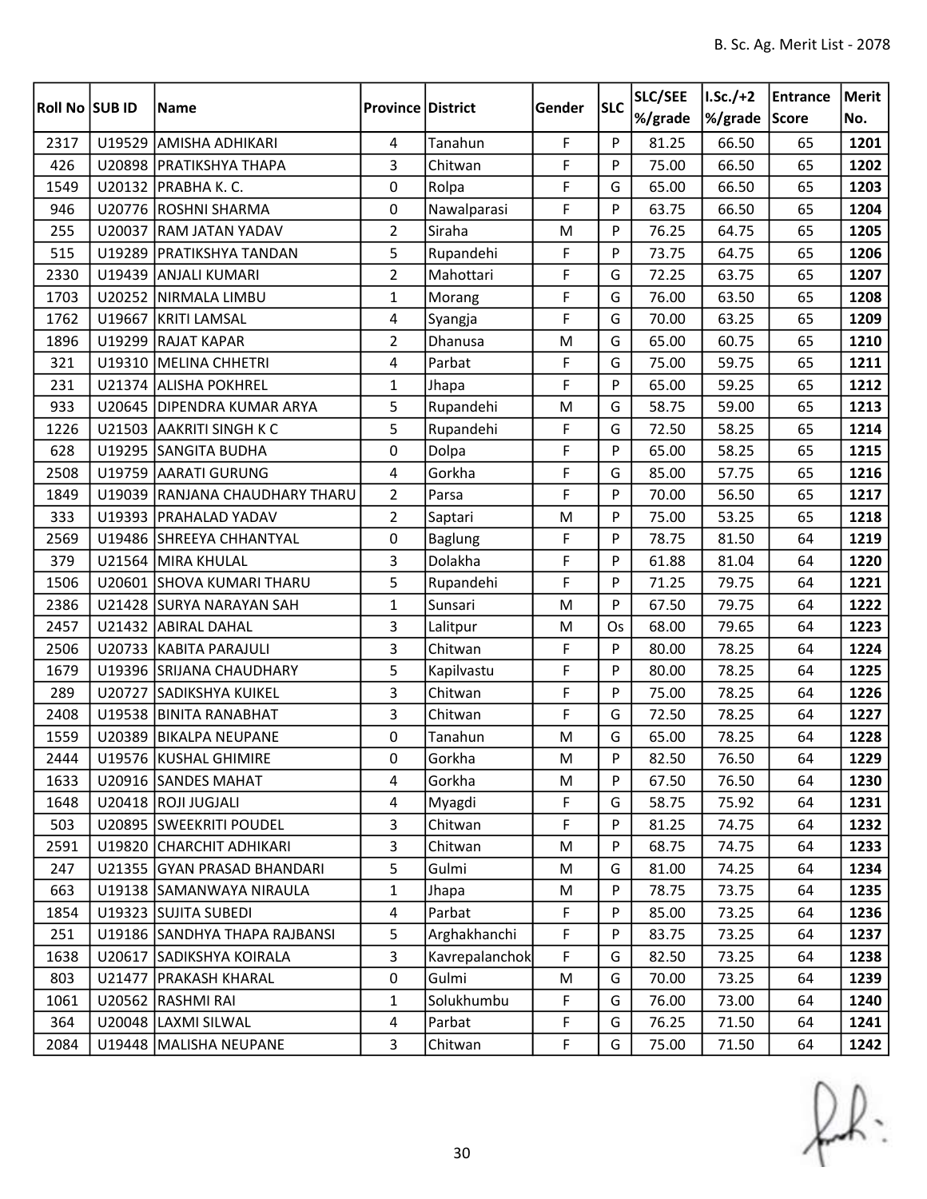| Roll No | SUB ID | Name | Province | District | Gender | SLC | SLC/SEE %/grade | I.Sc./+2 %/grade | Entrance Score | Merit No. |
|---|---|---|---|---|---|---|---|---|---|---|
| 2317 | U19529 | AMISHA ADHIKARI | 4 | Tanahun | F | P | 81.25 | 66.50 | 65 | **1201** |
| 426 | U20898 | PRATIKSHYA THAPA | 3 | Chitwan | F | P | 75.00 | 66.50 | 65 | **1202** |
| 1549 | U20132 | PRABHA K. C. | 0 | Rolpa | F | G | 65.00 | 66.50 | 65 | **1203** |
| 946 | U20776 | ROSHNI SHARMA | 0 | Nawalparasi | F | P | 63.75 | 66.50 | 65 | **1204** |
| 255 | U20037 | RAM JATAN YADAV | 2 | Siraha | M | P | 76.25 | 64.75 | 65 | **1205** |
| 515 | U19289 | PRATIKSHYA TANDAN | 5 | Rupandehi | F | P | 73.75 | 64.75 | 65 | **1206** |
| 2330 | U19439 | ANJALI KUMARI | 2 | Mahottari | F | G | 72.25 | 63.75 | 65 | **1207** |
| 1703 | U20252 | NIRMALA LIMBU | 1 | Morang | F | G | 76.00 | 63.50 | 65 | **1208** |
| 1762 | U19667 | KRITI LAMSAL | 4 | Syangja | F | G | 70.00 | 63.25 | 65 | **1209** |
| 1896 | U19299 | RAJAT KAPAR | 2 | Dhanusa | M | G | 65.00 | 60.75 | 65 | **1210** |
| 321 | U19310 | MELINA CHHETRI | 4 | Parbat | F | G | 75.00 | 59.75 | 65 | **1211** |
| 231 | U21374 | ALISHA POKHREL | 1 | Jhapa | F | P | 65.00 | 59.25 | 65 | **1212** |
| 933 | U20645 | DIPENDRA KUMAR ARYA | 5 | Rupandehi | M | G | 58.75 | 59.00 | 65 | **1213** |
| 1226 | U21503 | AAKRITI SINGH K C | 5 | Rupandehi | F | G | 72.50 | 58.25 | 65 | **1214** |
| 628 | U19295 | SANGITA BUDHA | 0 | Dolpa | F | P | 65.00 | 58.25 | 65 | **1215** |
| 2508 | U19759 | AARATI GURUNG | 4 | Gorkha | F | G | 85.00 | 57.75 | 65 | **1216** |
| 1849 | U19039 | RANJANA CHAUDHARY THARU | 2 | Parsa | F | P | 70.00 | 56.50 | 65 | **1217** |
| 333 | U19393 | PRAHALAD YADAV | 2 | Saptari | M | P | 75.00 | 53.25 | 65 | **1218** |
| 2569 | U19486 | SHREEYA CHHANTYAL | 0 | Baglung | F | P | 78.75 | 81.50 | 64 | **1219** |
| 379 | U21564 | MIRA KHULAL | 3 | Dolakha | F | P | 61.88 | 81.04 | 64 | **1220** |
| 1506 | U20601 | SHOVA KUMARI THARU | 5 | Rupandehi | F | P | 71.25 | 79.75 | 64 | **1221** |
| 2386 | U21428 | SURYA NARAYAN SAH | 1 | Sunsari | M | P | 67.50 | 79.75 | 64 | **1222** |
| 2457 | U21432 | ABIRAL DAHAL | 3 | Lalitpur | M | Os | 68.00 | 79.65 | 64 | **1223** |
| 2506 | U20733 | KABITA PARAJULI | 3 | Chitwan | F | P | 80.00 | 78.25 | 64 | **1224** |
| 1679 | U19396 | SRIJANA CHAUDHARY | 5 | Kapilvastu | F | P | 80.00 | 78.25 | 64 | **1225** |
| 289 | U20727 | SADIKSHYA KUIKEL | 3 | Chitwan | F | P | 75.00 | 78.25 | 64 | **1226** |
| 2408 | U19538 | BINITA RANABHAT | 3 | Chitwan | F | G | 72.50 | 78.25 | 64 | **1227** |
| 1559 | U20389 | BIKALPA NEUPANE | 0 | Tanahun | M | G | 65.00 | 78.25 | 64 | **1228** |
| 2444 | U19576 | KUSHAL GHIMIRE | 0 | Gorkha | M | P | 82.50 | 76.50 | 64 | **1229** |
| 1633 | U20916 | SANDES MAHAT | 4 | Gorkha | M | P | 67.50 | 76.50 | 64 | **1230** |
| 1648 | U20418 | ROJI JUGJALI | 4 | Myagdi | F | G | 58.75 | 75.92 | 64 | **1231** |
| 503 | U20895 | SWEEKRITI POUDEL | 3 | Chitwan | F | P | 81.25 | 74.75 | 64 | **1232** |
| 2591 | U19820 | CHARCHIT ADHIKARI | 3 | Chitwan | M | P | 68.75 | 74.75 | 64 | **1233** |
| 247 | U21355 | GYAN PRASAD BHANDARI | 5 | Gulmi | M | G | 81.00 | 74.25 | 64 | **1234** |
| 663 | U19138 | SAMANWAYA NIRAULA | 1 | Jhapa | M | P | 78.75 | 73.75 | 64 | **1235** |
| 1854 | U19323 | SUJITA SUBEDI | 4 | Parbat | F | P | 85.00 | 73.25 | 64 | **1236** |
| 251 | U19186 | SANDHYA THAPA RAJBANSI | 5 | Arghakhanchi | F | P | 83.75 | 73.25 | 64 | **1237** |
| 1638 | U20617 | SADIKSHYA KOIRALA | 3 | Kavrepalanchok | F | G | 82.50 | 73.25 | 64 | **1238** |
| 803 | U21477 | PRAKASH KHARAL | 0 | Gulmi | M | G | 70.00 | 73.25 | 64 | **1239** |
| 1061 | U20562 | RASHMI RAI | 1 | Solukhumbu | F | G | 76.00 | 73.00 | 64 | **1240** |
| 364 | U20048 | LAXMI SILWAL | 4 | Parbat | F | G | 76.25 | 71.50 | 64 | **1241** |
| 2084 | U19448 | MALISHA NEUPANE | 3 | Chitwan | F | G | 75.00 | 71.50 | 64 | **1242** |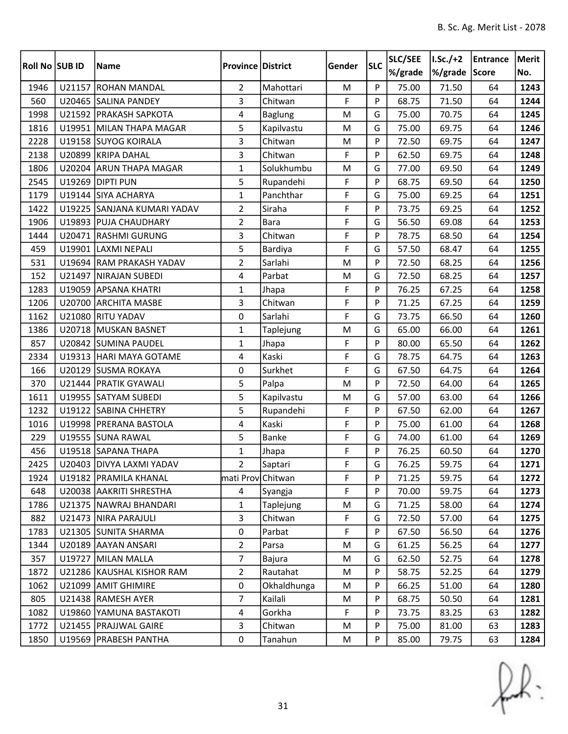| Roll No | SUB ID | Name | Province | District | Gender | SLC | SLC/SEE %/grade | I.Sc./+2 %/grade | Entrance Score | Merit No. |
|---|---|---|---|---|---|---|---|---|---|---|
| 1946 | U21157 | ROHAN MANDAL | 2 | Mahottari | M | P | 75.00 | 71.50 | 64 | **1243** |
| 560 | U20465 | SALINA PANDEY | 3 | Chitwan | F | P | 68.75 | 71.50 | 64 | **1244** |
| 1998 | U21592 | PRAKASH SAPKOTA | 4 | Baglung | M | G | 75.00 | 70.75 | 64 | **1245** |
| 1816 | U19951 | MILAN THAPA MAGAR | 5 | Kapilvastu | M | G | 75.00 | 69.75 | 64 | **1246** |
| 2228 | U19158 | SUYOG KOIRALA | 3 | Chitwan | M | P | 72.50 | 69.75 | 64 | **1247** |
| 2138 | U20899 | KRIPA DAHAL | 3 | Chitwan | F | P | 62.50 | 69.75 | 64 | **1248** |
| 1806 | U20204 | ARUN THAPA MAGAR | 1 | Solukhumbu | M | G | 77.00 | 69.50 | 64 | **1249** |
| 2545 | U19269 | DIPTI PUN | 5 | Rupandehi | F | P | 68.75 | 69.50 | 64 | **1250** |
| 1179 | U19144 | SIYA ACHARYA | 1 | Panchthar | F | G | 75.00 | 69.25 | 64 | **1251** |
| 1422 | U19225 | SANJANA KUMARI YADAV | 2 | Siraha | F | P | 73.75 | 69.25 | 64 | **1252** |
| 1906 | U19893 | PUJA CHAUDHARY | 2 | Bara | F | G | 56.50 | 69.08 | 64 | **1253** |
| 1444 | U20471 | RASHMI GURUNG | 3 | Chitwan | F | P | 78.75 | 68.50 | 64 | **1254** |
| 459 | U19901 | LAXMI NEPALI | 5 | Bardiya | F | G | 57.50 | 68.47 | 64 | **1255** |
| 531 | U19694 | RAM PRAKASH YADAV | 2 | Sarlahi | M | P | 72.50 | 68.25 | 64 | **1256** |
| 152 | U21497 | NIRAJAN SUBEDI | 4 | Parbat | M | G | 72.50 | 68.25 | 64 | **1257** |
| 1283 | U19059 | APSANA KHATRI | 1 | Jhapa | F | P | 76.25 | 67.25 | 64 | **1258** |
| 1206 | U20700 | ARCHITA MASBE | 3 | Chitwan | F | P | 71.25 | 67.25 | 64 | **1259** |
| 1162 | U21080 | RITU YADAV | 0 | Sarlahi | F | G | 73.75 | 66.50 | 64 | **1260** |
| 1386 | U20718 | MUSKAN BASNET | 1 | Taplejung | M | G | 65.00 | 66.00 | 64 | **1261** |
| 857 | U20842 | SUMINA PAUDEL | 1 | Jhapa | F | P | 80.00 | 65.50 | 64 | **1262** |
| 2334 | U19313 | HARI MAYA GOTAME | 4 | Kaski | F | G | 78.75 | 64.75 | 64 | **1263** |
| 166 | U20129 | SUSMA ROKAYA | 0 | Surkhet | F | G | 67.50 | 64.75 | 64 | **1264** |
| 370 | U21444 | PRATIK GYAWALI | 5 | Palpa | M | P | 72.50 | 64.00 | 64 | **1265** |
| 1611 | U19955 | SATYAM SUBEDI | 5 | Kapilvastu | M | G | 57.00 | 63.00 | 64 | **1266** |
| 1232 | U19122 | SABINA CHHETRY | 5 | Rupandehi | F | P | 67.50 | 62.00 | 64 | **1267** |
| 1016 | U19998 | PRERANA BASTOLA | 4 | Kaski | F | P | 75.00 | 61.00 | 64 | **1268** |
| 229 | U19555 | SUNA RAWAL | 5 | Banke | F | G | 74.00 | 61.00 | 64 | **1269** |
| 456 | U19518 | SAPANA THAPA | 1 | Jhapa | F | P | 76.25 | 60.50 | 64 | **1270** |
| 2425 | U20403 | DIVYA LAXMI YADAV | 2 | Saptari | F | G | 76.25 | 59.75 | 64 | **1271** |
| 1924 | U19182 | PRAMILA KHANAL | mati Prov | Chitwan | F | P | 71.25 | 59.75 | 64 | **1272** |
| 648 | U20038 | AAKRITI SHRESTHA | 4 | Syangja | F | P | 70.00 | 59.75 | 64 | **1273** |
| 1786 | U21375 | NAWRAJ BHANDARI | 1 | Taplejung | M | G | 71.25 | 58.00 | 64 | **1274** |
| 882 | U21473 | NIRA PARAJULI | 3 | Chitwan | F | G | 72.50 | 57.00 | 64 | **1275** |
| 1783 | U21305 | SUNITA SHARMA | 0 | Parbat | F | P | 67.50 | 56.50 | 64 | **1276** |
| 1344 | U20189 | AAYAN ANSARI | 2 | Parsa | M | G | 61.25 | 56.25 | 64 | **1277** |
| 357 | U19727 | MILAN MALLA | 7 | Bajura | M | G | 62.50 | 52.75 | 64 | **1278** |
| 1872 | U21286 | KAUSHAL KISHOR RAM | 2 | Rautahat | M | P | 58.75 | 52.25 | 64 | **1279** |
| 1062 | U21099 | AMIT GHIMIRE | 0 | Okhaldhunga | M | P | 66.25 | 51.00 | 64 | **1280** |
| 805 | U21438 | RAMESH AYER | 7 | Kailali | M | P | 68.75 | 50.50 | 64 | **1281** |
| 1082 | U19860 | YAMUNA BASTAKOTI | 4 | Gorkha | F | P | 73.75 | 83.25 | 63 | **1282** |
| 1772 | U21455 | PRAJJWAL GAIRE | 3 | Chitwan | M | P | 75.00 | 81.00 | 63 | **1283** |
| 1850 | U19569 | PRABESH PANTHA | 0 | Tanahun | M | P | 85.00 | 79.75 | 63 | **1284** |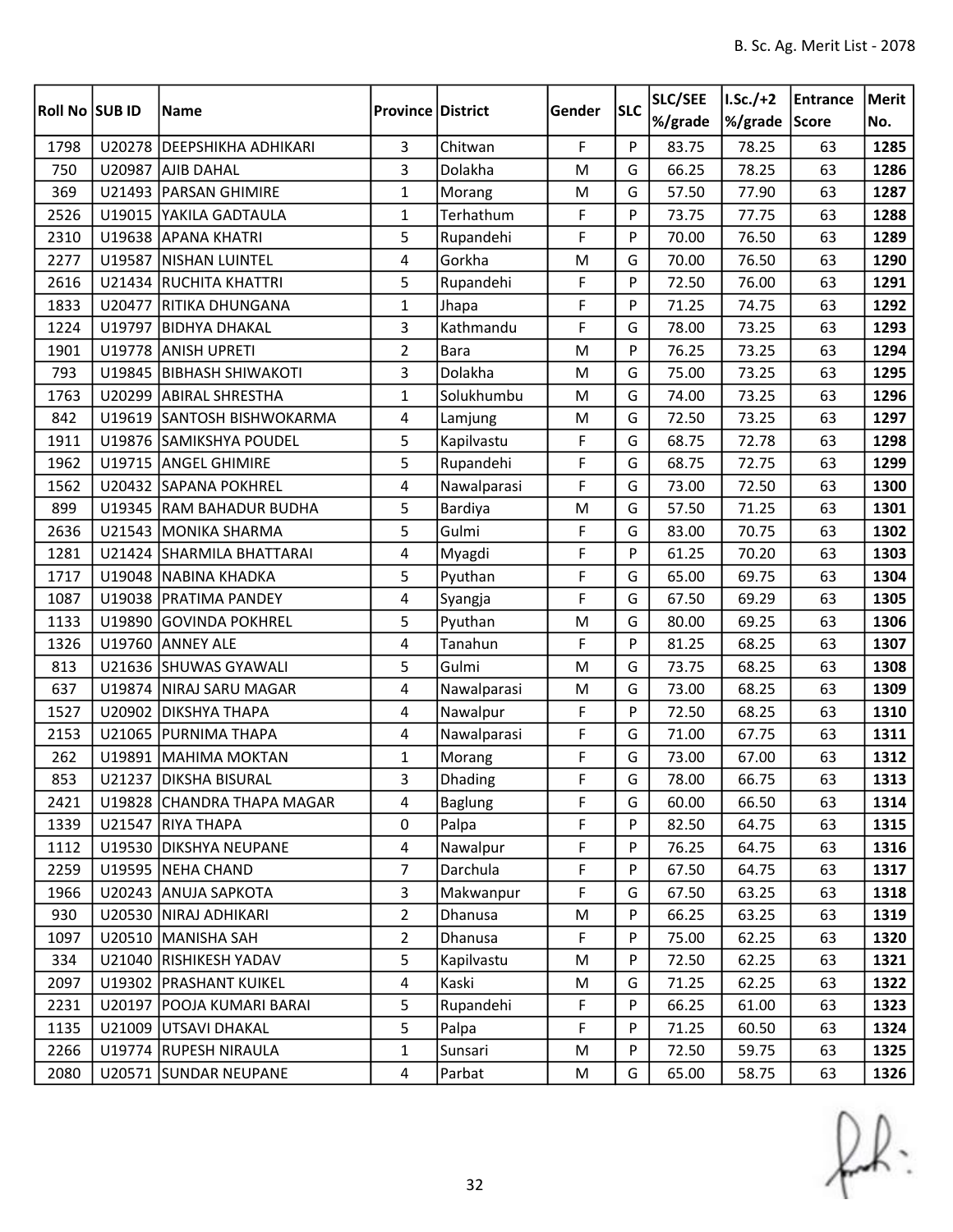| Roll No | SUB ID | Name | Province | District | Gender | SLC | SLC/SEE %/grade | I.Sc./+2 %/grade | Entrance Score | Merit No. |
|---|---|---|---|---|---|---|---|---|---|---|
| 1798 | U20278 | DEEPSHIKHA ADHIKARI | 3 | Chitwan | F | P | 83.75 | 78.25 | 63 | **1285** |
| 750 | U20987 | AJIB DAHAL | 3 | Dolakha | M | G | 66.25 | 78.25 | 63 | **1286** |
| 369 | U21493 | PARSAN GHIMIRE | 1 | Morang | M | G | 57.50 | 77.90 | 63 | **1287** |
| 2526 | U19015 | YAKILA GADTAULA | 1 | Terhathum | F | P | 73.75 | 77.75 | 63 | **1288** |
| 2310 | U19638 | APANA KHATRI | 5 | Rupandehi | F | P | 70.00 | 76.50 | 63 | **1289** |
| 2277 | U19587 | NISHAN LUINTEL | 4 | Gorkha | M | G | 70.00 | 76.50 | 63 | **1290** |
| 2616 | U21434 | RUCHITA KHATTRI | 5 | Rupandehi | F | P | 72.50 | 76.00 | 63 | **1291** |
| 1833 | U20477 | RITIKA DHUNGANA | 1 | Jhapa | F | P | 71.25 | 74.75 | 63 | **1292** |
| 1224 | U19797 | BIDHYA DHAKAL | 3 | Kathmandu | F | G | 78.00 | 73.25 | 63 | **1293** |
| 1901 | U19778 | ANISH UPRETI | 2 | Bara | M | P | 76.25 | 73.25 | 63 | **1294** |
| 793 | U19845 | BIBHASH SHIWAKOTI | 3 | Dolakha | M | G | 75.00 | 73.25 | 63 | **1295** |
| 1763 | U20299 | ABIRAL SHRESTHA | 1 | Solukhumbu | M | G | 74.00 | 73.25 | 63 | **1296** |
| 842 | U19619 | SANTOSH BISHWOKARMA | 4 | Lamjung | M | G | 72.50 | 73.25 | 63 | **1297** |
| 1911 | U19876 | SAMIKSHYA POUDEL | 5 | Kapilvastu | F | G | 68.75 | 72.78 | 63 | **1298** |
| 1962 | U19715 | ANGEL GHIMIRE | 5 | Rupandehi | F | G | 68.75 | 72.75 | 63 | **1299** |
| 1562 | U20432 | SAPANA POKHREL | 4 | Nawalparasi | F | G | 73.00 | 72.50 | 63 | **1300** |
| 899 | U19345 | RAM BAHADUR BUDHA | 5 | Bardiya | M | G | 57.50 | 71.25 | 63 | **1301** |
| 2636 | U21543 | MONIKA SHARMA | 5 | Gulmi | F | G | 83.00 | 70.75 | 63 | **1302** |
| 1281 | U21424 | SHARMILA BHATTARAI | 4 | Myagdi | F | P | 61.25 | 70.20 | 63 | **1303** |
| 1717 | U19048 | NABINA KHADKA | 5 | Pyuthan | F | G | 65.00 | 69.75 | 63 | **1304** |
| 1087 | U19038 | PRATIMA PANDEY | 4 | Syangja | F | G | 67.50 | 69.29 | 63 | **1305** |
| 1133 | U19890 | GOVINDA POKHREL | 5 | Pyuthan | M | G | 80.00 | 69.25 | 63 | **1306** |
| 1326 | U19760 | ANNEY ALE | 4 | Tanahun | F | P | 81.25 | 68.25 | 63 | **1307** |
| 813 | U21636 | SHUWAS GYAWALI | 5 | Gulmi | M | G | 73.75 | 68.25 | 63 | **1308** |
| 637 | U19874 | NIRAJ SARU MAGAR | 4 | Nawalparasi | M | G | 73.00 | 68.25 | 63 | **1309** |
| 1527 | U20902 | DIKSHYA THAPA | 4 | Nawalpur | F | P | 72.50 | 68.25 | 63 | **1310** |
| 2153 | U21065 | PURNIMA THAPA | 4 | Nawalparasi | F | G | 71.00 | 67.75 | 63 | **1311** |
| 262 | U19891 | MAHIMA MOKTAN | 1 | Morang | F | G | 73.00 | 67.00 | 63 | **1312** |
| 853 | U21237 | DIKSHA BISURAL | 3 | Dhading | F | G | 78.00 | 66.75 | 63 | **1313** |
| 2421 | U19828 | CHANDRA THAPA MAGAR | 4 | Baglung | F | G | 60.00 | 66.50 | 63 | **1314** |
| 1339 | U21547 | RIYA THAPA | 0 | Palpa | F | P | 82.50 | 64.75 | 63 | **1315** |
| 1112 | U19530 | DIKSHYA NEUPANE | 4 | Nawalpur | F | P | 76.25 | 64.75 | 63 | **1316** |
| 2259 | U19595 | NEHA CHAND | 7 | Darchula | F | P | 67.50 | 64.75 | 63 | **1317** |
| 1966 | U20243 | ANUJA SAPKOTA | 3 | Makwanpur | F | G | 67.50 | 63.25 | 63 | **1318** |
| 930 | U20530 | NIRAJ ADHIKARI | 2 | Dhanusa | M | P | 66.25 | 63.25 | 63 | **1319** |
| 1097 | U20510 | MANISHA SAH | 2 | Dhanusa | F | P | 75.00 | 62.25 | 63 | **1320** |
| 334 | U21040 | RISHIKESH YADAV | 5 | Kapilvastu | M | P | 72.50 | 62.25 | 63 | **1321** |
| 2097 | U19302 | PRASHANT KUIKEL | 4 | Kaski | M | G | 71.25 | 62.25 | 63 | **1322** |
| 2231 | U20197 | POOJA KUMARI BARAI | 5 | Rupandehi | F | P | 66.25 | 61.00 | 63 | **1323** |
| 1135 | U21009 | UTSAVI DHAKAL | 5 | Palpa | F | P | 71.25 | 60.50 | 63 | **1324** |
| 2266 | U19774 | RUPESH NIRAULA | 1 | Sunsari | M | P | 72.50 | 59.75 | 63 | **1325** |
| 2080 | U20571 | SUNDAR NEUPANE | 4 | Parbat | M | G | 65.00 | 58.75 | 63 | **1326** |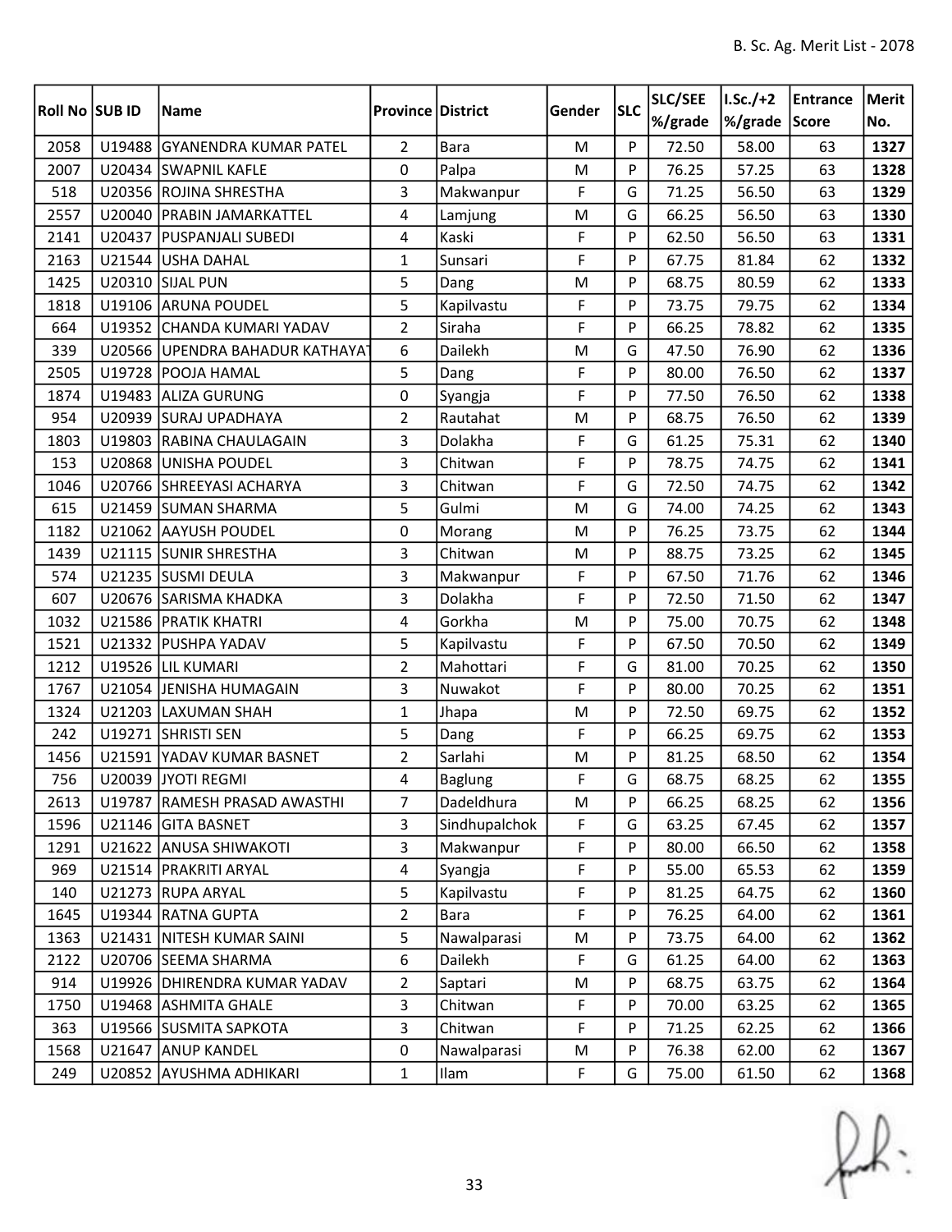| Roll No | SUB ID | Name | Province | District | Gender | SLC | SLC/SEE %/grade | I.Sc./+2 %/grade | Entrance Score | Merit No. |
|---|---|---|---|---|---|---|---|---|---|---|
| 2058 | U19488 | GYANENDRA KUMAR PATEL | 2 | Bara | M | P | 72.50 | 58.00 | 63 | **1327** |
| 2007 | U20434 | SWAPNIL KAFLE | 0 | Palpa | M | P | 76.25 | 57.25 | 63 | **1328** |
| 518 | U20356 | ROJINA SHRESTHA | 3 | Makwanpur | F | G | 71.25 | 56.50 | 63 | **1329** |
| 2557 | U20040 | PRABIN JAMARKATTEL | 4 | Lamjung | M | G | 66.25 | 56.50 | 63 | **1330** |
| 2141 | U20437 | PUSPANJALI SUBEDI | 4 | Kaski | F | P | 62.50 | 56.50 | 63 | **1331** |
| 2163 | U21544 | USHA DAHAL | 1 | Sunsari | F | P | 67.75 | 81.84 | 62 | **1332** |
| 1425 | U20310 | SIJAL PUN | 5 | Dang | M | P | 68.75 | 80.59 | 62 | **1333** |
| 1818 | U19106 | ARUNA POUDEL | 5 | Kapilvastu | F | P | 73.75 | 79.75 | 62 | **1334** |
| 664 | U19352 | CHANDA KUMARI YADAV | 2 | Siraha | F | P | 66.25 | 78.82 | 62 | **1335** |
| 339 | U20566 | UPENDRA BAHADUR KATHAYAT | 6 | Dailekh | M | G | 47.50 | 76.90 | 62 | **1336** |
| 2505 | U19728 | POOJA HAMAL | 5 | Dang | F | P | 80.00 | 76.50 | 62 | **1337** |
| 1874 | U19483 | ALIZA GURUNG | 0 | Syangja | F | P | 77.50 | 76.50 | 62 | **1338** |
| 954 | U20939 | SURAJ UPADHAYA | 2 | Rautahat | M | P | 68.75 | 76.50 | 62 | **1339** |
| 1803 | U19803 | RABINA CHAULAGAIN | 3 | Dolakha | F | G | 61.25 | 75.31 | 62 | **1340** |
| 153 | U20868 | UNISHA POUDEL | 3 | Chitwan | F | P | 78.75 | 74.75 | 62 | **1341** |
| 1046 | U20766 | SHREEYASI ACHARYA | 3 | Chitwan | F | G | 72.50 | 74.75 | 62 | **1342** |
| 615 | U21459 | SUMAN SHARMA | 5 | Gulmi | M | G | 74.00 | 74.25 | 62 | **1343** |
| 1182 | U21062 | AAYUSH POUDEL | 0 | Morang | M | P | 76.25 | 73.75 | 62 | **1344** |
| 1439 | U21115 | SUNIR SHRESTHA | 3 | Chitwan | M | P | 88.75 | 73.25 | 62 | **1345** |
| 574 | U21235 | SUSMI DEULA | 3 | Makwanpur | F | P | 67.50 | 71.76 | 62 | **1346** |
| 607 | U20676 | SARISMA KHADKA | 3 | Dolakha | F | P | 72.50 | 71.50 | 62 | **1347** |
| 1032 | U21586 | PRATIK KHATRI | 4 | Gorkha | M | P | 75.00 | 70.75 | 62 | **1348** |
| 1521 | U21332 | PUSHPA YADAV | 5 | Kapilvastu | F | P | 67.50 | 70.50 | 62 | **1349** |
| 1212 | U19526 | LIL KUMARI | 2 | Mahottari | F | G | 81.00 | 70.25 | 62 | **1350** |
| 1767 | U21054 | JENISHA HUMAGAIN | 3 | Nuwakot | F | P | 80.00 | 70.25 | 62 | **1351** |
| 1324 | U21203 | LAXUMAN SHAH | 1 | Jhapa | M | P | 72.50 | 69.75 | 62 | **1352** |
| 242 | U19271 | SHRISTI SEN | 5 | Dang | F | P | 66.25 | 69.75 | 62 | **1353** |
| 1456 | U21591 | YADAV KUMAR BASNET | 2 | Sarlahi | M | P | 81.25 | 68.50 | 62 | **1354** |
| 756 | U20039 | JYOTI REGMI | 4 | Baglung | F | G | 68.75 | 68.25 | 62 | **1355** |
| 2613 | U19787 | RAMESH PRASAD AWASTHI | 7 | Dadeldhura | M | P | 66.25 | 68.25 | 62 | **1356** |
| 1596 | U21146 | GITA BASNET | 3 | Sindhupalchok | F | G | 63.25 | 67.45 | 62 | **1357** |
| 1291 | U21622 | ANUSA SHIWAKOTI | 3 | Makwanpur | F | P | 80.00 | 66.50 | 62 | **1358** |
| 969 | U21514 | PRAKRITI ARYAL | 4 | Syangja | F | P | 55.00 | 65.53 | 62 | **1359** |
| 140 | U21273 | RUPA ARYAL | 5 | Kapilvastu | F | P | 81.25 | 64.75 | 62 | **1360** |
| 1645 | U19344 | RATNA GUPTA | 2 | Bara | F | P | 76.25 | 64.00 | 62 | **1361** |
| 1363 | U21431 | NITESH KUMAR SAINI | 5 | Nawalparasi | M | P | 73.75 | 64.00 | 62 | **1362** |
| 2122 | U20706 | SEEMA SHARMA | 6 | Dailekh | F | G | 61.25 | 64.00 | 62 | **1363** |
| 914 | U19926 | DHIRENDRA KUMAR YADAV | 2 | Saptari | M | P | 68.75 | 63.75 | 62 | **1364** |
| 1750 | U19468 | ASHMITA GHALE | 3 | Chitwan | F | P | 70.00 | 63.25 | 62 | **1365** |
| 363 | U19566 | SUSMITA SAPKOTA | 3 | Chitwan | F | P | 71.25 | 62.25 | 62 | **1366** |
| 1568 | U21647 | ANUP KANDEL | 0 | Nawalparasi | M | P | 76.38 | 62.00 | 62 | **1367** |
| 249 | U20852 | AYUSHMA ADHIKARI | 1 | Ilam | F | G | 75.00 | 61.50 | 62 | **1368** |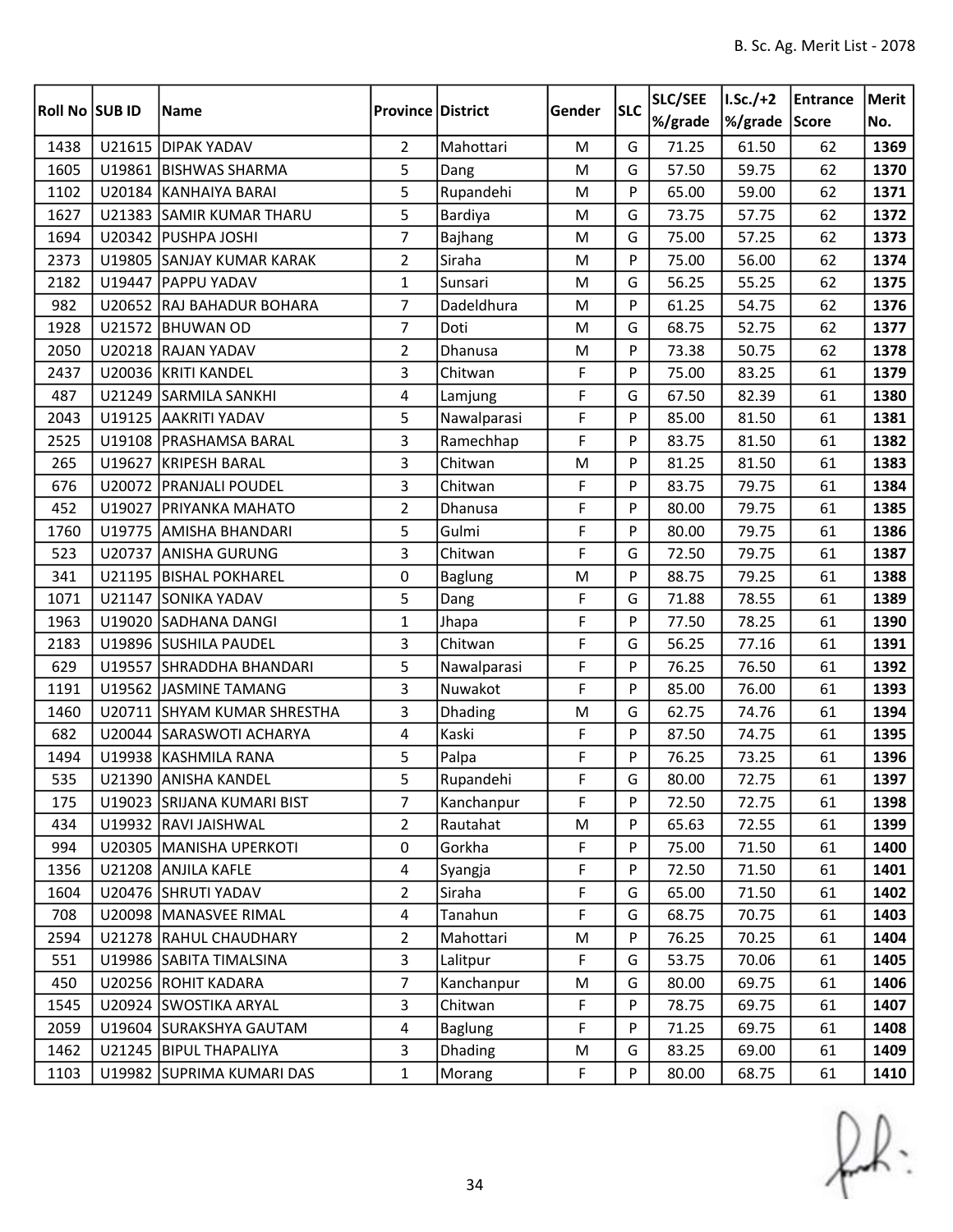| Roll No | SUB ID | Name | Province | District | Gender | SLC | SLC/SEE %/grade | I.Sc./+2 %/grade | Entrance Score | Merit No. |
|---|---|---|---|---|---|---|---|---|---|---|
| 1438 | U21615 | DIPAK YADAV | 2 | Mahottari | M | G | 71.25 | 61.50 | 62 | **1369** |
| 1605 | U19861 | BISHWAS SHARMA | 5 | Dang | M | G | 57.50 | 59.75 | 62 | **1370** |
| 1102 | U20184 | KANHAIYA BARAI | 5 | Rupandehi | M | P | 65.00 | 59.00 | 62 | **1371** |
| 1627 | U21383 | SAMIR KUMAR THARU | 5 | Bardiya | M | G | 73.75 | 57.75 | 62 | **1372** |
| 1694 | U20342 | PUSHPA JOSHI | 7 | Bajhang | M | G | 75.00 | 57.25 | 62 | **1373** |
| 2373 | U19805 | SANJAY KUMAR KARAK | 2 | Siraha | M | P | 75.00 | 56.00 | 62 | **1374** |
| 2182 | U19447 | PAPPU YADAV | 1 | Sunsari | M | G | 56.25 | 55.25 | 62 | **1375** |
| 982 | U20652 | RAJ BAHADUR BOHARA | 7 | Dadeldhura | M | P | 61.25 | 54.75 | 62 | **1376** |
| 1928 | U21572 | BHUWAN OD | 7 | Doti | M | G | 68.75 | 52.75 | 62 | **1377** |
| 2050 | U20218 | RAJAN YADAV | 2 | Dhanusa | M | P | 73.38 | 50.75 | 62 | **1378** |
| 2437 | U20036 | KRITI KANDEL | 3 | Chitwan | F | P | 75.00 | 83.25 | 61 | **1379** |
| 487 | U21249 | SARMILA SANKHI | 4 | Lamjung | F | G | 67.50 | 82.39 | 61 | **1380** |
| 2043 | U19125 | AAKRITI YADAV | 5 | Nawalparasi | F | P | 85.00 | 81.50 | 61 | **1381** |
| 2525 | U19108 | PRASHAMSA BARAL | 3 | Ramechhap | F | P | 83.75 | 81.50 | 61 | **1382** |
| 265 | U19627 | KRIPESH BARAL | 3 | Chitwan | M | P | 81.25 | 81.50 | 61 | **1383** |
| 676 | U20072 | PRANJALI POUDEL | 3 | Chitwan | F | P | 83.75 | 79.75 | 61 | **1384** |
| 452 | U19027 | PRIYANKA MAHATO | 2 | Dhanusa | F | P | 80.00 | 79.75 | 61 | **1385** |
| 1760 | U19775 | AMISHA BHANDARI | 5 | Gulmi | F | P | 80.00 | 79.75 | 61 | **1386** |
| 523 | U20737 | ANISHA GURUNG | 3 | Chitwan | F | G | 72.50 | 79.75 | 61 | **1387** |
| 341 | U21195 | BISHAL POKHAREL | 0 | Baglung | M | P | 88.75 | 79.25 | 61 | **1388** |
| 1071 | U21147 | SONIKA YADAV | 5 | Dang | F | G | 71.88 | 78.55 | 61 | **1389** |
| 1963 | U19020 | SADHANA DANGI | 1 | Jhapa | F | P | 77.50 | 78.25 | 61 | **1390** |
| 2183 | U19896 | SUSHILA PAUDEL | 3 | Chitwan | F | G | 56.25 | 77.16 | 61 | **1391** |
| 629 | U19557 | SHRADDHA BHANDARI | 5 | Nawalparasi | F | P | 76.25 | 76.50 | 61 | **1392** |
| 1191 | U19562 | JASMINE TAMANG | 3 | Nuwakot | F | P | 85.00 | 76.00 | 61 | **1393** |
| 1460 | U20711 | SHYAM KUMAR SHRESTHA | 3 | Dhading | M | G | 62.75 | 74.76 | 61 | **1394** |
| 682 | U20044 | SARASWOTI ACHARYA | 4 | Kaski | F | P | 87.50 | 74.75 | 61 | **1395** |
| 1494 | U19938 | KASHMILA RANA | 5 | Palpa | F | P | 76.25 | 73.25 | 61 | **1396** |
| 535 | U21390 | ANISHA KANDEL | 5 | Rupandehi | F | G | 80.00 | 72.75 | 61 | **1397** |
| 175 | U19023 | SRIJANA KUMARI BIST | 7 | Kanchanpur | F | P | 72.50 | 72.75 | 61 | **1398** |
| 434 | U19932 | RAVI JAISHWAL | 2 | Rautahat | M | P | 65.63 | 72.55 | 61 | **1399** |
| 994 | U20305 | MANISHA UPERKOTI | 0 | Gorkha | F | P | 75.00 | 71.50 | 61 | **1400** |
| 1356 | U21208 | ANJILA KAFLE | 4 | Syangja | F | P | 72.50 | 71.50 | 61 | **1401** |
| 1604 | U20476 | SHRUTI YADAV | 2 | Siraha | F | G | 65.00 | 71.50 | 61 | **1402** |
| 708 | U20098 | MANASVEE RIMAL | 4 | Tanahun | F | G | 68.75 | 70.75 | 61 | **1403** |
| 2594 | U21278 | RAHUL CHAUDHARY | 2 | Mahottari | M | P | 76.25 | 70.25 | 61 | **1404** |
| 551 | U19986 | SABITA TIMALSINA | 3 | Lalitpur | F | G | 53.75 | 70.06 | 61 | **1405** |
| 450 | U20256 | ROHIT KADARA | 7 | Kanchanpur | M | G | 80.00 | 69.75 | 61 | **1406** |
| 1545 | U20924 | SWOSTIKA ARYAL | 3 | Chitwan | F | P | 78.75 | 69.75 | 61 | **1407** |
| 2059 | U19604 | SURAKSHYA GAUTAM | 4 | Baglung | F | P | 71.25 | 69.75 | 61 | **1408** |
| 1462 | U21245 | BIPUL THAPALIYA | 3 | Dhading | M | G | 83.25 | 69.00 | 61 | **1409** |
| 1103 | U19982 | SUPRIMA KUMARI DAS | 1 | Morang | F | P | 80.00 | 68.75 | 61 | **1410** |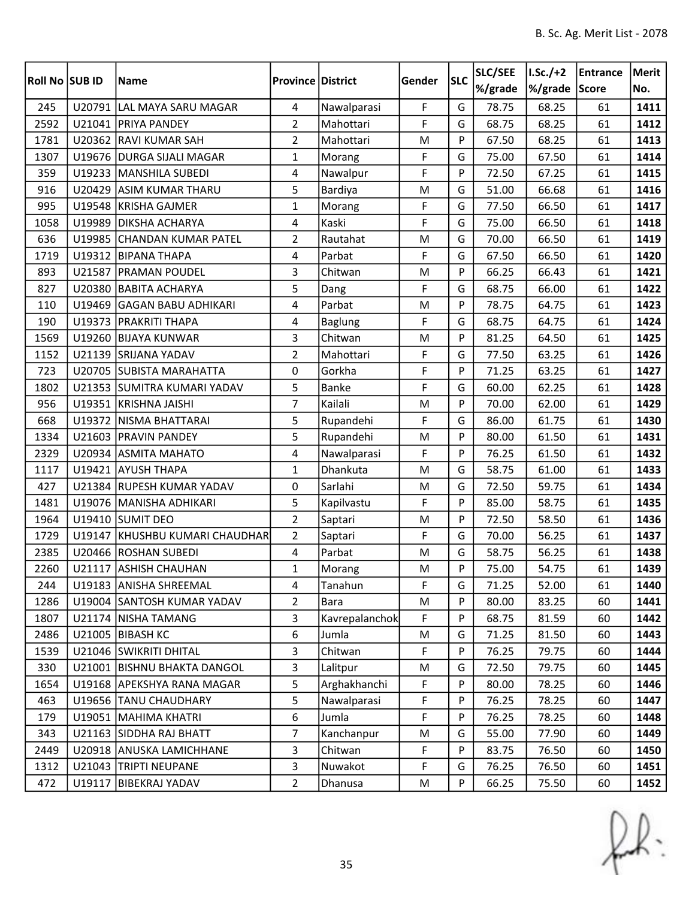| Roll No | SUB ID | Name | Province | District | Gender | SLC | SLC/SEE %/grade | I.Sc./+2 %/grade | Entrance Score | Merit No. |
|---|---|---|---|---|---|---|---|---|---|---|
| 245 | U20791 | LAL MAYA SARU MAGAR | 4 | Nawalparasi | F | G | 78.75 | 68.25 | 61 | **1411** |
| 2592 | U21041 | PRIYA PANDEY | 2 | Mahottari | F | G | 68.75 | 68.25 | 61 | **1412** |
| 1781 | U20362 | RAVI KUMAR SAH | 2 | Mahottari | M | P | 67.50 | 68.25 | 61 | **1413** |
| 1307 | U19676 | DURGA SIJALI MAGAR | 1 | Morang | F | G | 75.00 | 67.50 | 61 | **1414** |
| 359 | U19233 | MANSHILA SUBEDI | 4 | Nawalpur | F | P | 72.50 | 67.25 | 61 | **1415** |
| 916 | U20429 | ASIM KUMAR THARU | 5 | Bardiya | M | G | 51.00 | 66.68 | 61 | **1416** |
| 995 | U19548 | KRISHA GAJMER | 1 | Morang | F | G | 77.50 | 66.50 | 61 | **1417** |
| 1058 | U19989 | DIKSHA ACHARYA | 4 | Kaski | F | G | 75.00 | 66.50 | 61 | **1418** |
| 636 | U19985 | CHANDAN KUMAR PATEL | 2 | Rautahat | M | G | 70.00 | 66.50 | 61 | **1419** |
| 1719 | U19312 | BIPANA THAPA | 4 | Parbat | F | G | 67.50 | 66.50 | 61 | **1420** |
| 893 | U21587 | PRAMAN POUDEL | 3 | Chitwan | M | P | 66.25 | 66.43 | 61 | **1421** |
| 827 | U20380 | BABITA ACHARYA | 5 | Dang | F | G | 68.75 | 66.00 | 61 | **1422** |
| 110 | U19469 | GAGAN BABU ADHIKARI | 4 | Parbat | M | P | 78.75 | 64.75 | 61 | **1423** |
| 190 | U19373 | PRAKRITI THAPA | 4 | Baglung | F | G | 68.75 | 64.75 | 61 | **1424** |
| 1569 | U19260 | BIJAYA KUNWAR | 3 | Chitwan | M | P | 81.25 | 64.50 | 61 | **1425** |
| 1152 | U21139 | SRIJANA YADAV | 2 | Mahottari | F | G | 77.50 | 63.25 | 61 | **1426** |
| 723 | U20705 | SUBISTA MARAHATTA | 0 | Gorkha | F | P | 71.25 | 63.25 | 61 | **1427** |
| 1802 | U21353 | SUMITRA KUMARI YADAV | 5 | Banke | F | G | 60.00 | 62.25 | 61 | **1428** |
| 956 | U19351 | KRISHNA JAISHI | 7 | Kailali | M | P | 70.00 | 62.00 | 61 | **1429** |
| 668 | U19372 | NISMA BHATTARAI | 5 | Rupandehi | F | G | 86.00 | 61.75 | 61 | **1430** |
| 1334 | U21603 | PRAVIN PANDEY | 5 | Rupandehi | M | P | 80.00 | 61.50 | 61 | **1431** |
| 2329 | U20934 | ASMITA MAHATO | 4 | Nawalparasi | F | P | 76.25 | 61.50 | 61 | **1432** |
| 1117 | U19421 | AYUSH THAPA | 1 | Dhankuta | M | G | 58.75 | 61.00 | 61 | **1433** |
| 427 | U21384 | RUPESH KUMAR YADAV | 0 | Sarlahi | M | G | 72.50 | 59.75 | 61 | **1434** |
| 1481 | U19076 | MANISHA ADHIKARI | 5 | Kapilvastu | F | P | 85.00 | 58.75 | 61 | **1435** |
| 1964 | U19410 | SUMIT DEO | 2 | Saptari | M | P | 72.50 | 58.50 | 61 | **1436** |
| 1729 | U19147 | KHUSHBU KUMARI CHAUDHAR | 2 | Saptari | F | G | 70.00 | 56.25 | 61 | **1437** |
| 2385 | U20466 | ROSHAN SUBEDI | 4 | Parbat | M | G | 58.75 | 56.25 | 61 | **1438** |
| 2260 | U21117 | ASHISH CHAUHAN | 1 | Morang | M | P | 75.00 | 54.75 | 61 | **1439** |
| 244 | U19183 | ANISHA SHREEMAL | 4 | Tanahun | F | G | 71.25 | 52.00 | 61 | **1440** |
| 1286 | U19004 | SANTOSH KUMAR YADAV | 2 | Bara | M | P | 80.00 | 83.25 | 60 | **1441** |
| 1807 | U21174 | NISHA TAMANG | 3 | Kavrepalanchok | F | P | 68.75 | 81.59 | 60 | **1442** |
| 2486 | U21005 | BIBASH KC | 6 | Jumla | M | G | 71.25 | 81.50 | 60 | **1443** |
| 1539 | U21046 | SWIKRITI DHITAL | 3 | Chitwan | F | P | 76.25 | 79.75 | 60 | **1444** |
| 330 | U21001 | BISHNU BHAKTA DANGOL | 3 | Lalitpur | M | G | 72.50 | 79.75 | 60 | **1445** |
| 1654 | U19168 | APEKSHYA RANA MAGAR | 5 | Arghakhanchi | F | P | 80.00 | 78.25 | 60 | **1446** |
| 463 | U19656 | TANU CHAUDHARY | 5 | Nawalparasi | F | P | 76.25 | 78.25 | 60 | **1447** |
| 179 | U19051 | MAHIMA KHATRI | 6 | Jumla | F | P | 76.25 | 78.25 | 60 | **1448** |
| 343 | U21163 | SIDDHA RAJ BHATT | 7 | Kanchanpur | M | G | 55.00 | 77.90 | 60 | **1449** |
| 2449 | U20918 | ANUSKA LAMICHHANE | 3 | Chitwan | F | P | 83.75 | 76.50 | 60 | **1450** |
| 1312 | U21043 | TRIPTI NEUPANE | 3 | Nuwakot | F | G | 76.25 | 76.50 | 60 | **1451** |
| 472 | U19117 | BIBEKRAJ YADAV | 2 | Dhanusa | M | P | 66.25 | 75.50 | 60 | **1452** |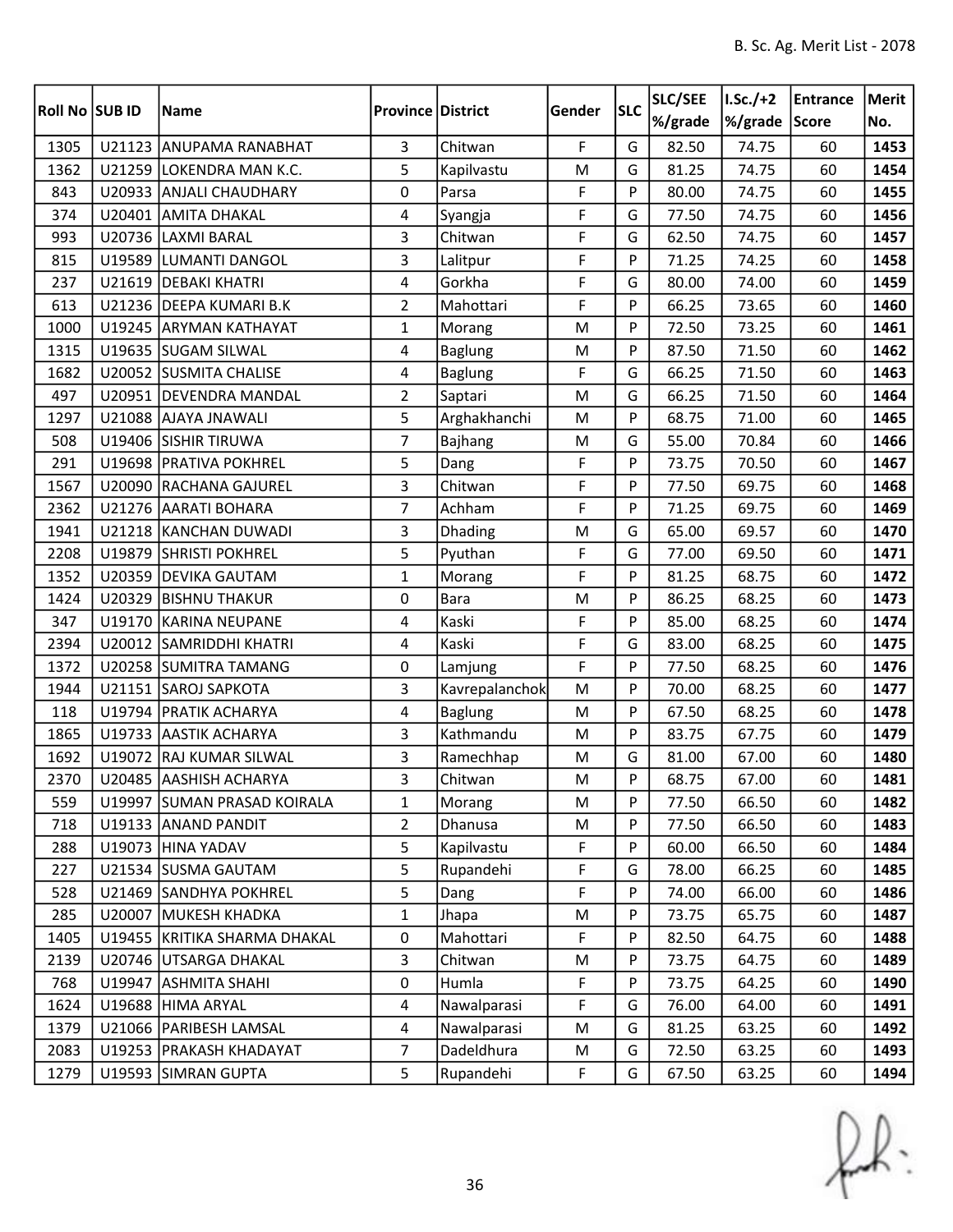| Roll No | SUB ID | Name | Province | District | Gender | SLC | SLC/SEE %/grade | I.Sc./+2 %/grade | Entrance Score | Merit No. |
|---|---|---|---|---|---|---|---|---|---|---|
| 1305 | U21123 | ANUPAMA RANABHAT | 3 | Chitwan | F | G | 82.50 | 74.75 | 60 | **1453** |
| 1362 | U21259 | LOKENDRA MAN K.C. | 5 | Kapilvastu | M | G | 81.25 | 74.75 | 60 | **1454** |
| 843 | U20933 | ANJALI CHAUDHARY | 0 | Parsa | F | P | 80.00 | 74.75 | 60 | **1455** |
| 374 | U20401 | AMITA DHAKAL | 4 | Syangja | F | G | 77.50 | 74.75 | 60 | **1456** |
| 993 | U20736 | LAXMI BARAL | 3 | Chitwan | F | G | 62.50 | 74.75 | 60 | **1457** |
| 815 | U19589 | LUMANTI DANGOL | 3 | Lalitpur | F | P | 71.25 | 74.25 | 60 | **1458** |
| 237 | U21619 | DEBAKI KHATRI | 4 | Gorkha | F | G | 80.00 | 74.00 | 60 | **1459** |
| 613 | U21236 | DEEPA KUMARI B.K | 2 | Mahottari | F | P | 66.25 | 73.65 | 60 | **1460** |
| 1000 | U19245 | ARYMAN KATHAYAT | 1 | Morang | M | P | 72.50 | 73.25 | 60 | **1461** |
| 1315 | U19635 | SUGAM SILWAL | 4 | Baglung | M | P | 87.50 | 71.50 | 60 | **1462** |
| 1682 | U20052 | SUSMITA CHALISE | 4 | Baglung | F | G | 66.25 | 71.50 | 60 | **1463** |
| 497 | U20951 | DEVENDRA MANDAL | 2 | Saptari | M | G | 66.25 | 71.50 | 60 | **1464** |
| 1297 | U21088 | AJAYA JNAWALI | 5 | Arghakhanchi | M | P | 68.75 | 71.00 | 60 | **1465** |
| 508 | U19406 | SISHIR TIRUWA | 7 | Bajhang | M | G | 55.00 | 70.84 | 60 | **1466** |
| 291 | U19698 | PRATIVA POKHREL | 5 | Dang | F | P | 73.75 | 70.50 | 60 | **1467** |
| 1567 | U20090 | RACHANA GAJUREL | 3 | Chitwan | F | P | 77.50 | 69.75 | 60 | **1468** |
| 2362 | U21276 | AARATI BOHARA | 7 | Achham | F | P | 71.25 | 69.75 | 60 | **1469** |
| 1941 | U21218 | KANCHAN DUWADI | 3 | Dhading | M | G | 65.00 | 69.57 | 60 | **1470** |
| 2208 | U19879 | SHRISTI POKHREL | 5 | Pyuthan | F | G | 77.00 | 69.50 | 60 | **1471** |
| 1352 | U20359 | DEVIKA GAUTAM | 1 | Morang | F | P | 81.25 | 68.75 | 60 | **1472** |
| 1424 | U20329 | BISHNU THAKUR | 0 | Bara | M | P | 86.25 | 68.25 | 60 | **1473** |
| 347 | U19170 | KARINA NEUPANE | 4 | Kaski | F | P | 85.00 | 68.25 | 60 | **1474** |
| 2394 | U20012 | SAMRIDDHI KHATRI | 4 | Kaski | F | G | 83.00 | 68.25 | 60 | **1475** |
| 1372 | U20258 | SUMITRA TAMANG | 0 | Lamjung | F | P | 77.50 | 68.25 | 60 | **1476** |
| 1944 | U21151 | SAROJ SAPKOTA | 3 | Kavrepalanchok | M | P | 70.00 | 68.25 | 60 | **1477** |
| 118 | U19794 | PRATIK ACHARYA | 4 | Baglung | M | P | 67.50 | 68.25 | 60 | **1478** |
| 1865 | U19733 | AASTIK ACHARYA | 3 | Kathmandu | M | P | 83.75 | 67.75 | 60 | **1479** |
| 1692 | U19072 | RAJ KUMAR SILWAL | 3 | Ramechhap | M | G | 81.00 | 67.00 | 60 | **1480** |
| 2370 | U20485 | AASHISH ACHARYA | 3 | Chitwan | M | P | 68.75 | 67.00 | 60 | **1481** |
| 559 | U19997 | SUMAN PRASAD KOIRALA | 1 | Morang | M | P | 77.50 | 66.50 | 60 | **1482** |
| 718 | U19133 | ANAND PANDIT | 2 | Dhanusa | M | P | 77.50 | 66.50 | 60 | **1483** |
| 288 | U19073 | HINA YADAV | 5 | Kapilvastu | F | P | 60.00 | 66.50 | 60 | **1484** |
| 227 | U21534 | SUSMA GAUTAM | 5 | Rupandehi | F | G | 78.00 | 66.25 | 60 | **1485** |
| 528 | U21469 | SANDHYA POKHREL | 5 | Dang | F | P | 74.00 | 66.00 | 60 | **1486** |
| 285 | U20007 | MUKESH KHADKA | 1 | Jhapa | M | P | 73.75 | 65.75 | 60 | **1487** |
| 1405 | U19455 | KRITIKA SHARMA DHAKAL | 0 | Mahottari | F | P | 82.50 | 64.75 | 60 | **1488** |
| 2139 | U20746 | UTSARGA DHAKAL | 3 | Chitwan | M | P | 73.75 | 64.75 | 60 | **1489** |
| 768 | U19947 | ASHMITA SHAHI | 0 | Humla | F | P | 73.75 | 64.25 | 60 | **1490** |
| 1624 | U19688 | HIMA ARYAL | 4 | Nawalparasi | F | G | 76.00 | 64.00 | 60 | **1491** |
| 1379 | U21066 | PARIBESH LAMSAL | 4 | Nawalparasi | M | G | 81.25 | 63.25 | 60 | **1492** |
| 2083 | U19253 | PRAKASH KHADAYAT | 7 | Dadeldhura | M | G | 72.50 | 63.25 | 60 | **1493** |
| 1279 | U19593 | SIMRAN GUPTA | 5 | Rupandehi | F | G | 67.50 | 63.25 | 60 | **1494** |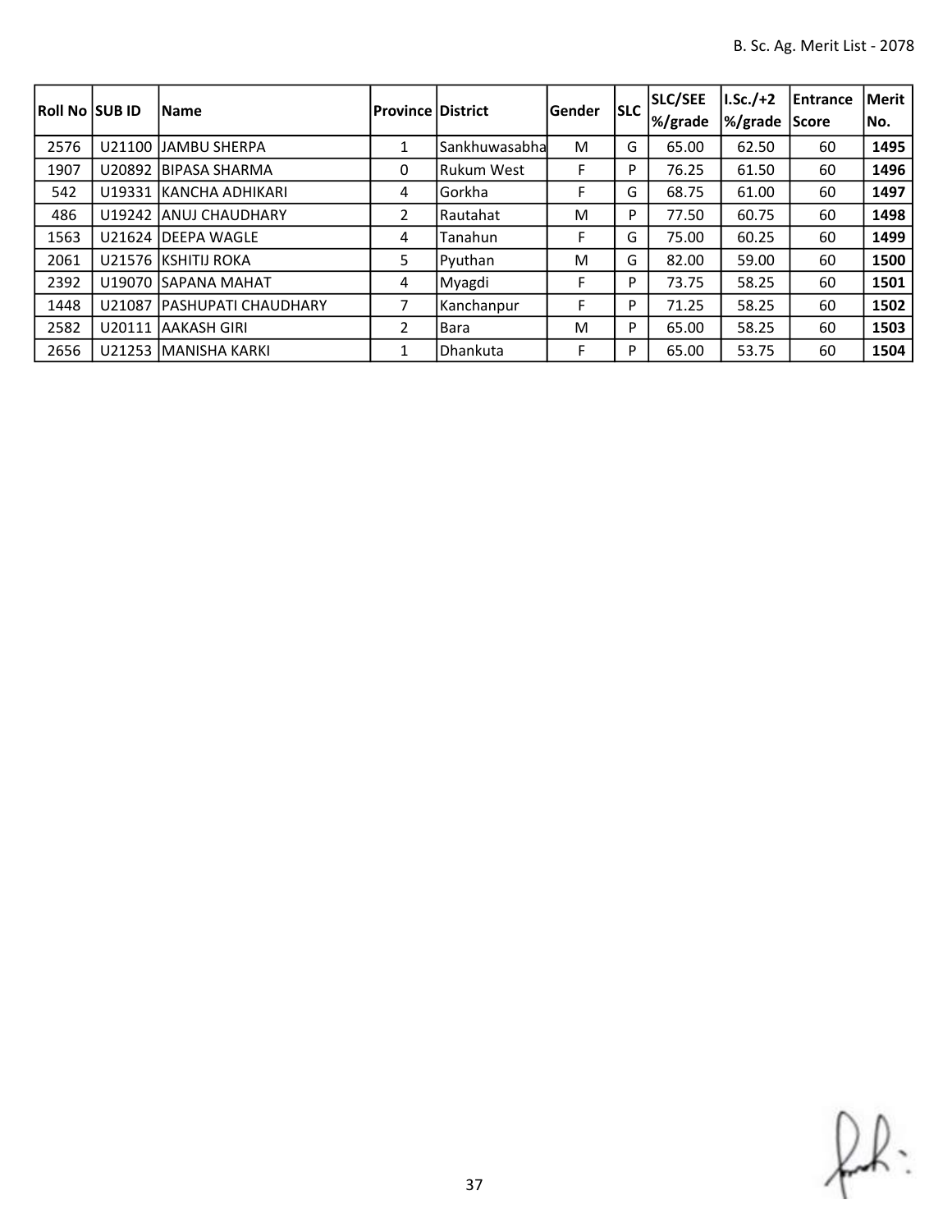| Roll No | SUB ID | Name | Province | District | Gender | SLC | SLC/SEE %/grade | I.Sc./+2 %/grade | Entrance Score | Merit No. |
|---|---|---|---|---|---|---|---|---|---|---|
| 2576 | U21100 | JAMBU SHERPA | 1 | Sankhuwasabha | M | G | 65.00 | 62.50 | 60 | **1495** |
| 1907 | U20892 | BIPASA SHARMA | 0 | Rukum West | F | P | 76.25 | 61.50 | 60 | **1496** |
| 542 | U19331 | KANCHA ADHIKARI | 4 | Gorkha | F | G | 68.75 | 61.00 | 60 | **1497** |
| 486 | U19242 | ANUJ CHAUDHARY | 2 | Rautahat | M | P | 77.50 | 60.75 | 60 | **1498** |
| 1563 | U21624 | DEEPA WAGLE | 4 | Tanahun | F | G | 75.00 | 60.25 | 60 | **1499** |
| 2061 | U21576 | KSHITIJ ROKA | 5 | Pyuthan | M | G | 82.00 | 59.00 | 60 | **1500** |
| 2392 | U19070 | SAPANA MAHAT | 4 | Myagdi | F | P | 73.75 | 58.25 | 60 | **1501** |
| 1448 | U21087 | PASHUPATI CHAUDHARY | 7 | Kanchanpur | F | P | 71.25 | 58.25 | 60 | **1502** |
| 2582 | U20111 | AAKASH GIRI | 2 | Bara | M | P | 65.00 | 58.25 | 60 | **1503** |
| 2656 | U21253 | MANISHA KARKI | 1 | Dhankuta | F | P | 65.00 | 53.75 | 60 | **1504** |